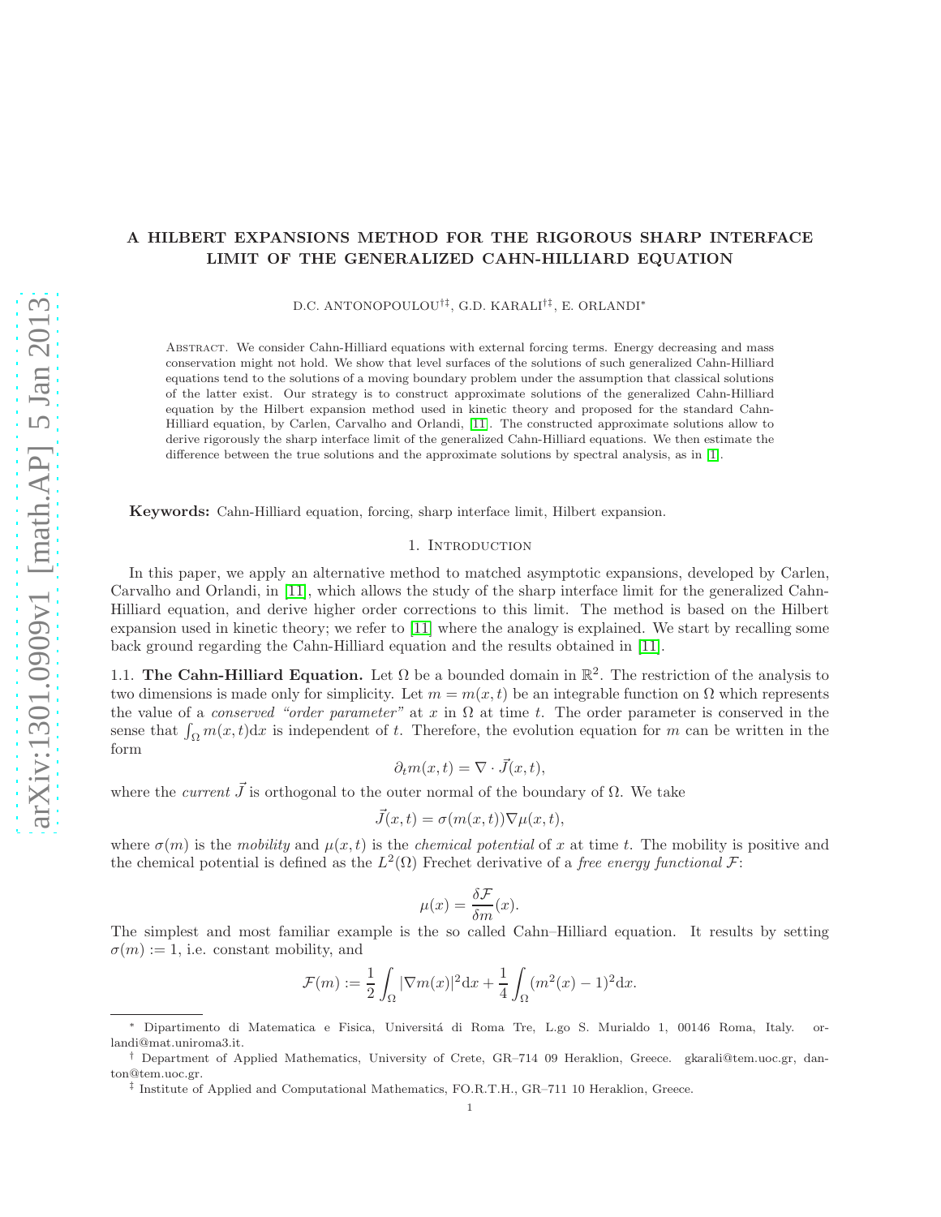# A HILBERT EXPANSIONS METHOD FOR THE RIGOROUS SHARP INTERFACE LIMIT OF THE GENERALIZED CAHN-HILLIARD EQUATION

D.C. ANTONOPOULOU[†‡], G.D. KARALI[†‡], E. ORLANDI[*]

Abstract. We consider Cahn-Hilliard equations with external forcing terms. Energy decreasing and mass conservation might not hold. We show that level surfaces of the solutions of such generalized Cahn-Hilliard equations tend to the solutions of a moving boundary problem under the assumption that classical solutions of the latter exist. Our strategy is to construct approximate solutions of the generalized Cahn-Hilliard equation by the Hilbert expansion method used in kinetic theory and proposed for the standard Cahn-Hilliard equation, by Carlen, Carvalho and Orlandi, [11]. The constructed approximate solutions allow to derive rigorously the sharp interface limit of the generalized Cahn-Hilliard equations. We then estimate the difference between the true solutions and the approximate solutions by spectral analysis, as in [1].

**Keywords:** Cahn-Hilliard equation, forcing, sharp interface limit, Hilbert expansion.

## 1. Introduction

In this paper, we apply an alternative method to matched asymptotic expansions, developed by Carlen, Carvalho and Orlandi, in [11], which allows the study of the sharp interface limit for the generalized Cahn-Hilliard equation, and derive higher order corrections to this limit. The method is based on the Hilbert expansion used in kinetic theory; we refer to [11] where the analogy is explained. We start by recalling some back ground regarding the Cahn-Hilliard equation and the results obtained in [11].

### 1.1. The Cahn-Hilliard Equation.

Let $\Omega$ be a bounded domain in $\mathbb{R}^2$. The restriction of the analysis to two dimensions is made only for simplicity. Let $m = m(x,t)$ be an integrable function on $\Omega$ which represents the value of a *conserved "order parameter"* at $x$ in $\Omega$ at time $t$. The order parameter is conserved in the sense that $\int_\Omega m(x,t)\mathrm{d}x$ is independent of $t$. Therefore, the evolution equation for $m$ can be written in the form

$$\partial_t m(x,t) = \nabla \cdot \vec{J}(x,t),$$

where the *current* $\vec{J}$ is orthogonal to the outer normal of the boundary of $\Omega$. We take

$$\vec{J}(x,t) = \sigma(m(x,t))\nabla\mu(x,t),$$

where $\sigma(m)$ is the *mobility* and $\mu(x,t)$ is the *chemical potential* of $x$ at time $t$. The mobility is positive and the chemical potential is defined as the $L^2(\Omega)$ Frechet derivative of a *free energy functional* $\mathcal{F}$:

$$\mu(x) = \frac{\delta\mathcal{F}}{\delta m}(x).$$

The simplest and most familiar example is the so called Cahn–Hilliard equation. It results by setting $\sigma(m) := 1$, i.e. constant mobility, and

$$\mathcal{F}(m) := \frac{1}{2}\int_\Omega |\nabla m(x)|^2\mathrm{d}x + \frac{1}{4}\int_\Omega (m^2(x) - 1)^2\mathrm{d}x.$$

---

[*] Dipartimento di Matematica e Fisica, Universitá di Roma Tre, L.go S. Murialdo 1, 00146 Roma, Italy. orlandi@mat.uniroma3.it.

[†] Department of Applied Mathematics, University of Crete, GR–714 09 Heraklion, Greece. gkarali@tem.uoc.gr, danton@tem.uoc.gr.

[‡] Institute of Applied and Computational Mathematics, FO.R.T.H., GR–711 10 Heraklion, Greece.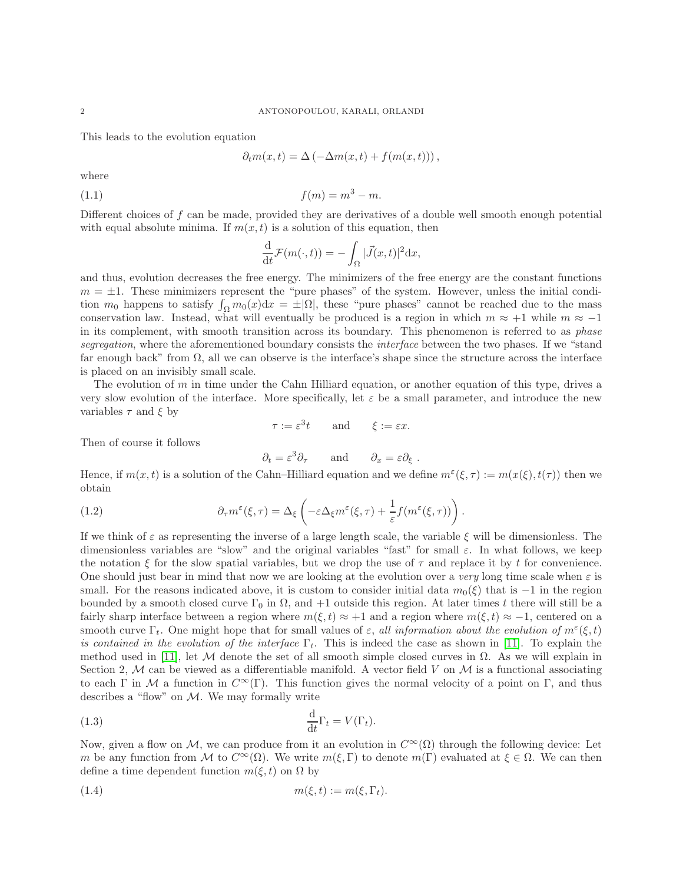This leads to the evolution equation

$$\partial_t m(x,t) = \Delta\left(-\Delta m(x,t) + f(m(x,t))\right),$$

where

$$f(m) = m^3 - m. \tag{1.1}$$

Different choices of $f$ can be made, provided they are derivatives of a double well smooth enough potential with equal absolute minima. If $m(x,t)$ is a solution of this equation, then

$$\frac{\mathrm{d}}{\mathrm{d}t}\mathcal{F}(m(\cdot,t)) = -\int_\Omega |\vec{J}(x,t)|^2 \mathrm{d}x,$$

and thus, evolution decreases the free energy. The minimizers of the free energy are the constant functions $m = \pm 1$. These minimizers represent the "pure phases" of the system. However, unless the initial condition $m_0$ happens to satisfy $\int_\Omega m_0(x)\mathrm{d}x = \pm|\Omega|$, these "pure phases" cannot be reached due to the mass conservation law. Instead, what will eventually be produced is a region in which $m \approx +1$ while $m \approx -1$ in its complement, with smooth transition across its boundary. This phenomenon is referred to as *phase segregation*, where the aforementioned boundary consists the *interface* between the two phases. If we "stand far enough back" from $\Omega$, all we can observe is the interface's shape since the structure across the interface is placed on an invisibly small scale.

The evolution of $m$ in time under the Cahn Hilliard equation, or another equation of this type, drives a very slow evolution of the interface. More specifically, let $\varepsilon$ be a small parameter, and introduce the new variables $\tau$ and $\xi$ by

$$\tau := \varepsilon^3 t \qquad \text{and} \qquad \xi := \varepsilon x.$$

Then of course it follows

$$\partial_t = \varepsilon^3 \partial_\tau \qquad \text{and} \qquad \partial_x = \varepsilon \partial_\xi\ .$$

Hence, if $m(x,t)$ is a solution of the Cahn–Hilliard equation and we define $m^\varepsilon(\xi,\tau) := m(x(\xi), t(\tau))$ then we obtain

$$\partial_\tau m^\varepsilon(\xi,\tau) = \Delta_\xi\left(-\varepsilon\Delta_\xi m^\varepsilon(\xi,\tau) + \frac{1}{\varepsilon} f(m^\varepsilon(\xi,\tau))\right). \tag{1.2}$$

If we think of $\varepsilon$ as representing the inverse of a large length scale, the variable $\xi$ will be dimensionless. The dimensionless variables are "slow" and the original variables "fast" for small $\varepsilon$. In what follows, we keep the notation $\xi$ for the slow spatial variables, but we drop the use of $\tau$ and replace it by $t$ for convenience. One should just bear in mind that now we are looking at the evolution over a *very* long time scale when $\varepsilon$ is small. For the reasons indicated above, it is custom to consider initial data $m_0(\xi)$ that is $-1$ in the region bounded by a smooth closed curve $\Gamma_0$ in $\Omega$, and $+1$ outside this region. At later times $t$ there will still be a fairly sharp interface between a region where $m(\xi,t) \approx +1$ and a region where $m(\xi,t) \approx -1$, centered on a smooth curve $\Gamma_t$. One might hope that for small values of $\varepsilon$, *all information about the evolution of $m^\varepsilon(\xi,t)$ is contained in the evolution of the interface $\Gamma_t$*. This is indeed the case as shown in [11]. To explain the method used in [11], let $\mathcal{M}$ denote the set of all smooth simple closed curves in $\Omega$. As we will explain in Section 2, $\mathcal{M}$ can be viewed as a differentiable manifold. A vector field $V$ on $\mathcal{M}$ is a functional associating to each $\Gamma$ in $\mathcal{M}$ a function in $C^\infty(\Gamma)$. This function gives the normal velocity of a point on $\Gamma$, and thus describes a "flow" on $\mathcal{M}$. We may formally write

$$\frac{\mathrm{d}}{\mathrm{d}t}\Gamma_t = V(\Gamma_t). \tag{1.3}$$

Now, given a flow on $\mathcal{M}$, we can produce from it an evolution in $C^\infty(\Omega)$ through the following device: Let $m$ be any function from $\mathcal{M}$ to $C^\infty(\Omega)$. We write $m(\xi,\Gamma)$ to denote $m(\Gamma)$ evaluated at $\xi \in \Omega$. We can then define a time dependent function $m(\xi,t)$ on $\Omega$ by

$$m(\xi,t) := m(\xi,\Gamma_t). \tag{1.4}$$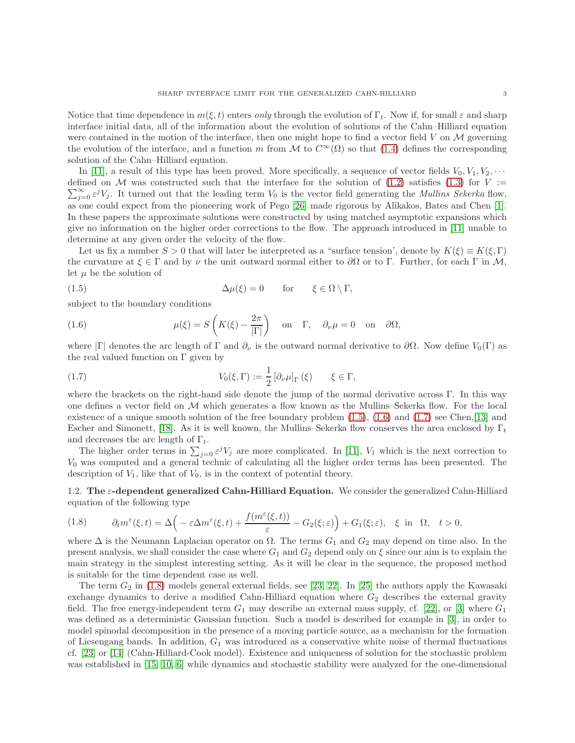Notice that time dependence in $m(\xi,t)$ enters *only* through the evolution of $\Gamma_t$. Now if, for small $\varepsilon$ and sharp interface initial data, all of the information about the evolution of solutions of the Cahn–Hilliard equation were contained in the motion of the interface, then one might hope to find a vector field $V$ on $\mathcal{M}$ governing the evolution of the interface, and a function $m$ from $\mathcal{M}$ to $C^\infty(\Omega)$ so that (1.4) defines the corresponding solution of the Cahn–Hilliard equation.

In [11], a result of this type has been proved. More specifically, a sequence of vector fields $V_0, V_1, V_2, \cdots$ defined on $\mathcal{M}$ was constructed such that the interface for the solution of (1.2) satisfies (1.3) for $V := \sum_{j=0}^{\infty} \varepsilon^j V_j$. It turned out that the leading term $V_0$ is the vector field generating the *Mullins Sekerka* flow, as one could expect from the pioneering work of Pego [26] made rigorous by Alikakos, Bates and Chen [1]. In these papers the approximate solutions were constructed by using matched asymptotic expansions which give no information on the higher order corrections to the flow. The approach introduced in [11] unable to determine at any given order the velocity of the flow.

Let us fix a number $S > 0$ that will later be interpreted as a "surface tension', denote by $K(\xi) \equiv K(\xi, \Gamma)$ the curvature at $\xi \in \Gamma$ and by $\nu$ the unit outward normal either to $\partial\Omega$ or to $\Gamma$. Further, for each $\Gamma$ in $\mathcal{M}$, let $\mu$ be the solution of

$$\Delta \mu(\xi) = 0 \qquad \text{for} \qquad \xi \in \Omega \setminus \Gamma, \tag{1.5}$$

subject to the boundary conditions

$$\mu(\xi) = S\left(K(\xi) - \frac{2\pi}{|\Gamma|}\right) \quad \text{on} \quad \Gamma, \quad \partial_\nu \mu = 0 \quad \text{on} \quad \partial\Omega, \tag{1.6}$$

where $|\Gamma|$ denotes the arc length of $\Gamma$ and $\partial_\nu$ is the outward normal derivative to $\partial\Omega$. Now define $V_0(\Gamma)$ as the real valued function on $\Gamma$ given by

$$V_0(\xi, \Gamma) := \frac{1}{2}\left[\partial_\nu \mu\right]_\Gamma(\xi) \qquad \xi \in \Gamma, \tag{1.7}$$

where the brackets on the right-hand side denote the jump of the normal derivative across $\Gamma$. In this way one defines a vector field on $\mathcal{M}$ which generates a flow known as the Mullins–Sekerka flow. For the local existence of a unique smooth solution of the free boundary problem (1.5), (1.6) and (1.7) see Chen,[13] and Escher and Simonett, [18]. As it is well known, the Mullins–Sekerka flow conserves the area enclosed by $\Gamma_t$ and decreases the arc length of $\Gamma_t$.

The higher order terms in $\sum_{j=0} \varepsilon^j V_j$ are more complicated. In [11], $V_1$ which is the next correction to $V_0$ was computed and a general technic of calculating all the higher order terms has been presented. The description of $V_1$, like that of $V_0$, is in the context of potential theory.

### 1.2. The $\varepsilon$-dependent generalized Cahn-Hilliard Equation.

We consider the generalized Cahn-Hilliard equation of the following type

$$\partial_t m^\varepsilon(\xi,t) = \Delta\Big( -\varepsilon \Delta m^\varepsilon(\xi,t) + \frac{f(m^\varepsilon(\xi,t))}{\varepsilon} - G_2(\xi;\varepsilon)\Big) + G_1(\xi;\varepsilon), \quad \xi \text{ in } \Omega, \quad t > 0, \tag{1.8}$$

where $\Delta$ is the Neumann Laplacian operator on $\Omega$. The terms $G_1$ and $G_2$ may depend on time also. In the present analysis, we shall consider the case where $G_1$ and $G_2$ depend only on $\xi$ since our aim is to explain the main strategy in the simplest interesting setting. As it will be clear in the sequence, the proposed method is suitable for the time dependent case as well.

The term $G_2$ in (1.8) models general external fields, see [23, 22]. In [25] the authors apply the Kawasaki exchange dynamics to derive a modified Cahn-Hilliard equation where $G_2$ describes the external gravity field. The free energy-independent term $G_1$ may describe an external mass supply, cf. [22], or [3] where $G_1$ was defined as a deterministic Gaussian function. Such a model is described for example in [3], in order to model spinodal decomposition in the presence of a moving particle source, as a mechanism for the formation of Liesengang bands. In addition, $G_1$ was introduced as a conservative white noise of thermal fluctuations cf. [23] or [14] (Cahn-Hilliard-Cook model). Existence and uniqueness of solution for the stochastic problem was established in [15, 10, 6] while dynamics and stochastic stability were analyzed for the one-dimensional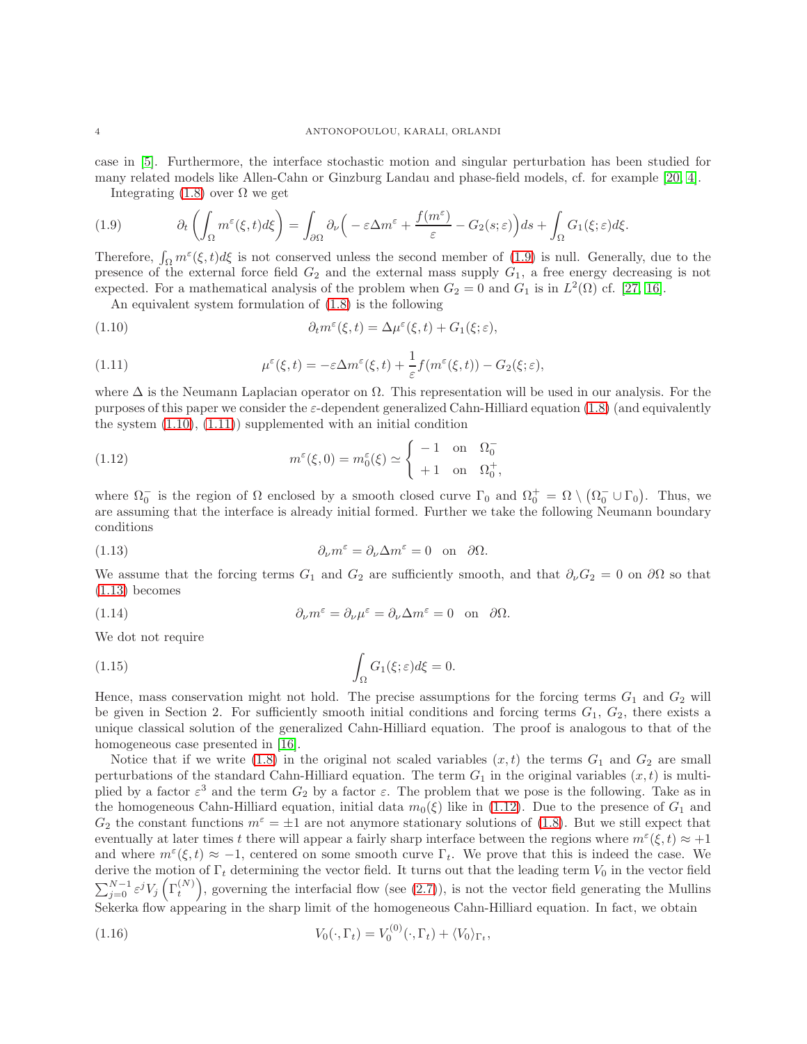case in [5]. Furthermore, the interface stochastic motion and singular perturbation has been studied for many related models like Allen-Cahn or Ginzburg Landau and phase-field models, cf. for example [20, 4].

Integrating (1.8) over $\Omega$ we get

$$\partial_t\left(\int_\Omega m^\varepsilon(\xi,t)d\xi\right)=\int_{\partial\Omega}\partial_\nu\Big(-\varepsilon\Delta m^\varepsilon+\frac{f(m^\varepsilon)}{\varepsilon}-G_2(s;\varepsilon)\Big)ds+\int_\Omega G_1(\xi;\varepsilon)d\xi. \tag{1.9}$$

Therefore, $\int_\Omega m^\varepsilon(\xi,t)d\xi$ is not conserved unless the second member of (1.9) is null. Generally, due to the presence of the external force field $G_2$ and the external mass supply $G_1$, a free energy decreasing is not expected. For a mathematical analysis of the problem when $G_2=0$ and $G_1$ is in $L^2(\Omega)$ cf. [27, 16].

An equivalent system formulation of (1.8) is the following

$$\partial_t m^\varepsilon(\xi,t)=\Delta\mu^\varepsilon(\xi,t)+G_1(\xi;\varepsilon), \tag{1.10}$$

$$\mu^\varepsilon(\xi,t)=-\varepsilon\Delta m^\varepsilon(\xi,t)+\frac{1}{\varepsilon}f(m^\varepsilon(\xi,t))-G_2(\xi;\varepsilon), \tag{1.11}$$

where $\Delta$ is the Neumann Laplacian operator on $\Omega$. This representation will be used in our analysis. For the purposes of this paper we consider the $\varepsilon$-dependent generalized Cahn-Hilliard equation (1.8) (and equivalently the system (1.10), (1.11)) supplemented with an initial condition

$$m^\varepsilon(\xi,0)=m_0^\varepsilon(\xi)\simeq\begin{cases}-1 & \text{on}\quad \Omega_0^-\\ +1 & \text{on}\quad \Omega_0^+,\end{cases} \tag{1.12}$$

where $\Omega_0^-$ is the region of $\Omega$ enclosed by a smooth closed curve $\Gamma_0$ and $\Omega_0^+=\Omega\setminus(\Omega_0^-\cup\Gamma_0)$. Thus, we are assuming that the interface is already initial formed. Further we take the following Neumann boundary conditions

$$\partial_\nu m^\varepsilon=\partial_\nu\Delta m^\varepsilon=0\quad\text{on}\quad\partial\Omega. \tag{1.13}$$

We assume that the forcing terms $G_1$ and $G_2$ are sufficiently smooth, and that $\partial_\nu G_2=0$ on $\partial\Omega$ so that (1.13) becomes

$$\partial_\nu m^\varepsilon=\partial_\nu\mu^\varepsilon=\partial_\nu\Delta m^\varepsilon=0\quad\text{on}\quad\partial\Omega. \tag{1.14}$$

We dot not require

$$\int_\Omega G_1(\xi;\varepsilon)d\xi=0. \tag{1.15}$$

Hence, mass conservation might not hold. The precise assumptions for the forcing terms $G_1$ and $G_2$ will be given in Section 2. For sufficiently smooth initial conditions and forcing terms $G_1$, $G_2$, there exists a unique classical solution of the generalized Cahn-Hilliard equation. The proof is analogous to that of the homogeneous case presented in [16].

Notice that if we write (1.8) in the original not scaled variables $(x,t)$ the terms $G_1$ and $G_2$ are small perturbations of the standard Cahn-Hilliard equation. The term $G_1$ in the original variables $(x,t)$ is multiplied by a factor $\varepsilon^3$ and the term $G_2$ by a factor $\varepsilon$. The problem that we pose is the following. Take as in the homogeneous Cahn-Hilliard equation, initial data $m_0(\xi)$ like in (1.12). Due to the presence of $G_1$ and $G_2$ the constant functions $m^\varepsilon=\pm1$ are not anymore stationary solutions of (1.8). But we still expect that eventually at later times $t$ there will appear a fairly sharp interface between the regions where $m^\varepsilon(\xi,t)\approx+1$ and where $m^\varepsilon(\xi,t)\approx-1$, centered on some smooth curve $\Gamma_t$. We prove that this is indeed the case. We derive the motion of $\Gamma_t$ determining the vector field. It turns out that the leading term $V_0$ in the vector field $\sum_{j=0}^{N-1}\varepsilon^jV_j\left(\Gamma_t^{(N)}\right)$, governing the interfacial flow (see (2.7)), is not the vector field generating the Mullins Sekerka flow appearing in the sharp limit of the homogeneous Cahn-Hilliard equation. In fact, we obtain

$$V_0(\cdot,\Gamma_t)=V_0^{(0)}(\cdot,\Gamma_t)+\langle V_0\rangle_{\Gamma_t}, \tag{1.16}$$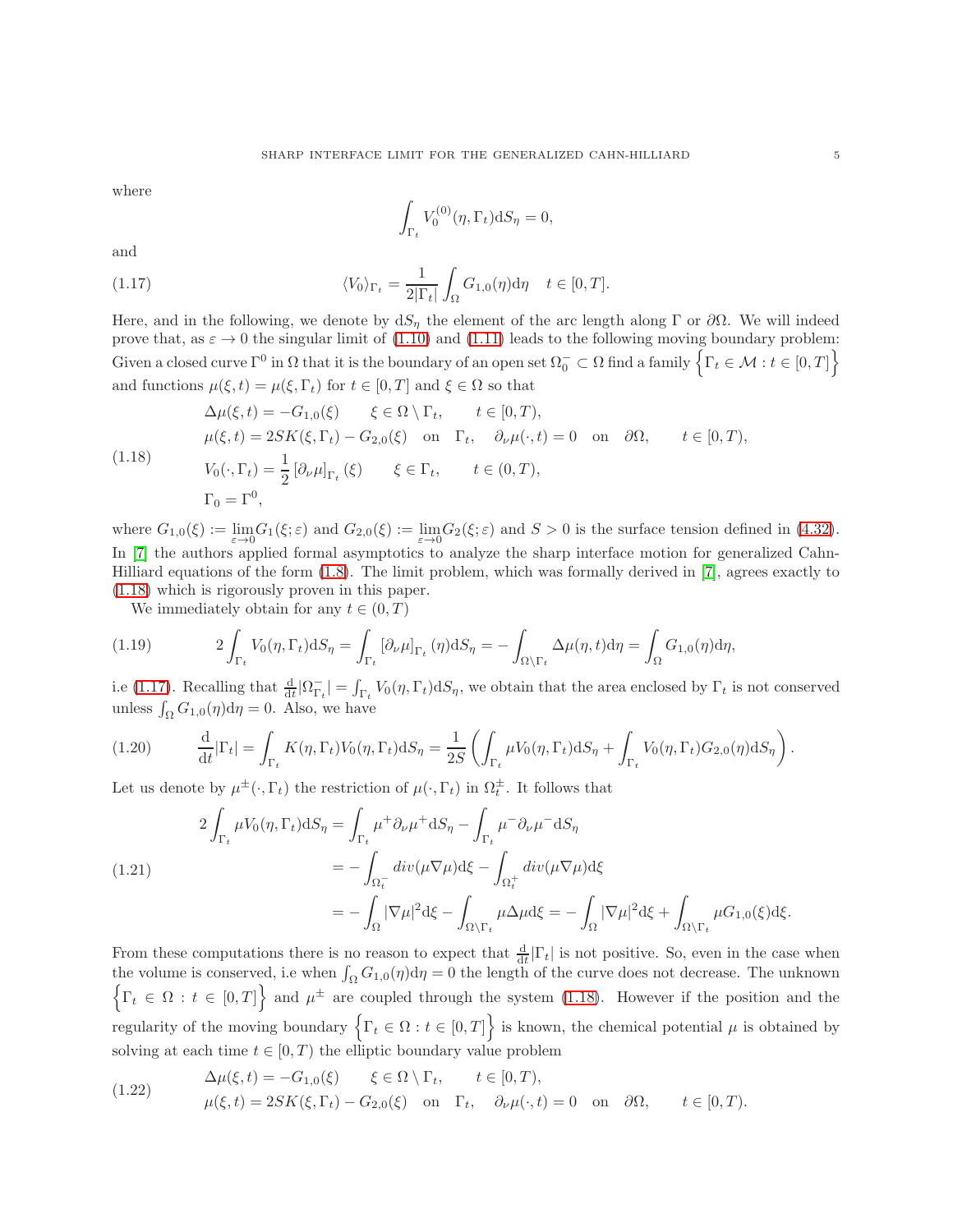where

$$\int_{\Gamma_t} V_0^{(0)}(\eta, \Gamma_t) \mathrm{d}S_\eta = 0,$$

and

$$\langle V_0 \rangle_{\Gamma_t} = \frac{1}{2|\Gamma_t|} \int_\Omega G_{1,0}(\eta) \mathrm{d}\eta \quad t \in [0, T]. \tag{1.17}$$

Here, and in the following, we denote by $\mathrm{d}S_\eta$ the element of the arc length along $\Gamma$ or $\partial\Omega$. We will indeed prove that, as $\varepsilon \to 0$ the singular limit of (1.10) and (1.11) leads to the following moving boundary problem: Given a closed curve $\Gamma^0$ in $\Omega$ that it is the boundary of an open set $\Omega_0^- \subset \Omega$ find a family $\left\{\Gamma_t \in \mathcal{M} : t \in [0, T]\right\}$ and functions $\mu(\xi, t) = \mu(\xi, \Gamma_t)$ for $t \in [0, T]$ and $\xi \in \Omega$ so that

$$\begin{aligned}
&\Delta\mu(\xi, t) = -G_{1,0}(\xi) \qquad \xi \in \Omega \setminus \Gamma_t, \qquad t \in [0, T), \\
&\mu(\xi, t) = 2SK(\xi, \Gamma_t) - G_{2,0}(\xi) \quad \text{on} \quad \Gamma_t, \quad \partial_\nu \mu(\cdot, t) = 0 \quad \text{on} \quad \partial\Omega, \qquad t \in [0, T), \\
&V_0(\cdot, \Gamma_t) = \frac{1}{2} \left[\partial_\nu \mu\right]_{\Gamma_t}(\xi) \qquad \xi \in \Gamma_t, \qquad t \in (0, T), \\
&\Gamma_0 = \Gamma^0,
\end{aligned} \tag{1.18}$$

where $G_{1,0}(\xi) := \lim_{\varepsilon \to 0} G_1(\xi; \varepsilon)$ and $G_{2,0}(\xi) := \lim_{\varepsilon \to 0} G_2(\xi; \varepsilon)$ and $S > 0$ is the surface tension defined in (4.32). In [7] the authors applied formal asymptotics to analyze the sharp interface motion for generalized Cahn-Hilliard equations of the form (1.8). The limit problem, which was formally derived in [7], agrees exactly to (1.18) which is rigorously proven in this paper.

We immediately obtain for any $t \in (0, T)$

$$2\int_{\Gamma_t} V_0(\eta, \Gamma_t) \mathrm{d}S_\eta = \int_{\Gamma_t} \left[\partial_\nu \mu\right]_{\Gamma_t}(\eta) \mathrm{d}S_\eta = -\int_{\Omega \setminus \Gamma_t} \Delta\mu(\eta, t) \mathrm{d}\eta = \int_\Omega G_{1,0}(\eta) \mathrm{d}\eta, \tag{1.19}$$

i.e (1.17). Recalling that $\frac{\mathrm{d}}{\mathrm{d}t}|\Omega_{\Gamma_t}^-| = \int_{\Gamma_t} V_0(\eta, \Gamma_t) \mathrm{d}S_\eta$, we obtain that the area enclosed by $\Gamma_t$ is not conserved unless $\int_\Omega G_{1,0}(\eta) \mathrm{d}\eta = 0$. Also, we have

$$\frac{\mathrm{d}}{\mathrm{d}t}|\Gamma_t| = \int_{\Gamma_t} K(\eta, \Gamma_t) V_0(\eta, \Gamma_t) \mathrm{d}S_\eta = \frac{1}{2S}\left(\int_{\Gamma_t} \mu V_0(\eta, \Gamma_t) \mathrm{d}S_\eta + \int_{\Gamma_t} V_0(\eta, \Gamma_t) G_{2,0}(\eta) \mathrm{d}S_\eta\right). \tag{1.20}$$

Let us denote by $\mu^\pm(\cdot, \Gamma_t)$ the restriction of $\mu(\cdot, \Gamma_t)$ in $\Omega_t^\pm$. It follows that

$$\begin{aligned}
2\int_{\Gamma_t} \mu V_0(\eta, \Gamma_t) \mathrm{d}S_\eta &= \int_{\Gamma_t} \mu^+ \partial_\nu \mu^+ \mathrm{d}S_\eta - \int_{\Gamma_t} \mu^- \partial_\nu \mu^- \mathrm{d}S_\eta \\
&= -\int_{\Omega_t^-} div(\mu \nabla \mu) \mathrm{d}\xi - \int_{\Omega_t^+} div(\mu \nabla \mu) \mathrm{d}\xi \\
&= -\int_\Omega |\nabla \mu|^2 \mathrm{d}\xi - \int_{\Omega \setminus \Gamma_t} \mu \Delta \mu \mathrm{d}\xi = -\int_\Omega |\nabla \mu|^2 \mathrm{d}\xi + \int_{\Omega \setminus \Gamma_t} \mu G_{1,0}(\xi) \mathrm{d}\xi.
\end{aligned} \tag{1.21}$$

From these computations there is no reason to expect that $\frac{\mathrm{d}}{\mathrm{d}t}|\Gamma_t|$ is not positive. So, even in the case when the volume is conserved, i.e when $\int_\Omega G_{1,0}(\eta) \mathrm{d}\eta = 0$ the length of the curve does not decrease. The unknown $\left\{\Gamma_t \in \Omega : t \in [0, T]\right\}$ and $\mu^\pm$ are coupled through the system (1.18). However if the position and the regularity of the moving boundary $\left\{\Gamma_t \in \Omega : t \in [0, T]\right\}$ is known, the chemical potential $\mu$ is obtained by solving at each time $t \in [0, T)$ the elliptic boundary value problem

$$\begin{aligned}
&\Delta\mu(\xi, t) = -G_{1,0}(\xi) \qquad \xi \in \Omega \setminus \Gamma_t, \qquad t \in [0, T), \\
&\mu(\xi, t) = 2SK(\xi, \Gamma_t) - G_{2,0}(\xi) \quad \text{on} \quad \Gamma_t, \quad \partial_\nu \mu(\cdot, t) = 0 \quad \text{on} \quad \partial\Omega, \qquad t \in [0, T).
\end{aligned} \tag{1.22}$$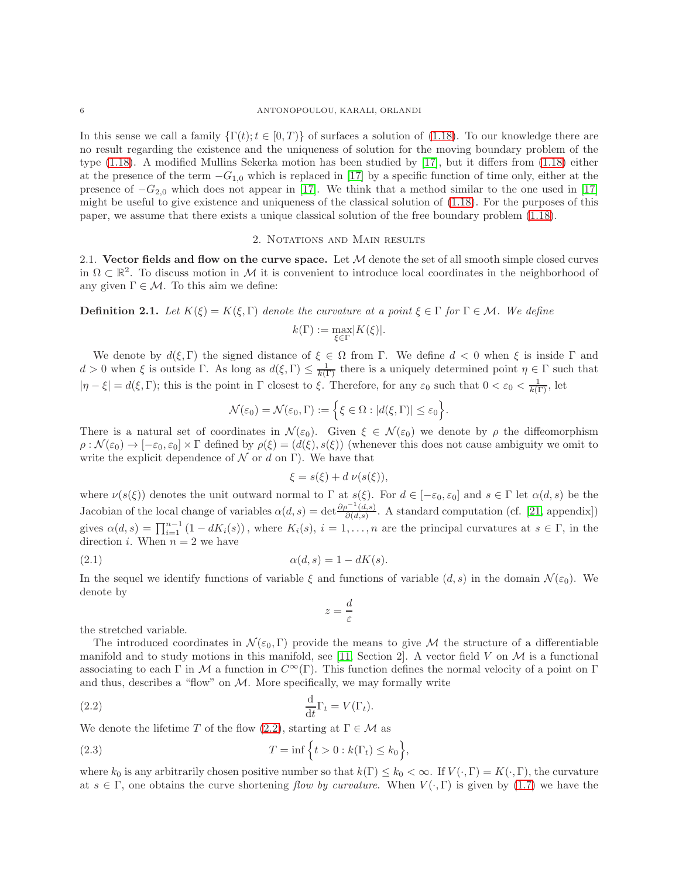In this sense we call a family $\{\Gamma(t); t \in [0,T)\}$ of surfaces a solution of (1.18). To our knowledge there are no result regarding the existence and the uniqueness of solution for the moving boundary problem of the type (1.18). A modified Mullins Sekerka motion has been studied by [17], but it differs from (1.18) either at the presence of the term $-G_{1,0}$ which is replaced in [17] by a specific function of time only, either at the presence of $-G_{2,0}$ which does not appear in [17]. We think that a method similar to the one used in [17] might be useful to give existence and uniqueness of the classical solution of (1.18). For the purposes of this paper, we assume that there exists a unique classical solution of the free boundary problem (1.18).

## 2. Notations and Main results

**2.1. Vector fields and flow on the curve space.** Let $\mathcal{M}$ denote the set of all smooth simple closed curves in $\Omega \subset \mathbb{R}^2$. To discuss motion in $\mathcal{M}$ it is convenient to introduce local coordinates in the neighborhood of any given $\Gamma \in \mathcal{M}$. To this aim we define:

**Definition 2.1.** *Let $K(\xi) = K(\xi, \Gamma)$ denote the curvature at a point $\xi \in \Gamma$ for $\Gamma \in \mathcal{M}$. We define*

$$k(\Gamma) := \max_{\xi\in\Gamma} |K(\xi)|.$$

We denote by $d(\xi,\Gamma)$ the signed distance of $\xi \in \Omega$ from $\Gamma$. We define $d < 0$ when $\xi$ is inside $\Gamma$ and $d > 0$ when $\xi$ is outside $\Gamma$. As long as $d(\xi,\Gamma) \leq \frac{1}{k(\Gamma)}$ there is a uniquely determined point $\eta \in \Gamma$ such that $|\eta - \xi| = d(\xi,\Gamma)$; this is the point in $\Gamma$ closest to $\xi$. Therefore, for any $\varepsilon_0$ such that $0 < \varepsilon_0 < \frac{1}{k(\Gamma)}$, let

$$\mathcal{N}(\varepsilon_0) = \mathcal{N}(\varepsilon_0, \Gamma) := \Big\{ \xi \in \Omega : |d(\xi,\Gamma)| \leq \varepsilon_0 \Big\}.$$

There is a natural set of coordinates in $\mathcal{N}(\varepsilon_0)$. Given $\xi \in \mathcal{N}(\varepsilon_0)$ we denote by $\rho$ the diffeomorphism $\rho : \mathcal{N}(\varepsilon_0) \to [-\varepsilon_0, \varepsilon_0] \times \Gamma$ defined by $\rho(\xi) = (d(\xi), s(\xi))$ (whenever this does not cause ambiguity we omit to write the explicit dependence of $\mathcal{N}$ or $d$ on $\Gamma$). We have that

$$\xi = s(\xi) + d\, \nu(s(\xi)),$$

where $\nu(s(\xi))$ denotes the unit outward normal to $\Gamma$ at $s(\xi)$. For $d \in [-\varepsilon_0, \varepsilon_0]$ and $s \in \Gamma$ let $\alpha(d,s)$ be the Jacobian of the local change of variables $\alpha(d,s) = \det \frac{\partial \rho^{-1}(d,s)}{\partial(d,s)}$. A standard computation (cf. [21, appendix]) gives $\alpha(d,s) = \prod_{i=1}^{n-1}(1 - dK_i(s))$, where $K_i(s)$, $i = 1,\ldots,n$ are the principal curvatures at $s \in \Gamma$, in the direction $i$. When $n = 2$ we have

$$\alpha(d,s) = 1 - dK(s). \tag{2.1}$$

In the sequel we identify functions of variable $\xi$ and functions of variable $(d,s)$ in the domain $\mathcal{N}(\varepsilon_0)$. We denote by

$$z = \frac{d}{\varepsilon}$$

the stretched variable.

The introduced coordinates in $\mathcal{N}(\varepsilon_0, \Gamma)$ provide the means to give $\mathcal{M}$ the structure of a differentiable manifold and to study motions in this manifold, see [11, Section 2]. A vector field $V$ on $\mathcal{M}$ is a functional associating to each $\Gamma$ in $\mathcal{M}$ a function in $C^\infty(\Gamma)$. This function defines the normal velocity of a point on $\Gamma$ and thus, describes a "flow" on $\mathcal{M}$. More specifically, we may formally write

$$\frac{\mathrm{d}}{\mathrm{d}t}\Gamma_t = V(\Gamma_t). \tag{2.2}$$

We denote the lifetime $T$ of the flow (2.2), starting at $\Gamma \in \mathcal{M}$ as

$$T = \inf\Big\{ t > 0 : k(\Gamma_t) \leq k_0 \Big\}, \tag{2.3}$$

where $k_0$ is any arbitrarily chosen positive number so that $k(\Gamma) \leq k_0 < \infty$. If $V(\cdot,\Gamma) = K(\cdot,\Gamma)$, the curvature at $s \in \Gamma$, one obtains the curve shortening *flow by curvature*. When $V(\cdot,\Gamma)$ is given by (1.7) we have the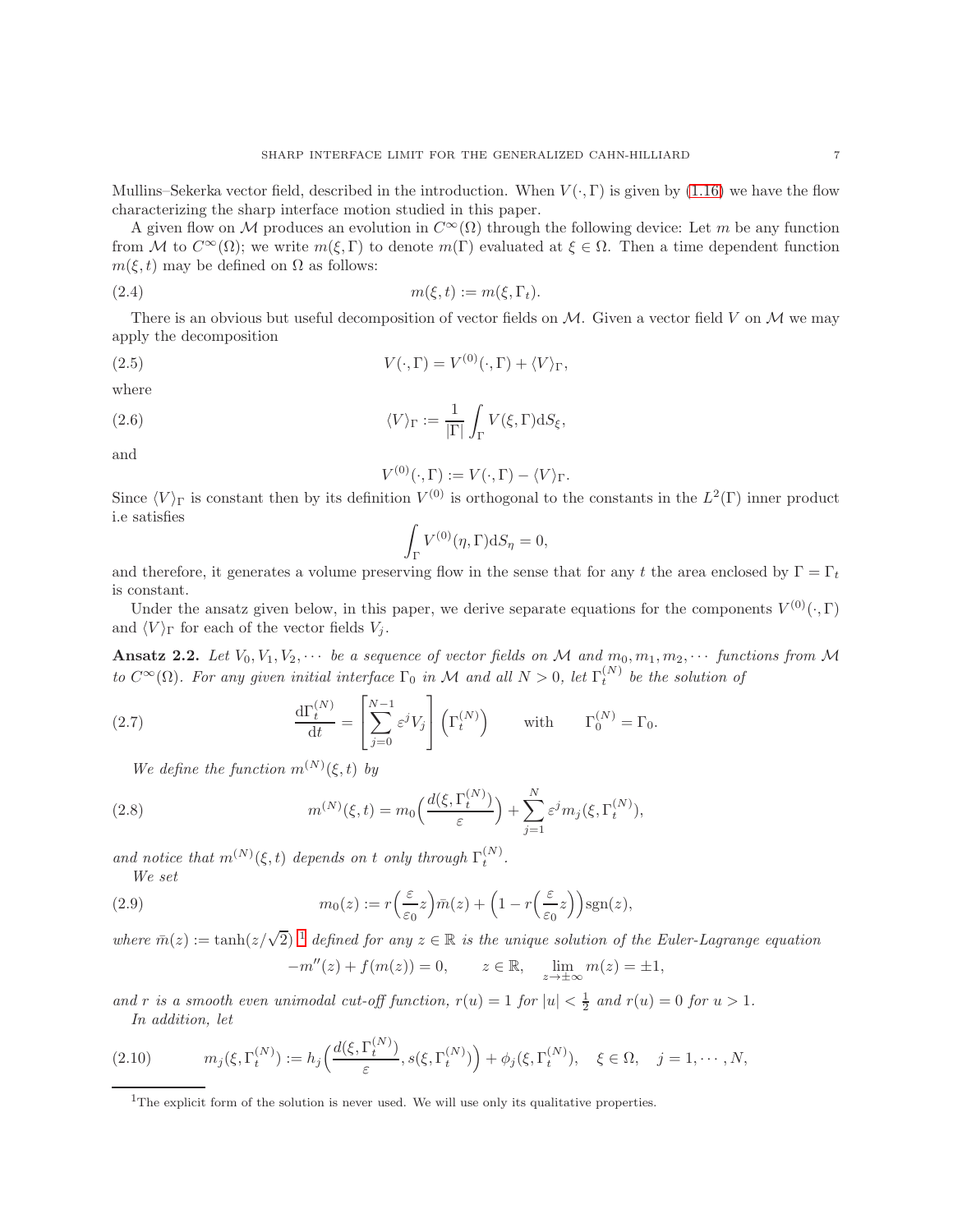Mullins–Sekerka vector field, described in the introduction. When $V(\cdot,\Gamma)$ is given by (1.16) we have the flow characterizing the sharp interface motion studied in this paper.

A given flow on $\mathcal{M}$ produces an evolution in $C^\infty(\Omega)$ through the following device: Let $m$ be any function from $\mathcal{M}$ to $C^\infty(\Omega)$; we write $m(\xi,\Gamma)$ to denote $m(\Gamma)$ evaluated at $\xi\in\Omega$. Then a time dependent function $m(\xi,t)$ may be defined on $\Omega$ as follows:

$$m(\xi,t) := m(\xi,\Gamma_t). \tag{2.4}$$

There is an obvious but useful decomposition of vector fields on $\mathcal{M}$. Given a vector field $V$ on $\mathcal{M}$ we may apply the decomposition

$$V(\cdot,\Gamma) = V^{(0)}(\cdot,\Gamma) + \langle V\rangle_\Gamma, \tag{2.5}$$

where

$$\langle V\rangle_\Gamma := \frac{1}{|\Gamma|}\int_\Gamma V(\xi,\Gamma)\mathrm{d}S_\xi, \tag{2.6}$$

and

$$V^{(0)}(\cdot,\Gamma) := V(\cdot,\Gamma) - \langle V\rangle_\Gamma.$$

Since $\langle V\rangle_\Gamma$ is constant then by its definition $V^{(0)}$ is orthogonal to the constants in the $L^2(\Gamma)$ inner product i.e satisfies

$$\int_\Gamma V^{(0)}(\eta,\Gamma)\mathrm{d}S_\eta = 0,$$

and therefore, it generates a volume preserving flow in the sense that for any $t$ the area enclosed by $\Gamma=\Gamma_t$ is constant.

Under the ansatz given below, in this paper, we derive separate equations for the components $V^{(0)}(\cdot,\Gamma)$ and $\langle V\rangle_\Gamma$ for each of the vector fields $V_j$.

**Ansatz 2.2.** *Let $V_0, V_1, V_2,\cdots$ be a sequence of vector fields on $\mathcal{M}$ and $m_0, m_1, m_2,\cdots$ functions from $\mathcal{M}$ to $C^\infty(\Omega)$. For any given initial interface $\Gamma_0$ in $\mathcal{M}$ and all $N>0$, let $\Gamma_t^{(N)}$ be the solution of*

$$\frac{\mathrm{d}\Gamma_t^{(N)}}{\mathrm{d}t} = \left[\sum_{j=0}^{N-1}\varepsilon^j V_j\right]\left(\Gamma_t^{(N)}\right) \qquad \text{with} \qquad \Gamma_0^{(N)} = \Gamma_0. \tag{2.7}$$

*We define the function $m^{(N)}(\xi,t)$ by*

$$m^{(N)}(\xi,t) = m_0\Big(\frac{d(\xi,\Gamma_t^{(N)})}{\varepsilon}\Big) + \sum_{j=1}^{N}\varepsilon^j m_j(\xi,\Gamma_t^{(N)}), \tag{2.8}$$

*and notice that $m^{(N)}(\xi,t)$ depends on $t$ only through $\Gamma_t^{(N)}$.*

*We set*

$$m_0(z) := r\Big(\frac{\varepsilon}{\varepsilon_0}z\Big)\bar{m}(z) + \Big(1 - r\Big(\frac{\varepsilon}{\varepsilon_0}z\Big)\Big)\mathrm{sgn}(z), \tag{2.9}$$

*where $\bar{m}(z) := \tanh(z/\sqrt{2})$ [1] defined for any $z\in\mathbb{R}$ is the unique solution of the Euler-Lagrange equation*

$$-m''(z) + f(m(z)) = 0, \qquad z\in\mathbb{R}, \quad \lim_{z\to\pm\infty} m(z) = \pm 1,$$

*and $r$ is a smooth even unimodal cut-off function, $r(u)=1$ for $|u|<\frac{1}{2}$ and $r(u)=0$ for $u>1$.*

*In addition, let*

$$m_j(\xi,\Gamma_t^{(N)}) := h_j\Big(\frac{d(\xi,\Gamma_t^{(N)})}{\varepsilon}, s(\xi,\Gamma_t^{(N)})\Big) + \phi_j(\xi,\Gamma_t^{(N)}), \quad \xi\in\Omega, \quad j=1,\cdots,N, \tag{2.10}$$

[1] The explicit form of the solution is never used. We will use only its qualitative properties.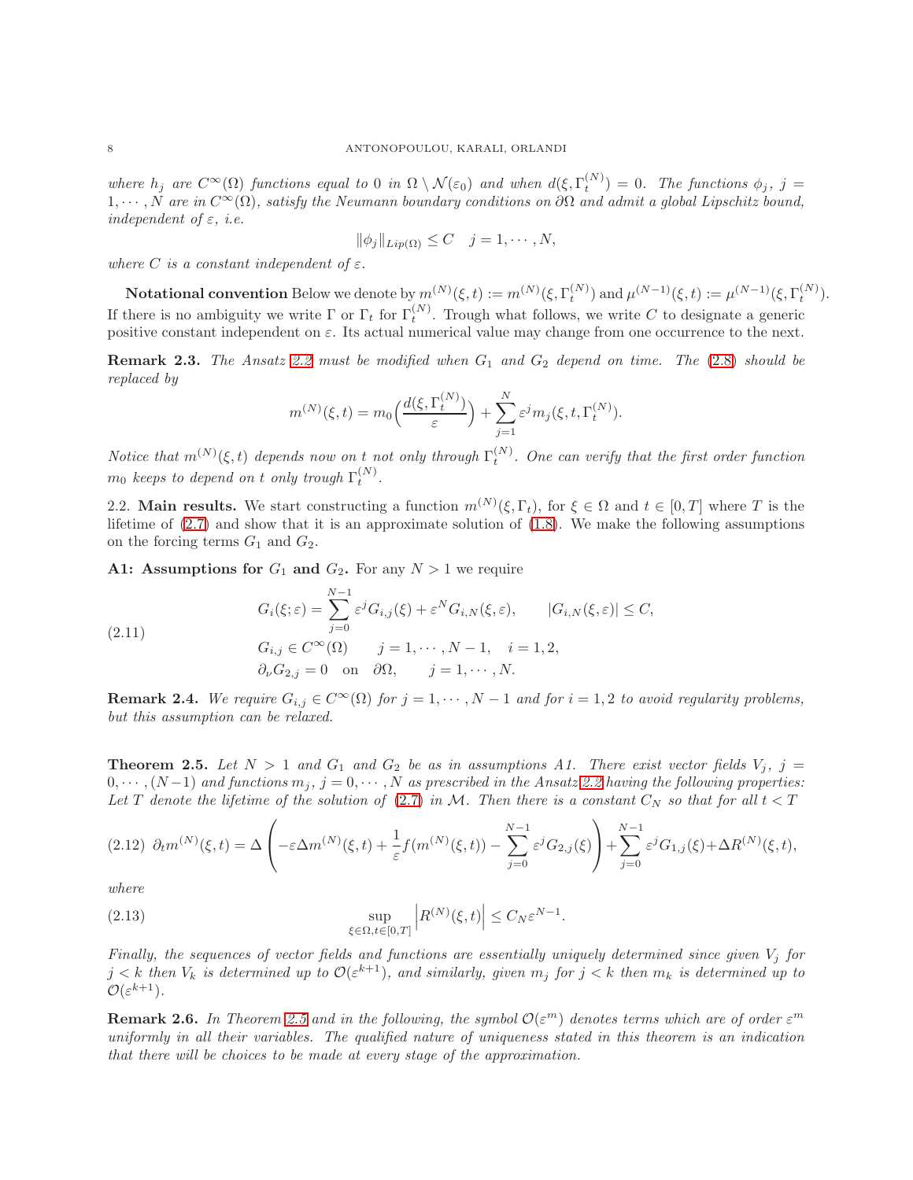*where $h_j$ are $C^\infty(\Omega)$ functions equal to 0 in $\Omega \setminus \mathcal{N}(\varepsilon_0)$ and when $d(\xi, \Gamma_t^{(N)}) = 0$. The functions $\phi_j$, $j = 1, \cdots, N$ are in $C^\infty(\Omega)$, satisfy the Neumann boundary conditions on $\partial\Omega$ and admit a global Lipschitz bound, independent of $\varepsilon$, i.e.*

$$\|\phi_j\|_{Lip(\Omega)} \leq C \quad j = 1, \cdots, N,$$

*where $C$ is a constant independent of $\varepsilon$.*

**Notational convention** Below we denote by $m^{(N)}(\xi, t) := m^{(N)}(\xi, \Gamma_t^{(N)})$ and $\mu^{(N-1)}(\xi, t) := \mu^{(N-1)}(\xi, \Gamma_t^{(N)})$. If there is no ambiguity we write $\Gamma$ or $\Gamma_t$ for $\Gamma_t^{(N)}$. Trough what follows, we write $C$ to designate a generic positive constant independent on $\varepsilon$. Its actual numerical value may change from one occurrence to the next.

**Remark 2.3.** *The Ansatz 2.2 must be modified when $G_1$ and $G_2$ depend on time. The (2.8) should be replaced by*

$$m^{(N)}(\xi, t) = m_0\Big(\frac{d(\xi, \Gamma_t^{(N)})}{\varepsilon}\Big) + \sum_{j=1}^{N} \varepsilon^j m_j(\xi, t, \Gamma_t^{(N)}).$$

*Notice that $m^{(N)}(\xi, t)$ depends now on $t$ not only through $\Gamma_t^{(N)}$. One can verify that the first order function $m_0$ keeps to depend on $t$ only trough $\Gamma_t^{(N)}$.*

2.2. **Main results.** We start constructing a function $m^{(N)}(\xi, \Gamma_t)$, for $\xi \in \Omega$ and $t \in [0, T]$ where $T$ is the lifetime of (2.7) and show that it is an approximate solution of (1.8). We make the following assumptions on the forcing terms $G_1$ and $G_2$.

**A1: Assumptions for $G_1$ and $G_2$.** For any $N > 1$ we require

$$\begin{aligned} &G_i(\xi; \varepsilon) = \sum_{j=0}^{N-1} \varepsilon^j G_{i,j}(\xi) + \varepsilon^N G_{i,N}(\xi, \varepsilon), \qquad |G_{i,N}(\xi, \varepsilon)| \leq C, \\ &G_{i,j} \in C^\infty(\Omega) \qquad j = 1, \cdots, N-1, \quad i = 1, 2, \\ &\partial_\nu G_{2,j} = 0 \quad \text{on} \quad \partial\Omega, \qquad j = 1, \cdots, N. \end{aligned} \tag{2.11}$$

**Remark 2.4.** *We require $G_{i,j} \in C^\infty(\Omega)$ for $j = 1, \cdots, N-1$ and for $i = 1, 2$ to avoid regularity problems, but this assumption can be relaxed.*

**Theorem 2.5.** *Let $N > 1$ and $G_1$ and $G_2$ be as in assumptions A1. There exist vector fields $V_j$, $j = 0, \cdots, (N-1)$ and functions $m_j$, $j = 0, \cdots, N$ as prescribed in the Ansatz 2.2 having the following properties: Let $T$ denote the lifetime of the solution of (2.7) in $\mathcal{M}$. Then there is a constant $C_N$ so that for all $t < T$*

$$\partial_t m^{(N)}(\xi, t) = \Delta\left(-\varepsilon \Delta m^{(N)}(\xi, t) + \frac{1}{\varepsilon} f(m^{(N)}(\xi, t)) - \sum_{j=0}^{N-1} \varepsilon^j G_{2,j}(\xi)\right) + \sum_{j=0}^{N-1} \varepsilon^j G_{1,j}(\xi) + \Delta R^{(N)}(\xi, t), \tag{2.12}$$

*where*

$$\sup_{\xi \in \Omega, t \in [0,T]} \left| R^{(N)}(\xi, t) \right| \leq C_N \varepsilon^{N-1}. \tag{2.13}$$

*Finally, the sequences of vector fields and functions are essentially uniquely determined since given $V_j$ for $j < k$ then $V_k$ is determined up to $\mathcal{O}(\varepsilon^{k+1})$, and similarly, given $m_j$ for $j < k$ then $m_k$ is determined up to $\mathcal{O}(\varepsilon^{k+1})$.*

**Remark 2.6.** *In Theorem 2.5 and in the following, the symbol $\mathcal{O}(\varepsilon^m)$ denotes terms which are of order $\varepsilon^m$ uniformly in all their variables. The qualified nature of uniqueness stated in this theorem is an indication that there will be choices to be made at every stage of the approximation.*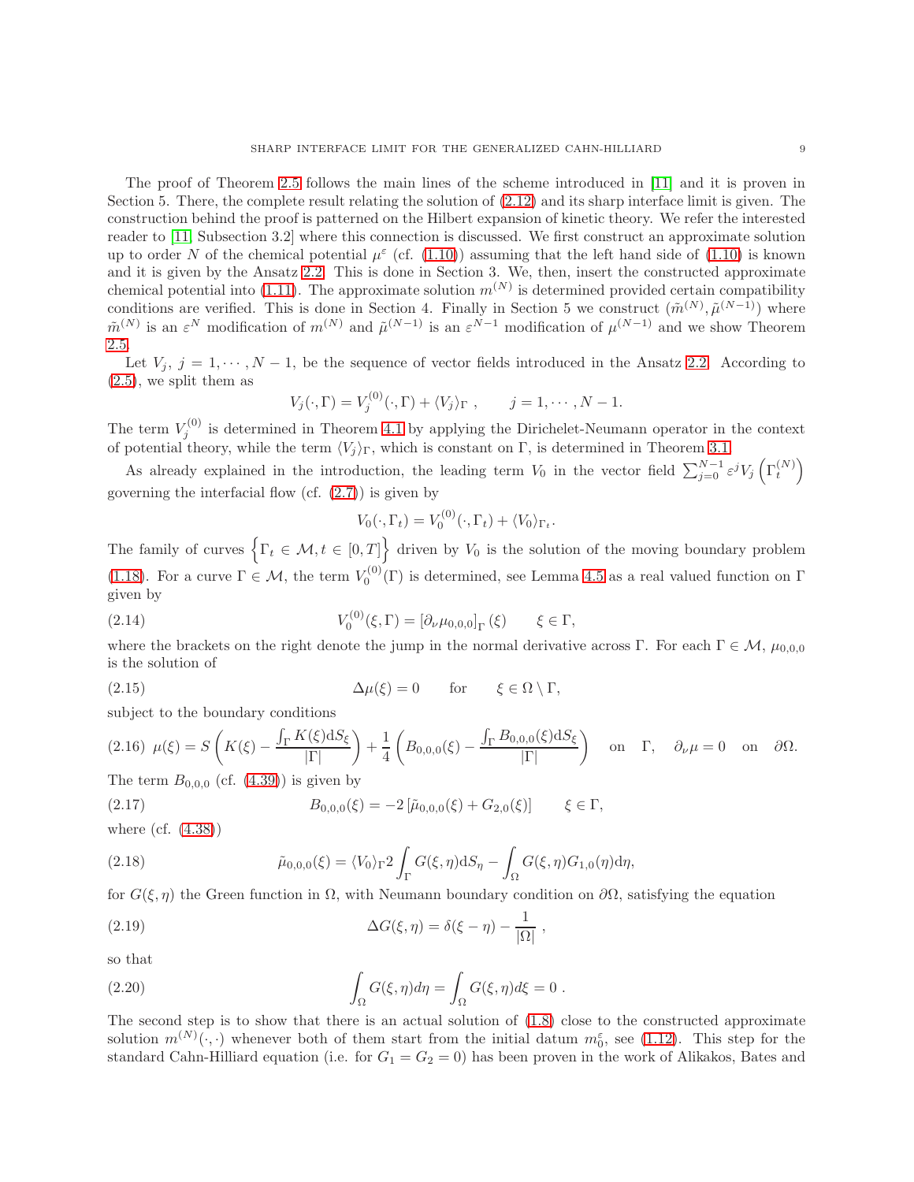The proof of Theorem 2.5 follows the main lines of the scheme introduced in [11] and it is proven in Section 5. There, the complete result relating the solution of (2.12) and its sharp interface limit is given. The construction behind the proof is patterned on the Hilbert expansion of kinetic theory. We refer the interested reader to [11, Subsection 3.2] where this connection is discussed. We first construct an approximate solution up to order $N$ of the chemical potential $\mu^\varepsilon$ (cf. (1.10)) assuming that the left hand side of (1.10) is known and it is given by the Ansatz 2.2. This is done in Section 3. We, then, insert the constructed approximate chemical potential into (1.11). The approximate solution $m^{(N)}$ is determined provided certain compatibility conditions are verified. This is done in Section 4. Finally in Section 5 we construct $(\tilde{m}^{(N)}, \tilde{\mu}^{(N-1)})$ where $\tilde{m}^{(N)}$ is an $\varepsilon^N$ modification of $m^{(N)}$ and $\tilde{\mu}^{(N-1)}$ is an $\varepsilon^{N-1}$ modification of $\mu^{(N-1)}$ and we show Theorem 2.5.

Let $V_j$, $j = 1, \cdots, N-1$, be the sequence of vector fields introduced in the Ansatz 2.2. According to (2.5), we split them as

$$V_j(\cdot, \Gamma) = V_j^{(0)}(\cdot, \Gamma) + \langle V_j \rangle_\Gamma \ , \qquad j = 1, \cdots, N-1.$$

The term $V_j^{(0)}$ is determined in Theorem 4.1 by applying the Dirichelet-Neumann operator in the context of potential theory, while the term $\langle V_j \rangle_\Gamma$, which is constant on $\Gamma$, is determined in Theorem 3.1.

As already explained in the introduction, the leading term $V_0$ in the vector field $\sum_{j=0}^{N-1} \varepsilon^j V_j \left(\Gamma_t^{(N)}\right)$ governing the interfacial flow (cf. (2.7)) is given by

$$V_0(\cdot, \Gamma_t) = V_0^{(0)}(\cdot, \Gamma_t) + \langle V_0 \rangle_{\Gamma_t}.$$

The family of curves $\left\{\Gamma_t \in \mathcal{M}, t \in [0,T]\right\}$ driven by $V_0$ is the solution of the moving boundary problem (1.18). For a curve $\Gamma \in \mathcal{M}$, the term $V_0^{(0)}(\Gamma)$ is determined, see Lemma 4.5 as a real valued function on $\Gamma$ given by

$$V_0^{(0)}(\xi, \Gamma) = \left[\partial_\nu \mu_{0,0,0}\right]_\Gamma(\xi) \qquad \xi \in \Gamma, \tag{2.14}$$

where the brackets on the right denote the jump in the normal derivative across $\Gamma$. For each $\Gamma \in \mathcal{M}$, $\mu_{0,0,0}$ is the solution of

$$\Delta \mu(\xi) = 0 \qquad \text{for} \qquad \xi \in \Omega \setminus \Gamma, \tag{2.15}$$

subject to the boundary conditions

$$\mu(\xi) = S\left(K(\xi) - \frac{\int_\Gamma K(\xi) \mathrm{d}S_\xi}{|\Gamma|}\right) + \frac{1}{4}\left(B_{0,0,0}(\xi) - \frac{\int_\Gamma B_{0,0,0}(\xi)\mathrm{d}S_\xi}{|\Gamma|}\right) \quad \text{on} \quad \Gamma, \quad \partial_\nu \mu = 0 \quad \text{on} \quad \partial\Omega. \tag{2.16}$$

The term $B_{0,0,0}$ (cf. (4.39)) is given by

$$B_{0,0,0}(\xi) = -2\left[\tilde{\mu}_{0,0,0}(\xi) + G_{2,0}(\xi)\right] \qquad \xi \in \Gamma, \tag{2.17}$$

where (cf. (4.38))

$$\tilde{\mu}_{0,0,0}(\xi) = \langle V_0 \rangle_\Gamma 2 \int_\Gamma G(\xi, \eta) \mathrm{d}S_\eta - \int_\Omega G(\xi,\eta) G_{1,0}(\eta) \mathrm{d}\eta, \tag{2.18}$$

for $G(\xi, \eta)$ the Green function in $\Omega$, with Neumann boundary condition on $\partial\Omega$, satisfying the equation

$$\Delta G(\xi, \eta) = \delta(\xi - \eta) - \frac{1}{|\Omega|} \ , \tag{2.19}$$

so that

$$\int_\Omega G(\xi, \eta) d\eta = \int_\Omega G(\xi, \eta) d\xi = 0 \ . \tag{2.20}$$

The second step is to show that there is an actual solution of (1.8) close to the constructed approximate solution $m^{(N)}(\cdot, \cdot)$ whenever both of them start from the initial datum $m_0^\varepsilon$, see (1.12). This step for the standard Cahn-Hilliard equation (i.e. for $G_1 = G_2 = 0$) has been proven in the work of Alikakos, Bates and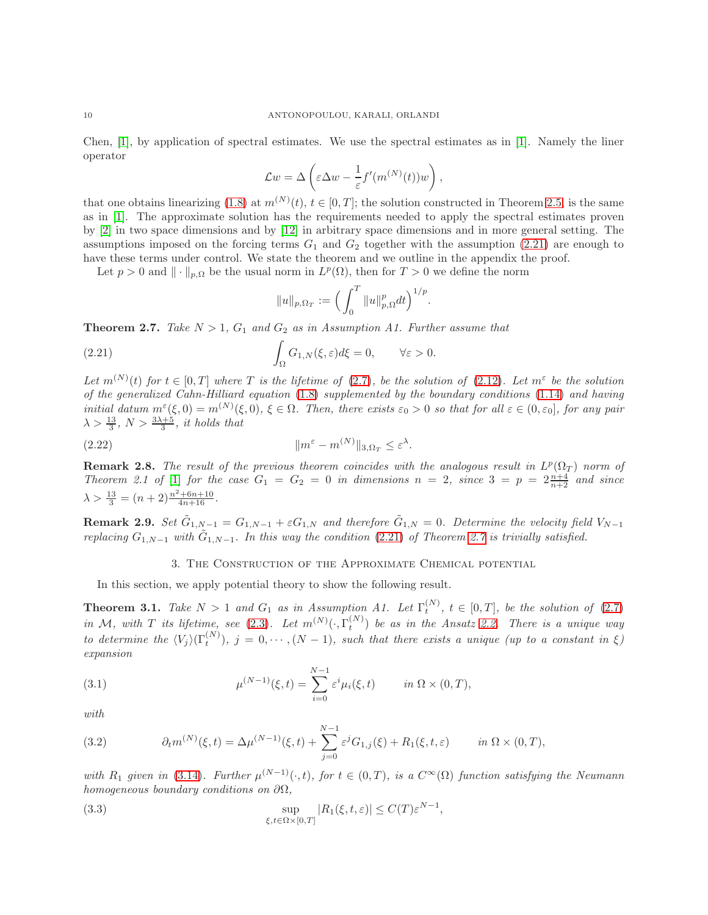Chen, [1], by application of spectral estimates. We use the spectral estimates as in [1]. Namely the liner operator

$$\mathcal{L}w = \Delta\left(\varepsilon\Delta w - \frac{1}{\varepsilon}f'(m^{(N)}(t))w\right),$$

that one obtains linearizing (1.8) at $m^{(N)}(t)$, $t \in [0,T]$; the solution constructed in Theorem 2.5 is the same as in [1]. The approximate solution has the requirements needed to apply the spectral estimates proven by [2] in two space dimensions and by [12] in arbitrary space dimensions and in more general setting. The assumptions imposed on the forcing terms $G_1$ and $G_2$ together with the assumption (2.21) are enough to have these terms under control. We state the theorem and we outline in the appendix the proof.

Let $p > 0$ and $\|\cdot\|_{p,\Omega}$ be the usual norm in $L^p(\Omega)$, then for $T > 0$ we define the norm

$$\|u\|_{p,\Omega_T} := \Big(\int_0^T \|u\|^p_{p,\Omega}dt\Big)^{1/p}.$$

**Theorem 2.7.** *Take $N > 1$, $G_1$ and $G_2$ as in Assumption A1. Further assume that*

$$\int_\Omega G_{1,N}(\xi,\varepsilon)d\xi = 0, \qquad \forall \varepsilon > 0. \tag{2.21}$$

*Let $m^{(N)}(t)$ for $t \in [0,T]$ where $T$ is the lifetime of (2.7), be the solution of (2.12). Let $m^\varepsilon$ be the solution of the generalized Cahn-Hilliard equation (1.8) supplemented by the boundary conditions (1.14) and having initial datum $m^\varepsilon(\xi,0) = m^{(N)}(\xi,0)$, $\xi \in \Omega$. Then, there exists $\varepsilon_0 > 0$ so that for all $\varepsilon \in (0,\varepsilon_0]$, for any pair $\lambda > \frac{13}{3}$, $N > \frac{3\lambda+5}{3}$, it holds that*

$$\|m^\varepsilon - m^{(N)}\|_{3,\Omega_T} \le \varepsilon^\lambda. \tag{2.22}$$

**Remark 2.8.** *The result of the previous theorem coincides with the analogous result in $L^p(\Omega_T)$ norm of Theorem 2.1 of [1] for the case $G_1 = G_2 = 0$ in dimensions $n = 2$, since $3 = p = 2\frac{n+4}{n+2}$ and since $\lambda > \frac{13}{3} = (n+2)\frac{n^2+6n+10}{4n+16}$.*

**Remark 2.9.** *Set $\tilde{G}_{1,N-1} = G_{1,N-1} + \varepsilon G_{1,N}$ and therefore $\tilde{G}_{1,N} = 0$. Determine the velocity field $V_{N-1}$ replacing $G_{1,N-1}$ with $\tilde{G}_{1,N-1}$. In this way the condition (2.21) of Theorem 2.7 is trivially satisfied.*

## 3. The Construction of the Approximate Chemical potential

In this section, we apply potential theory to show the following result.

**Theorem 3.1.** *Take $N > 1$ and $G_1$ as in Assumption A1. Let $\Gamma_t^{(N)}$, $t \in [0,T]$, be the solution of (2.7) in $\mathcal{M}$, with $T$ its lifetime, see (2.3). Let $m^{(N)}(\cdot,\Gamma_t^{(N)})$ be as in the Ansatz 2.2. There is a unique way to determine the $\langle V_j\rangle(\Gamma_t^{(N)})$, $j = 0,\cdots,(N-1)$, such that there exists a unique (up to a constant in $\xi$) expansion*

$$\mu^{(N-1)}(\xi,t) = \sum_{i=0}^{N-1}\varepsilon^i\mu_i(\xi,t) \qquad \text{in } \Omega\times(0,T), \tag{3.1}$$

*with*

$$\partial_t m^{(N)}(\xi,t) = \Delta\mu^{(N-1)}(\xi,t) + \sum_{j=0}^{N-1}\varepsilon^j G_{1,j}(\xi) + R_1(\xi,t,\varepsilon) \qquad \text{in } \Omega\times(0,T), \tag{3.2}$$

*with $R_1$ given in (3.14). Further $\mu^{(N-1)}(\cdot,t)$, for $t \in (0,T)$, is a $C^\infty(\Omega)$ function satisfying the Neumann homogeneous boundary conditions on $\partial\Omega$,*

$$\sup_{\xi,t\in\Omega\times[0,T]}|R_1(\xi,t,\varepsilon)| \le C(T)\varepsilon^{N-1}, \tag{3.3}$$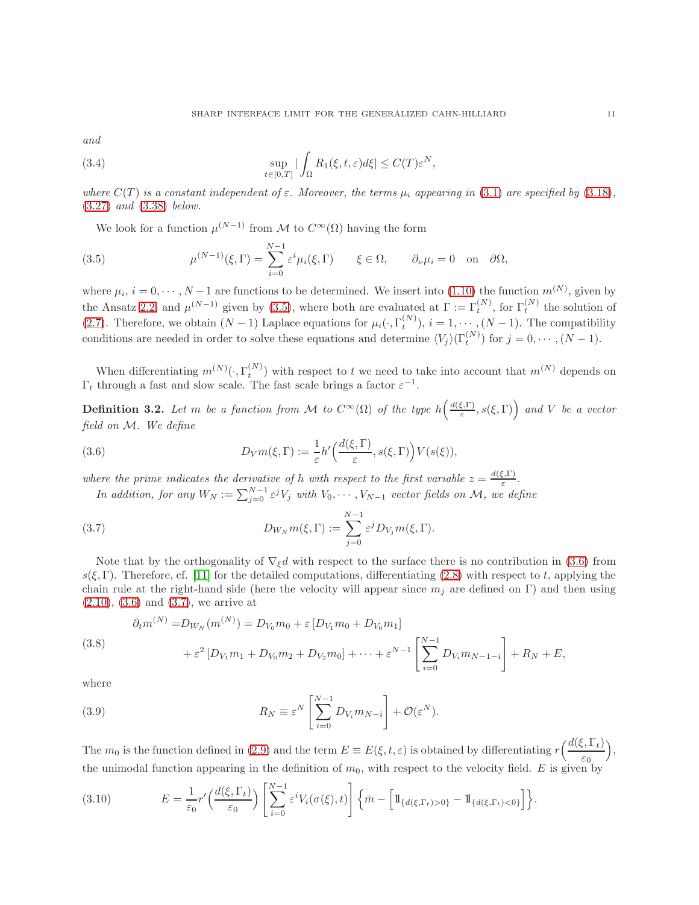*and*

$$\sup_{t\in[0,T]} |\int_\Omega R_1(\xi,t,\varepsilon)d\xi| \le C(T)\varepsilon^N, \tag{3.4}$$

*where $C(T)$ is a constant independent of $\varepsilon$. Moreover, the terms $\mu_i$ appearing in (3.1) are specified by (3.18), (3.27) and (3.38) below.*

We look for a function $\mu^{(N-1)}$ from $\mathcal{M}$ to $C^\infty(\Omega)$ having the form

$$\mu^{(N-1)}(\xi,\Gamma) = \sum_{i=0}^{N-1} \varepsilon^i \mu_i(\xi,\Gamma) \qquad \xi\in\Omega, \qquad \partial_\nu \mu_i = 0 \quad \text{on} \quad \partial\Omega, \tag{3.5}$$

where $\mu_i$, $i=0,\cdots,N-1$ are functions to be determined. We insert into (1.10) the function $m^{(N)}$, given by the Ansatz 2.2, and $\mu^{(N-1)}$ given by (3.5), where both are evaluated at $\Gamma := \Gamma_t^{(N)}$, for $\Gamma_t^{(N)}$ the solution of (2.7). Therefore, we obtain $(N-1)$ Laplace equations for $\mu_i(\cdot,\Gamma_t^{(N)})$, $i=1,\cdots,(N-1)$. The compatibility conditions are needed in order to solve these equations and determine $\langle V_j\rangle(\Gamma_t^{(N)})$ for $j=0,\cdots,(N-1)$.

When differentiating $m^{(N)}(\cdot,\Gamma_t^{(N)})$ with respect to $t$ we need to take into account that $m^{(N)}$ depends on $\Gamma_t$ through a fast and slow scale. The fast scale brings a factor $\varepsilon^{-1}$.

**Definition 3.2.** *Let $m$ be a function from $\mathcal{M}$ to $C^\infty(\Omega)$ of the type $h\Big(\frac{d(\xi,\Gamma)}{\varepsilon}, s(\xi,\Gamma)\Big)$ and $V$ be a vector field on $\mathcal{M}$. We define*

$$D_V m(\xi,\Gamma) := \frac{1}{\varepsilon} h'\Big(\frac{d(\xi,\Gamma)}{\varepsilon}, s(\xi,\Gamma)\Big) V(s(\xi)), \tag{3.6}$$

*where the prime indicates the derivative of $h$ with respect to the first variable $z = \frac{d(\xi,\Gamma)}{\varepsilon}$.*

*In addition, for any $W_N := \sum_{j=0}^{N-1}\varepsilon^j V_j$ with $V_0,\cdots,V_{N-1}$ vector fields on $\mathcal{M}$, we define*

$$D_{W_N} m(\xi,\Gamma) := \sum_{j=0}^{N-1} \varepsilon^j D_{V_j} m(\xi,\Gamma). \tag{3.7}$$

Note that by the orthogonality of $\nabla_\xi d$ with respect to the surface there is no contribution in (3.6) from $s(\xi,\Gamma)$. Therefore, cf. [11] for the detailed computations, differentiating (2.8) with respect to $t$, applying the chain rule at the right-hand side (here the velocity will appear since $m_j$ are defined on $\Gamma$) and then using (2.10), (3.6) and (3.7), we arrive at

$$\begin{aligned} \partial_t m^{(N)} =& D_{W_N}(m^{(N)}) = D_{V_0}m_0 + \varepsilon\left[D_{V_1}m_0 + D_{V_0}m_1\right] \\ &+ \varepsilon^2\left[D_{V_1}m_1 + D_{V_0}m_2 + D_{V_2}m_0\right] + \cdots + \varepsilon^{N-1}\left[\sum_{i=0}^{N-1} D_{V_i}m_{N-1-i}\right] + R_N + E, \end{aligned} \tag{3.8}$$

where

$$R_N \equiv \varepsilon^N\left[\sum_{i=0}^{N-1} D_{V_i}m_{N-i}\right] + \mathcal{O}(\varepsilon^N). \tag{3.9}$$

The $m_0$ is the function defined in (2.9) and the term $E \equiv E(\xi,t,\varepsilon)$ is obtained by differentiating $r\Big(\frac{d(\xi,\Gamma_t)}{\varepsilon_0}\Big)$, the unimodal function appearing in the definition of $m_0$, with respect to the velocity field. $E$ is given by

$$E = \frac{1}{\varepsilon_0} r'\Big(\frac{d(\xi,\Gamma_t)}{\varepsilon_0}\Big)\left[\sum_{i=0}^{N-1}\varepsilon^i V_i(\sigma(\xi),t)\right]\Big\{\bar{m} - \Big[\mathbb{I}_{\{d(\xi,\Gamma_t)>0\}} - \mathbb{I}_{\{d(\xi,\Gamma_t)<0\}}\Big]\Big\}. \tag{3.10}$$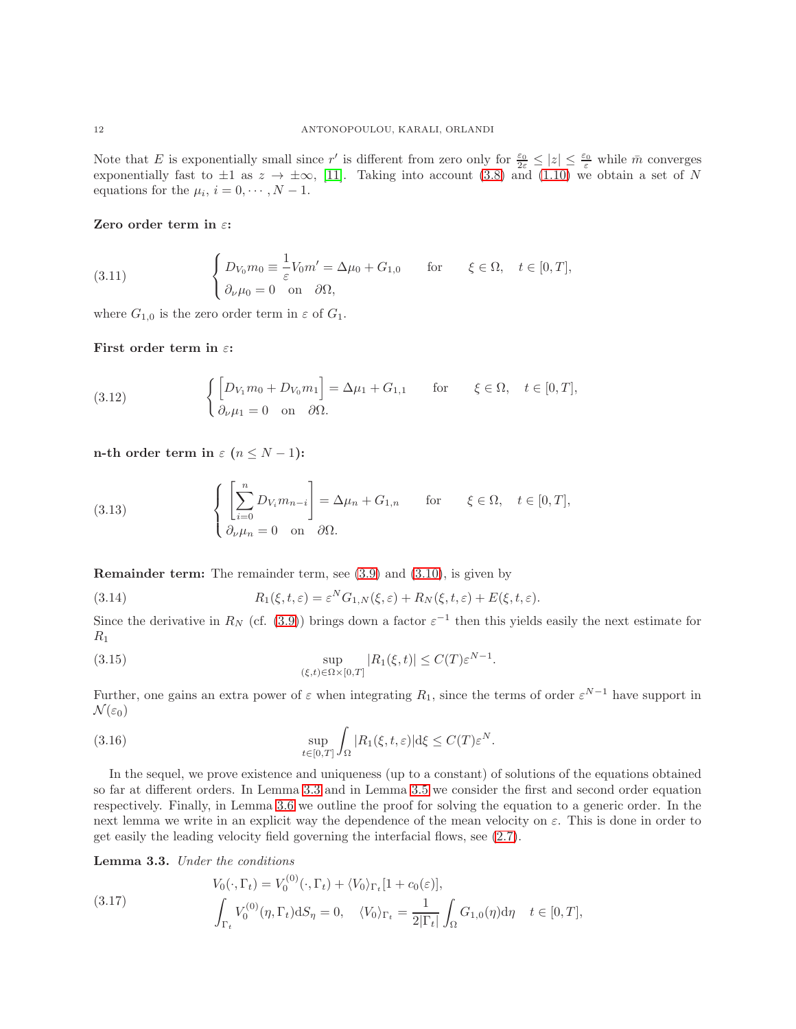Note that $E$ is exponentially small since $r'$ is different from zero only for $\frac{\varepsilon_0}{2\varepsilon} \leq |z| \leq \frac{\varepsilon_0}{\varepsilon}$ while $\bar{m}$ converges exponentially fast to $\pm 1$ as $z \to \pm\infty$, [11]. Taking into account (3.8) and (1.10) we obtain a set of $N$ equations for the $\mu_i$, $i = 0, \cdots, N-1$.

**Zero order term in $\varepsilon$:**

$$
\begin{cases} D_{V_0} m_0 \equiv \dfrac{1}{\varepsilon} V_0 m' = \Delta \mu_0 + G_{1,0} \qquad \text{for} \qquad \xi \in \Omega, \quad t \in [0,T], \\ \partial_\nu \mu_0 = 0 \quad \text{on} \quad \partial\Omega, \end{cases} \tag{3.11}
$$

where $G_{1,0}$ is the zero order term in $\varepsilon$ of $G_1$.

**First order term in $\varepsilon$:**

$$
\begin{cases} \Big[ D_{V_1} m_0 + D_{V_0} m_1 \Big] = \Delta \mu_1 + G_{1,1} \qquad \text{for} \qquad \xi \in \Omega, \quad t \in [0,T], \\ \partial_\nu \mu_1 = 0 \quad \text{on} \quad \partial\Omega. \end{cases} \tag{3.12}
$$

**n-th order term in $\varepsilon$ ($n \leq N-1$):**

$$
\begin{cases} \left[ \displaystyle\sum_{i=0}^{n} D_{V_i} m_{n-i} \right] = \Delta \mu_n + G_{1,n} \qquad \text{for} \qquad \xi \in \Omega, \quad t \in [0,T], \\ \partial_\nu \mu_n = 0 \quad \text{on} \quad \partial\Omega. \end{cases} \tag{3.13}
$$

**Remainder term:** The remainder term, see (3.9) and (3.10), is given by

$$
R_1(\xi, t, \varepsilon) = \varepsilon^N G_{1,N}(\xi, \varepsilon) + R_N(\xi, t, \varepsilon) + E(\xi, t, \varepsilon). \tag{3.14}
$$

Since the derivative in $R_N$ (cf. (3.9)) brings down a factor $\varepsilon^{-1}$ then this yields easily the next estimate for $R_1$

$$
\sup_{(\xi,t)\in\Omega\times[0,T]} |R_1(\xi,t)| \leq C(T)\varepsilon^{N-1}. \tag{3.15}
$$

Further, one gains an extra power of $\varepsilon$ when integrating $R_1$, since the terms of order $\varepsilon^{N-1}$ have support in $\mathcal{N}(\varepsilon_0)$

$$
\sup_{t\in[0,T]} \int_\Omega |R_1(\xi, t, \varepsilon)| \mathrm{d}\xi \leq C(T)\varepsilon^N. \tag{3.16}
$$

In the sequel, we prove existence and uniqueness (up to a constant) of solutions of the equations obtained so far at different orders. In Lemma 3.3 and in Lemma 3.5 we consider the first and second order equation respectively. Finally, in Lemma 3.6 we outline the proof for solving the equation to a generic order. In the next lemma we write in an explicit way the dependence of the mean velocity on $\varepsilon$. This is done in order to get easily the leading velocity field governing the interfacial flows, see (2.7).

**Lemma 3.3.** *Under the conditions*

$$
\begin{aligned}
&V_0(\cdot, \Gamma_t) = V_0^{(0)}(\cdot, \Gamma_t) + \langle V_0 \rangle_{\Gamma_t} [1 + c_0(\varepsilon)], \\
&\int_{\Gamma_t} V_0^{(0)}(\eta, \Gamma_t) \mathrm{d}S_\eta = 0, \quad \langle V_0 \rangle_{\Gamma_t} = \frac{1}{2|\Gamma_t|} \int_\Omega G_{1,0}(\eta) \mathrm{d}\eta \quad t \in [0,T],
\end{aligned} \tag{3.17}
$$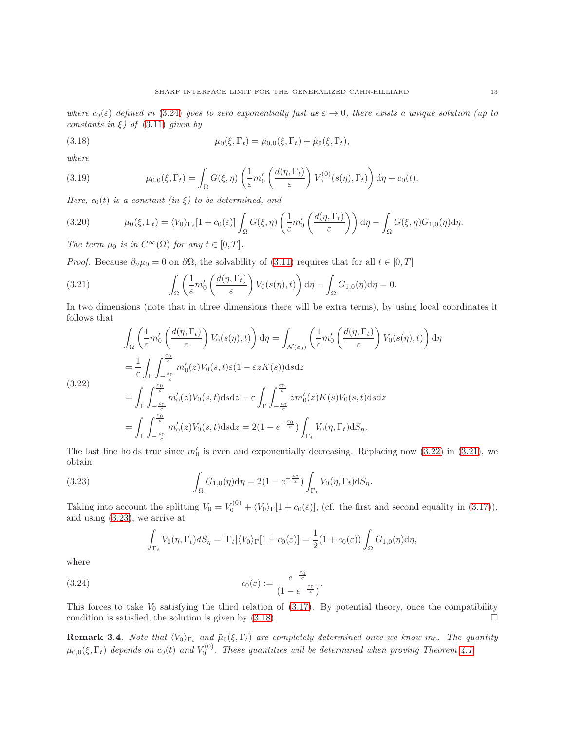*where $c_0(\varepsilon)$ defined in (3.24) goes to zero exponentially fast as $\varepsilon \to 0$, there exists a unique solution (up to constants in $\xi$) of (3.11) given by*

$$\mu_0(\xi, \Gamma_t) = \mu_{0,0}(\xi, \Gamma_t) + \tilde{\mu}_0(\xi, \Gamma_t), \tag{3.18}$$

*where*

$$\mu_{0,0}(\xi, \Gamma_t) = \int_\Omega G(\xi, \eta) \left( \frac{1}{\varepsilon} m_0' \left( \frac{d(\eta, \Gamma_t)}{\varepsilon} \right) V_0^{(0)}(s(\eta), \Gamma_t) \right) \mathrm{d}\eta + c_0(t). \tag{3.19}$$

*Here, $c_0(t)$ is a constant (in $\xi$) to be determined, and*

$$\tilde{\mu}_0(\xi, \Gamma_t) = \langle V_0 \rangle_{\Gamma_t} [1 + c_0(\varepsilon)] \int_\Omega G(\xi, \eta) \left( \frac{1}{\varepsilon} m_0' \left( \frac{d(\eta, \Gamma_t)}{\varepsilon} \right) \right) \mathrm{d}\eta - \int_\Omega G(\xi, \eta) G_{1,0}(\eta) \mathrm{d}\eta. \tag{3.20}$$

*The term $\mu_0$ is in $C^\infty(\Omega)$ for any $t \in [0, T]$.*

*Proof.* Because $\partial_\nu \mu_0 = 0$ on $\partial\Omega$, the solvability of (3.11) requires that for all $t \in [0, T]$

$$\int_\Omega \left( \frac{1}{\varepsilon} m_0' \left( \frac{d(\eta, \Gamma_t)}{\varepsilon} \right) V_0(s(\eta), t) \right) \mathrm{d}\eta - \int_\Omega G_{1,0}(\eta) \mathrm{d}\eta = 0. \tag{3.21}$$

In two dimensions (note that in three dimensions there will be extra terms), by using local coordinates it follows that

$$\begin{aligned}
\int_\Omega \left( \frac{1}{\varepsilon} m_0' \left( \frac{d(\eta, \Gamma_t)}{\varepsilon} \right) V_0(s(\eta), t) \right) \mathrm{d}\eta &= \int_{\mathcal{N}(\varepsilon_0)} \left( \frac{1}{\varepsilon} m_0' \left( \frac{d(\eta, \Gamma_t)}{\varepsilon} \right) V_0(s(\eta), t) \right) \mathrm{d}\eta \\
&= \frac{1}{\varepsilon} \int_\Gamma \int_{-\frac{\varepsilon_0}{\varepsilon}}^{\frac{\varepsilon_0}{\varepsilon}} m_0'(z) V_0(s, t) \varepsilon (1 - \varepsilon z K(s)) \mathrm{d}s \mathrm{d}z \\
&= \int_\Gamma \int_{-\frac{\varepsilon_0}{\varepsilon}}^{\frac{\varepsilon_0}{\varepsilon}} m_0'(z) V_0(s, t) \mathrm{d}s \mathrm{d}z - \varepsilon \int_\Gamma \int_{-\frac{\varepsilon_0}{\varepsilon}}^{\frac{\varepsilon_0}{\varepsilon}} z m_0'(z) K(s) V_0(s, t) \mathrm{d}s \mathrm{d}z \\
&= \int_\Gamma \int_{-\frac{\varepsilon_0}{\varepsilon}}^{\frac{\varepsilon_0}{\varepsilon}} m_0'(z) V_0(s, t) \mathrm{d}s \mathrm{d}z = 2(1 - e^{-\frac{\varepsilon_0}{\varepsilon}}) \int_{\Gamma_t} V_0(\eta, \Gamma_t) \mathrm{d}S_\eta.
\end{aligned} \tag{3.22}$$

The last line holds true since $m_0'$ is even and exponentially decreasing. Replacing now (3.22) in (3.21), we obtain

$$\int_\Omega G_{1,0}(\eta) \mathrm{d}\eta = 2(1 - e^{-\frac{\varepsilon_0}{\varepsilon}}) \int_{\Gamma_t} V_0(\eta, \Gamma_t) \mathrm{d}S_\eta. \tag{3.23}$$

Taking into account the splitting $V_0 = V_0^{(0)} + \langle V_0 \rangle_\Gamma [1 + c_0(\varepsilon)]$, (cf. the first and second equality in (3.17)), and using (3.23), we arrive at

$$\int_{\Gamma_t} V_0(\eta, \Gamma_t) dS_\eta = |\Gamma_t| \langle V_0 \rangle_\Gamma [1 + c_0(\varepsilon)] = \frac{1}{2}(1 + c_0(\varepsilon)) \int_\Omega G_{1,0}(\eta) \mathrm{d}\eta,$$

where

$$c_0(\varepsilon) := \frac{e^{-\frac{\varepsilon_0}{\varepsilon}}}{(1 - e^{-\frac{\varepsilon_0}{\varepsilon}})}. \tag{3.24}$$

This forces to take $V_0$ satisfying the third relation of (3.17). By potential theory, once the compatibility condition is satisfied, the solution is given by (3.18). $\square$

**Remark 3.4.** *Note that $\langle V_0 \rangle_{\Gamma_t}$ and $\tilde{\mu}_0(\xi, \Gamma_t)$ are completely determined once we know $m_0$. The quantity $\mu_{0,0}(\xi, \Gamma_t)$ depends on $c_0(t)$ and $V_0^{(0)}$. These quantities will be determined when proving Theorem 4.1.*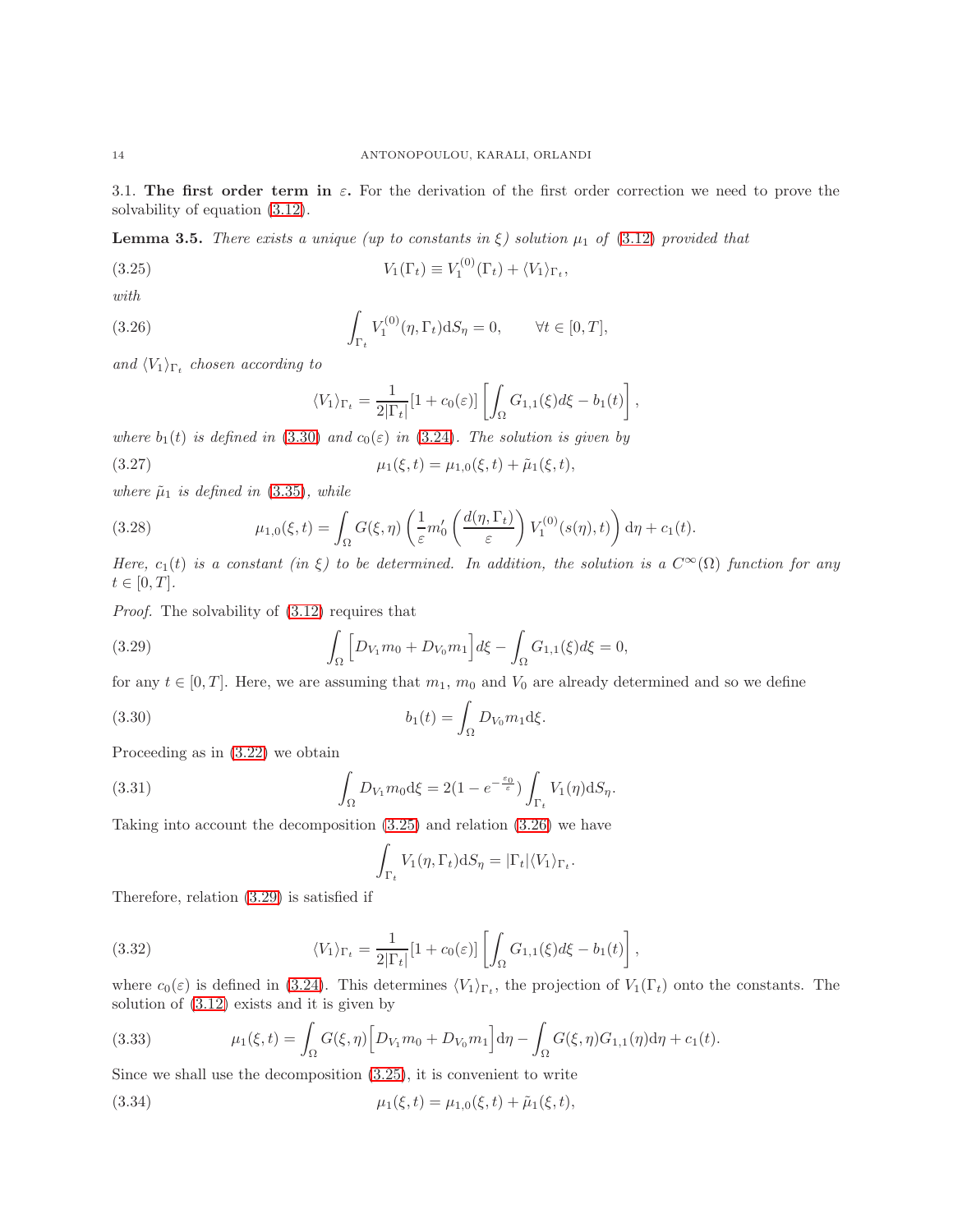### 3.1. The first order term in $\varepsilon$.

For the derivation of the first order correction we need to prove the solvability of equation (3.12).

**Lemma 3.5.** *There exists a unique (up to constants in $\xi$) solution $\mu_1$ of (3.12) provided that*

$$V_1(\Gamma_t) \equiv V_1^{(0)}(\Gamma_t) + \langle V_1 \rangle_{\Gamma_t}, \tag{3.25}$$

*with*

$$\int_{\Gamma_t} V_1^{(0)}(\eta, \Gamma_t) \mathrm{d}S_\eta = 0, \qquad \forall t \in [0, T], \tag{3.26}$$

*and $\langle V_1 \rangle_{\Gamma_t}$ chosen according to*

$$\langle V_1 \rangle_{\Gamma_t} = \frac{1}{2|\Gamma_t|}[1 + c_0(\varepsilon)] \left[ \int_\Omega G_{1,1}(\xi) d\xi - b_1(t) \right],$$

*where $b_1(t)$ is defined in (3.30) and $c_0(\varepsilon)$ in (3.24). The solution is given by*

$$\mu_1(\xi, t) = \mu_{1,0}(\xi, t) + \tilde{\mu}_1(\xi, t), \tag{3.27}$$

*where $\tilde{\mu}_1$ is defined in (3.35), while*

$$\mu_{1,0}(\xi, t) = \int_\Omega G(\xi, \eta) \left( \frac{1}{\varepsilon} m_0' \left( \frac{d(\eta, \Gamma_t)}{\varepsilon} \right) V_1^{(0)}(s(\eta), t) \right) \mathrm{d}\eta + c_1(t). \tag{3.28}$$

*Here, $c_1(t)$ is a constant (in $\xi$) to be determined. In addition, the solution is a $C^\infty(\Omega)$ function for any $t \in [0, T]$.*

*Proof.* The solvability of (3.12) requires that

$$\int_\Omega \Big[ D_{V_1} m_0 + D_{V_0} m_1 \Big] d\xi - \int_\Omega G_{1,1}(\xi) d\xi = 0, \tag{3.29}$$

for any $t \in [0, T]$. Here, we are assuming that $m_1$, $m_0$ and $V_0$ are already determined and so we define

$$b_1(t) = \int_\Omega D_{V_0} m_1 \mathrm{d}\xi. \tag{3.30}$$

Proceeding as in (3.22) we obtain

$$\int_\Omega D_{V_1} m_0 \mathrm{d}\xi = 2(1 - e^{-\frac{\varepsilon_0}{\varepsilon}}) \int_{\Gamma_t} V_1(\eta) \mathrm{d}S_\eta. \tag{3.31}$$

Taking into account the decomposition (3.25) and relation (3.26) we have

$$\int_{\Gamma_t} V_1(\eta, \Gamma_t) \mathrm{d}S_\eta = |\Gamma_t| \langle V_1 \rangle_{\Gamma_t}.$$

Therefore, relation (3.29) is satisfied if

$$\langle V_1 \rangle_{\Gamma_t} = \frac{1}{2|\Gamma_t|}[1 + c_0(\varepsilon)] \left[ \int_\Omega G_{1,1}(\xi) d\xi - b_1(t) \right], \tag{3.32}$$

where $c_0(\varepsilon)$ is defined in (3.24). This determines $\langle V_1 \rangle_{\Gamma_t}$, the projection of $V_1(\Gamma_t)$ onto the constants. The solution of (3.12) exists and it is given by

$$\mu_1(\xi, t) = \int_\Omega G(\xi, \eta) \Big[ D_{V_1} m_0 + D_{V_0} m_1 \Big] \mathrm{d}\eta - \int_\Omega G(\xi, \eta) G_{1,1}(\eta) \mathrm{d}\eta + c_1(t). \tag{3.33}$$

Since we shall use the decomposition (3.25), it is convenient to write

$$\mu_1(\xi, t) = \mu_{1,0}(\xi, t) + \tilde{\mu}_1(\xi, t), \tag{3.34}$$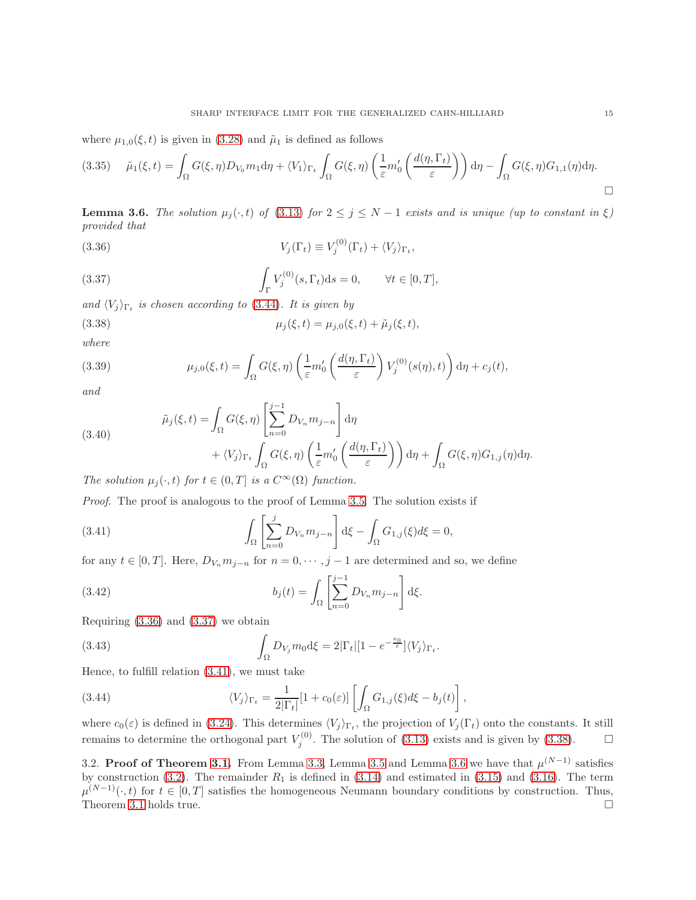where $\mu_{1,0}(\xi,t)$ is given in (3.28) and $\tilde{\mu}_1$ is defined as follows

$$\tilde{\mu}_1(\xi,t) = \int_\Omega G(\xi,\eta) D_{V_0} m_1 \mathrm{d}\eta + \langle V_1\rangle_{\Gamma_t} \int_\Omega G(\xi,\eta)\left(\frac{1}{\varepsilon} m_0'\left(\frac{d(\eta,\Gamma_t)}{\varepsilon}\right)\right)\mathrm{d}\eta - \int_\Omega G(\xi,\eta) G_{1,1}(\eta)\mathrm{d}\eta. \tag{3.35}$$

□

**Lemma 3.6.** *The solution $\mu_j(\cdot,t)$ of (3.13) for $2 \le j \le N-1$ exists and is unique (up to constant in $\xi$) provided that*

$$V_j(\Gamma_t) \equiv V_j^{(0)}(\Gamma_t) + \langle V_j\rangle_{\Gamma_t}, \tag{3.36}$$

$$\int_\Gamma V_j^{(0)}(s,\Gamma_t)\mathrm{d}s = 0, \qquad \forall t \in [0,T], \tag{3.37}$$

*and $\langle V_j\rangle_{\Gamma_t}$ is chosen according to (3.44). It is given by*

$$\mu_j(\xi,t) = \mu_{j,0}(\xi,t) + \tilde{\mu}_j(\xi,t), \tag{3.38}$$

*where*

$$\mu_{j,0}(\xi,t) = \int_\Omega G(\xi,\eta)\left(\frac{1}{\varepsilon} m_0'\left(\frac{d(\eta,\Gamma_t)}{\varepsilon}\right) V_j^{(0)}(s(\eta),t)\right)\mathrm{d}\eta + c_j(t), \tag{3.39}$$

*and*

$$\begin{aligned}\tilde{\mu}_j(\xi,t) = &\int_\Omega G(\xi,\eta)\left[\sum_{n=0}^{j-1} D_{V_n} m_{j-n}\right]\mathrm{d}\eta \\ &+ \langle V_j\rangle_{\Gamma_t}\int_\Omega G(\xi,\eta)\left(\frac{1}{\varepsilon} m_0'\left(\frac{d(\eta,\Gamma_t)}{\varepsilon}\right)\right)\mathrm{d}\eta + \int_\Omega G(\xi,\eta) G_{1,j}(\eta)\mathrm{d}\eta.\end{aligned} \tag{3.40}$$

*The solution $\mu_j(\cdot,t)$ for $t \in (0,T]$ is a $C^\infty(\Omega)$ function.*

*Proof.* The proof is analogous to the proof of Lemma 3.5. The solution exists if

$$\int_\Omega \left[\sum_{n=0}^{j} D_{V_n} m_{j-n}\right]\mathrm{d}\xi - \int_\Omega G_{1,j}(\xi) d\xi = 0, \tag{3.41}$$

for any $t \in [0,T]$. Here, $D_{V_n} m_{j-n}$ for $n = 0,\cdots,j-1$ are determined and so, we define

$$b_j(t) = \int_\Omega \left[\sum_{n=0}^{j-1} D_{V_n} m_{j-n}\right]\mathrm{d}\xi. \tag{3.42}$$

Requiring (3.36) and (3.37) we obtain

$$\int_\Omega D_{V_j} m_0 \mathrm{d}\xi = 2|\Gamma_t|[1 - e^{-\frac{c_0}{\varepsilon}}]\langle V_j\rangle_{\Gamma_t}. \tag{3.43}$$

Hence, to fulfill relation (3.41), we must take

$$\langle V_j\rangle_{\Gamma_t} = \frac{1}{2|\Gamma_t|}[1 + c_0(\varepsilon)]\left[\int_\Omega G_{1,j}(\xi)d\xi - b_j(t)\right], \tag{3.44}$$

where $c_0(\varepsilon)$ is defined in (3.24). This determines $\langle V_j\rangle_{\Gamma_t}$, the projection of $V_j(\Gamma_t)$ onto the constants. It still remains to determine the orthogonal part $V_j^{(0)}$. The solution of (3.13) exists and is given by (3.38). □

3.2. **Proof of Theorem 3.1.** From Lemma 3.3, Lemma 3.5 and Lemma 3.6 we have that $\mu^{(N-1)}$ satisfies by construction (3.2). The remainder $R_1$ is defined in (3.14) and estimated in (3.15) and (3.16). The term $\mu^{(N-1)}(\cdot,t)$ for $t \in [0,T]$ satisfies the homogeneous Neumann boundary conditions by construction. Thus, Theorem 3.1 holds true. □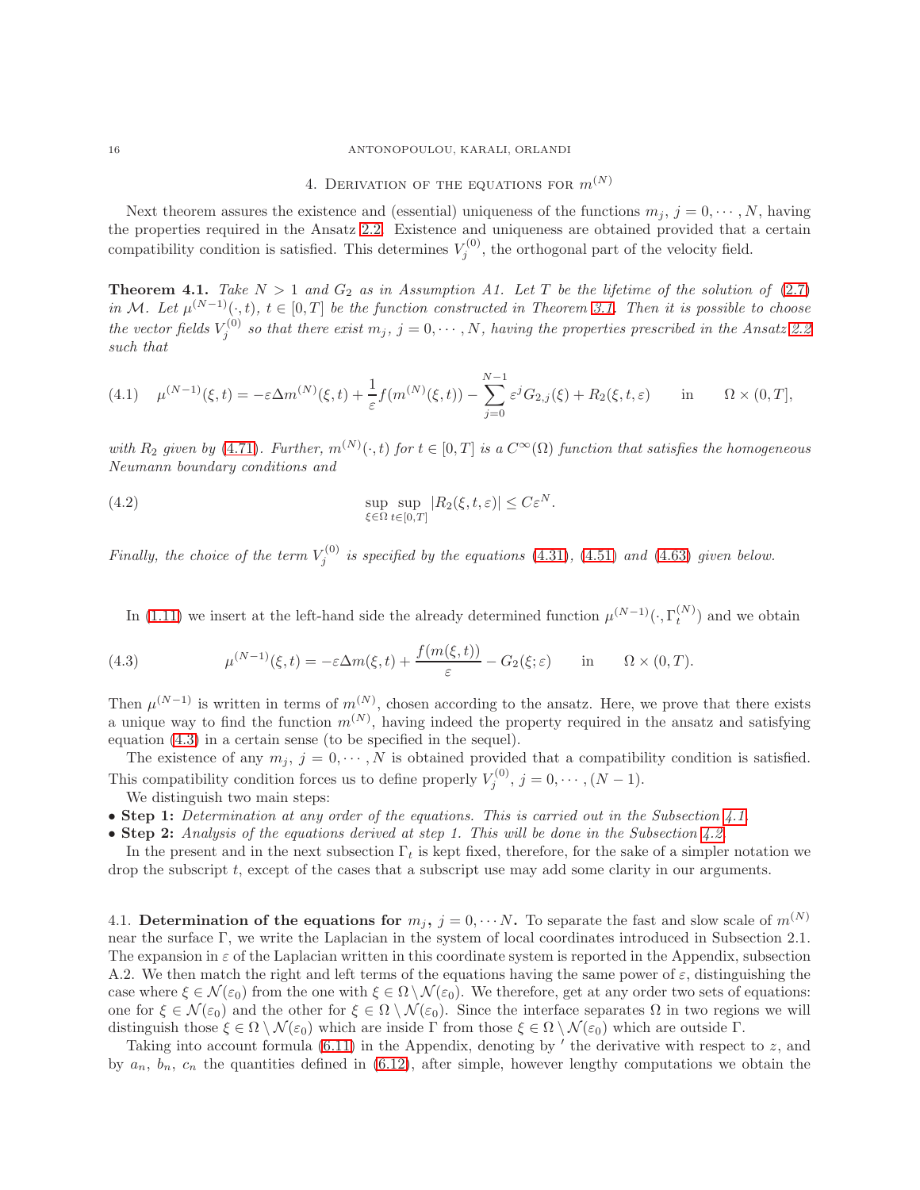## 4. Derivation of the equations for $m^{(N)}$

Next theorem assures the existence and (essential) uniqueness of the functions $m_j$, $j = 0, \cdots, N$, having the properties required in the Ansatz 2.2. Existence and uniqueness are obtained provided that a certain compatibility condition is satisfied. This determines $V_j^{(0)}$, the orthogonal part of the velocity field.

**Theorem 4.1.** *Take $N > 1$ and $G_2$ as in Assumption A1. Let $T$ be the lifetime of the solution of (2.7) in $\mathcal{M}$. Let $\mu^{(N-1)}(\cdot, t)$, $t \in [0, T]$ be the function constructed in Theorem 3.1. Then it is possible to choose the vector fields $V_j^{(0)}$ so that there exist $m_j$, $j = 0, \cdots, N$, having the properties prescribed in the Ansatz 2.2 such that*

$$\mu^{(N-1)}(\xi, t) = -\varepsilon \Delta m^{(N)}(\xi, t) + \frac{1}{\varepsilon} f(m^{(N)}(\xi, t)) - \sum_{j=0}^{N-1} \varepsilon^j G_{2,j}(\xi) + R_2(\xi, t, \varepsilon) \qquad \text{in} \qquad \Omega \times (0, T], \tag{4.1}$$

*with $R_2$ given by (4.71). Further, $m^{(N)}(\cdot, t)$ for $t \in [0, T]$ is a $C^\infty(\Omega)$ function that satisfies the homogeneous Neumann boundary conditions and*

$$\sup_{\xi \in \Omega} \sup_{t \in [0,T]} |R_2(\xi, t, \varepsilon)| \leq C \varepsilon^N. \tag{4.2}$$

*Finally, the choice of the term $V_j^{(0)}$ is specified by the equations (4.31), (4.51) and (4.63) given below.*

In (1.11) we insert at the left-hand side the already determined function $\mu^{(N-1)}(\cdot, \Gamma_t^{(N)})$ and we obtain

$$\mu^{(N-1)}(\xi, t) = -\varepsilon \Delta m(\xi, t) + \frac{f(m(\xi, t))}{\varepsilon} - G_2(\xi; \varepsilon) \qquad \text{in} \qquad \Omega \times (0, T). \tag{4.3}$$

Then $\mu^{(N-1)}$ is written in terms of $m^{(N)}$, chosen according to the ansatz. Here, we prove that there exists a unique way to find the function $m^{(N)}$, having indeed the property required in the ansatz and satisfying equation (4.3) in a certain sense (to be specified in the sequel).

The existence of any $m_j$, $j = 0, \cdots, N$ is obtained provided that a compatibility condition is satisfied. This compatibility condition forces us to define properly $V_j^{(0)}$, $j = 0, \cdots, (N-1)$.

We distinguish two main steps:

- **Step 1:** *Determination at any order of the equations. This is carried out in the Subsection 4.1.*
- **Step 2:** *Analysis of the equations derived at step 1. This will be done in the Subsection 4.2.*

In the present and in the next subsection $\Gamma_t$ is kept fixed, therefore, for the sake of a simpler notation we drop the subscript $t$, except of the cases that a subscript use may add some clarity in our arguments.

### 4.1. Determination of the equations for $m_j$, $j = 0, \cdots N$.

To separate the fast and slow scale of $m^{(N)}$ near the surface $\Gamma$, we write the Laplacian in the system of local coordinates introduced in Subsection 2.1. The expansion in $\varepsilon$ of the Laplacian written in this coordinate system is reported in the Appendix, subsection A.2. We then match the right and left terms of the equations having the same power of $\varepsilon$, distinguishing the case where $\xi \in \mathcal{N}(\varepsilon_0)$ from the one with $\xi \in \Omega \setminus \mathcal{N}(\varepsilon_0)$. We therefore, get at any order two sets of equations: one for $\xi \in \mathcal{N}(\varepsilon_0)$ and the other for $\xi \in \Omega \setminus \mathcal{N}(\varepsilon_0)$. Since the interface separates $\Omega$ in two regions we will distinguish those $\xi \in \Omega \setminus \mathcal{N}(\varepsilon_0)$ which are inside $\Gamma$ from those $\xi \in \Omega \setminus \mathcal{N}(\varepsilon_0)$ which are outside $\Gamma$.

Taking into account formula (6.11) in the Appendix, denoting by $'$ the derivative with respect to $z$, and by $a_n$, $b_n$, $c_n$ the quantities defined in (6.12), after simple, however lengthy computations we obtain the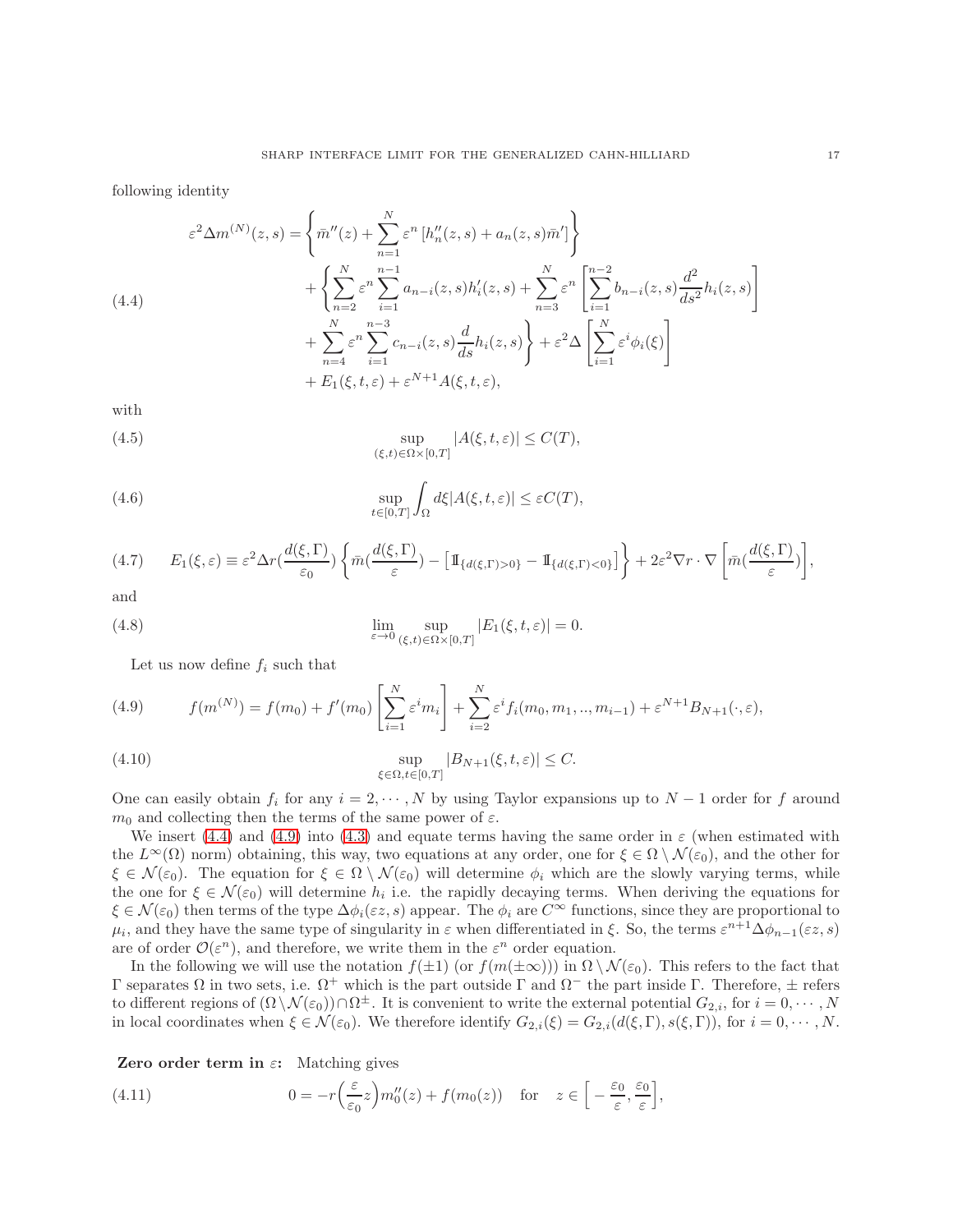following identity

$$
\begin{aligned}
\varepsilon^2 \Delta m^{(N)}(z,s) = & \left\{ \bar{m}''(z) + \sum_{n=1}^{N} \varepsilon^n \left[ h_n''(z,s) + a_n(z,s) \bar{m}' \right] \right\} \\
& + \left\{ \sum_{n=2}^{N} \varepsilon^n \sum_{i=1}^{n-1} a_{n-i}(z,s) h_i'(z,s) + \sum_{n=3}^{N} \varepsilon^n \left[ \sum_{i=1}^{n-2} b_{n-i}(z,s) \frac{d^2}{ds^2} h_i(z,s) \right] \right. \\
& \left. + \sum_{n=4}^{N} \varepsilon^n \sum_{i=1}^{n-3} c_{n-i}(z,s) \frac{d}{ds} h_i(z,s) \right\} + \varepsilon^2 \Delta \left[ \sum_{i=1}^{N} \varepsilon^i \phi_i(\xi) \right] \\
& + E_1(\xi,t,\varepsilon) + \varepsilon^{N+1} A(\xi,t,\varepsilon),
\end{aligned} \tag{4.4}
$$

with

$$
\sup_{(\xi,t)\in\Omega\times[0,T]} |A(\xi,t,\varepsilon)| \leq C(T), \tag{4.5}
$$

$$
\sup_{t\in[0,T]} \int_\Omega d\xi |A(\xi,t,\varepsilon)| \leq \varepsilon C(T), \tag{4.6}
$$

$$
E_1(\xi,\varepsilon) \equiv \varepsilon^2 \Delta r\Big(\frac{d(\xi,\Gamma)}{\varepsilon_0}\Big) \left\{ \bar{m}\Big(\frac{d(\xi,\Gamma)}{\varepsilon}\Big) - \left[ \mathbb{1}_{\{d(\xi,\Gamma)>0\}} - \mathbb{1}_{\{d(\xi,\Gamma)<0\}} \right] \right\} + 2\varepsilon^2 \nabla r \cdot \nabla \left[ \bar{m}\Big(\frac{d(\xi,\Gamma)}{\varepsilon}\Big) \right], \tag{4.7}
$$

and

$$
\lim_{\varepsilon\to 0} \sup_{(\xi,t)\in\Omega\times[0,T]} |E_1(\xi,t,\varepsilon)| = 0. \tag{4.8}
$$

Let us now define $f_i$ such that

$$
f(m^{(N)}) = f(m_0) + f'(m_0) \left[ \sum_{i=1}^{N} \varepsilon^i m_i \right] + \sum_{i=2}^{N} \varepsilon^i f_i(m_0, m_1, .., m_{i-1}) + \varepsilon^{N+1} B_{N+1}(\cdot,\varepsilon), \tag{4.9}
$$

$$
\sup_{\xi\in\Omega, t\in[0,T]} |B_{N+1}(\xi,t,\varepsilon)| \leq C. \tag{4.10}
$$

One can easily obtain $f_i$ for any $i = 2, \cdots, N$ by using Taylor expansions up to $N-1$ order for $f$ around $m_0$ and collecting then the terms of the same power of $\varepsilon$.

We insert (4.4) and (4.9) into (4.3) and equate terms having the same order in $\varepsilon$ (when estimated with the $L^\infty(\Omega)$ norm) obtaining, this way, two equations at any order, one for $\xi \in \Omega \setminus \mathcal{N}(\varepsilon_0)$, and the other for $\xi \in \mathcal{N}(\varepsilon_0)$. The equation for $\xi \in \Omega \setminus \mathcal{N}(\varepsilon_0)$ will determine $\phi_i$ which are the slowly varying terms, while the one for $\xi \in \mathcal{N}(\varepsilon_0)$ will determine $h_i$ i.e. the rapidly decaying terms. When deriving the equations for $\xi \in \mathcal{N}(\varepsilon_0)$ then terms of the type $\Delta\phi_i(\varepsilon z, s)$ appear. The $\phi_i$ are $C^\infty$ functions, since they are proportional to $\mu_i$, and they have the same type of singularity in $\varepsilon$ when differentiated in $\xi$. So, the terms $\varepsilon^{n+1}\Delta\phi_{n-1}(\varepsilon z, s)$ are of order $\mathcal{O}(\varepsilon^n)$, and therefore, we write them in the $\varepsilon^n$ order equation.

In the following we will use the notation $f(\pm 1)$ (or $f(m(\pm\infty))$) in $\Omega \setminus \mathcal{N}(\varepsilon_0)$. This refers to the fact that $\Gamma$ separates $\Omega$ in two sets, i.e. $\Omega^+$ which is the part outside $\Gamma$ and $\Omega^-$ the part inside $\Gamma$. Therefore, $\pm$ refers to different regions of $(\Omega \setminus \mathcal{N}(\varepsilon_0)) \cap \Omega^\pm$. It is convenient to write the external potential $G_{2,i}$, for $i = 0, \cdots, N$ in local coordinates when $\xi \in \mathcal{N}(\varepsilon_0)$. We therefore identify $G_{2,i}(\xi) = G_{2,i}(d(\xi,\Gamma), s(\xi,\Gamma))$, for $i = 0, \cdots, N$.

**Zero order term in $\varepsilon$:** Matching gives

$$
0 = -r\Big(\frac{\varepsilon}{\varepsilon_0} z\Big) m_0''(z) + f(m_0(z)) \quad \text{for} \quad z \in \Big[ -\frac{\varepsilon_0}{\varepsilon}, \frac{\varepsilon_0}{\varepsilon} \Big], \tag{4.11}
$$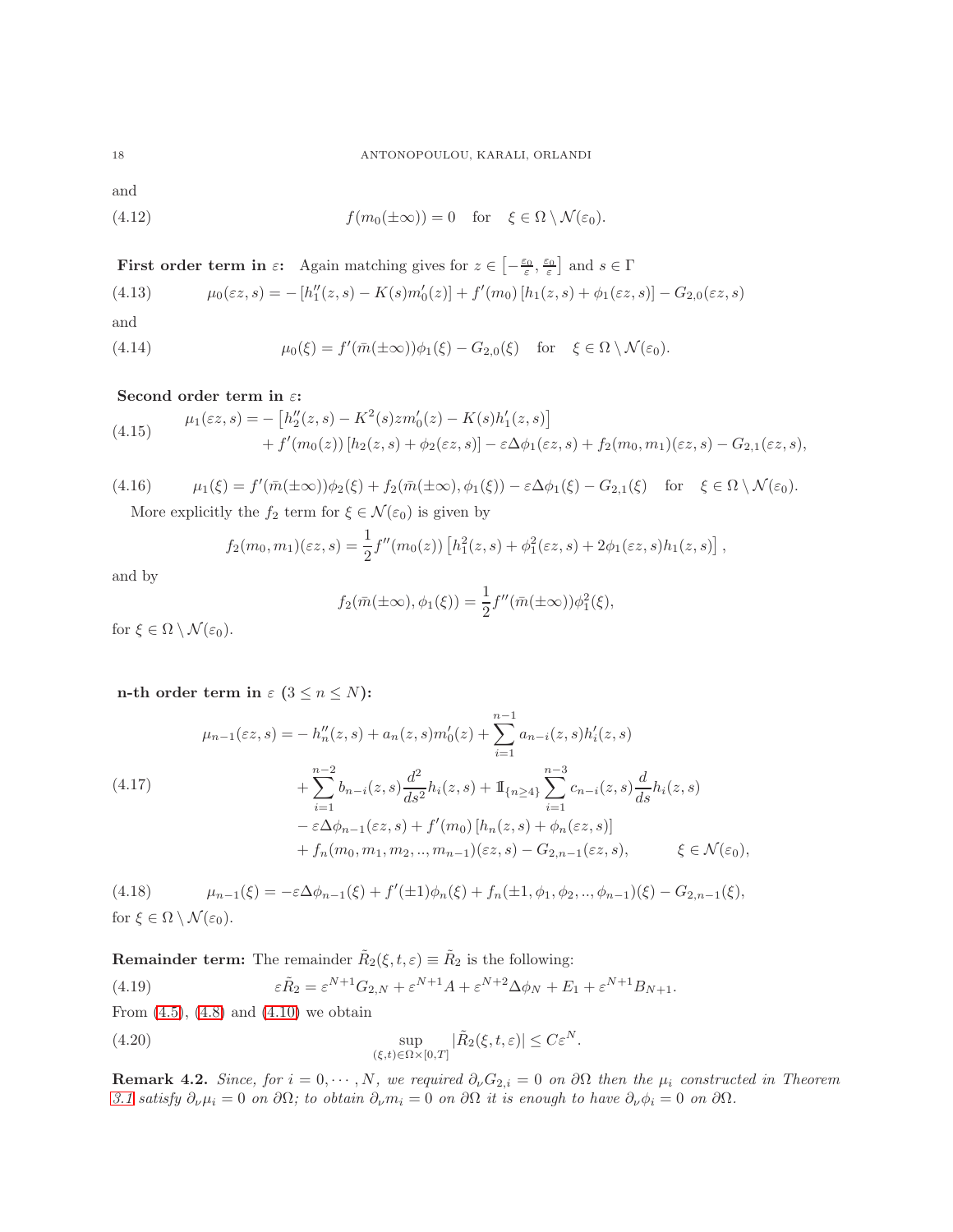and

$$f(m_0(\pm\infty)) = 0 \quad \text{for} \quad \xi \in \Omega \setminus \mathcal{N}(\varepsilon_0). \tag{4.12}$$

**First order term in $\varepsilon$:** Again matching gives for $z \in \left[-\frac{\varepsilon_0}{\varepsilon}, \frac{\varepsilon_0}{\varepsilon}\right]$ and $s \in \Gamma$

$$\mu_0(\varepsilon z, s) = -\left[h_1''(z,s) - K(s)m_0'(z)\right] + f'(m_0)\left[h_1(z,s) + \phi_1(\varepsilon z, s)\right] - G_{2,0}(\varepsilon z, s) \tag{4.13}$$

and

$$\mu_0(\xi) = f'(\bar{m}(\pm\infty))\phi_1(\xi) - G_{2,0}(\xi) \quad \text{for} \quad \xi \in \Omega \setminus \mathcal{N}(\varepsilon_0). \tag{4.14}$$

**Second order term in $\varepsilon$:**

$$\begin{aligned} \mu_1(\varepsilon z, s) = &-\left[h_2''(z,s) - K^2(s)zm_0'(z) - K(s)h_1'(z,s)\right] \\ &+ f'(m_0(z))\left[h_2(z,s) + \phi_2(\varepsilon z, s)\right] - \varepsilon\Delta\phi_1(\varepsilon z, s) + f_2(m_0, m_1)(\varepsilon z, s) - G_{2,1}(\varepsilon z, s), \end{aligned} \tag{4.15}$$

$$\mu_1(\xi) = f'(\bar{m}(\pm\infty))\phi_2(\xi) + f_2(\bar{m}(\pm\infty), \phi_1(\xi)) - \varepsilon\Delta\phi_1(\xi) - G_{2,1}(\xi) \quad \text{for} \quad \xi \in \Omega \setminus \mathcal{N}(\varepsilon_0). \tag{4.16}$$

More explicitly the $f_2$ term for $\xi \in \mathcal{N}(\varepsilon_0)$ is given by

$$f_2(m_0, m_1)(\varepsilon z, s) = \frac{1}{2}f''(m_0(z))\left[h_1^2(z,s) + \phi_1^2(\varepsilon z, s) + 2\phi_1(\varepsilon z, s)h_1(z,s)\right],$$

and by

$$f_2(\bar{m}(\pm\infty), \phi_1(\xi)) = \frac{1}{2}f''(\bar{m}(\pm\infty))\phi_1^2(\xi),$$

for $\xi \in \Omega \setminus \mathcal{N}(\varepsilon_0)$.

**n-th order term in $\varepsilon$ ($3 \le n \le N$):**

$$\begin{aligned} \mu_{n-1}(\varepsilon z, s) = &-h_n''(z,s) + a_n(z,s)m_0'(z) + \sum_{i=1}^{n-1} a_{n-i}(z,s)h_i'(z,s) \\ &+ \sum_{i=1}^{n-2} b_{n-i}(z,s)\frac{d^2}{ds^2}h_i(z,s) + \mathbb{1}_{\{n\ge 4\}}\sum_{i=1}^{n-3} c_{n-i}(z,s)\frac{d}{ds}h_i(z,s) \\ &- \varepsilon\Delta\phi_{n-1}(\varepsilon z, s) + f'(m_0)\left[h_n(z,s) + \phi_n(\varepsilon z, s)\right] \\ &+ f_n(m_0, m_1, m_2, .., m_{n-1})(\varepsilon z, s) - G_{2,n-1}(\varepsilon z, s), \qquad \xi \in \mathcal{N}(\varepsilon_0), \end{aligned} \tag{4.17}$$

$$\mu_{n-1}(\xi) = -\varepsilon\Delta\phi_{n-1}(\xi) + f'(\pm 1)\phi_n(\xi) + f_n(\pm 1, \phi_1, \phi_2, .., \phi_{n-1})(\xi) - G_{2,n-1}(\xi), \tag{4.18}$$

for $\xi \in \Omega \setminus \mathcal{N}(\varepsilon_0)$.

**Remainder term:** The remainder $\tilde{R}_2(\xi, t, \varepsilon) \equiv \tilde{R}_2$ is the following:

$$\varepsilon\tilde{R}_2 = \varepsilon^{N+1}G_{2,N} + \varepsilon^{N+1}A + \varepsilon^{N+2}\Delta\phi_N + E_1 + \varepsilon^{N+1}B_{N+1}. \tag{4.19}$$

From (4.5), (4.8) and (4.10) we obtain

$$\sup_{(\xi,t)\in\Omega\times[0,T]} |\tilde{R}_2(\xi, t, \varepsilon)| \le C\varepsilon^N. \tag{4.20}$$

**Remark 4.2.** *Since, for $i = 0, \cdots, N$, we required $\partial_\nu G_{2,i} = 0$ on $\partial\Omega$ then the $\mu_i$ constructed in Theorem 3.1 satisfy $\partial_\nu \mu_i = 0$ on $\partial\Omega$; to obtain $\partial_\nu m_i = 0$ on $\partial\Omega$ it is enough to have $\partial_\nu \phi_i = 0$ on $\partial\Omega$.*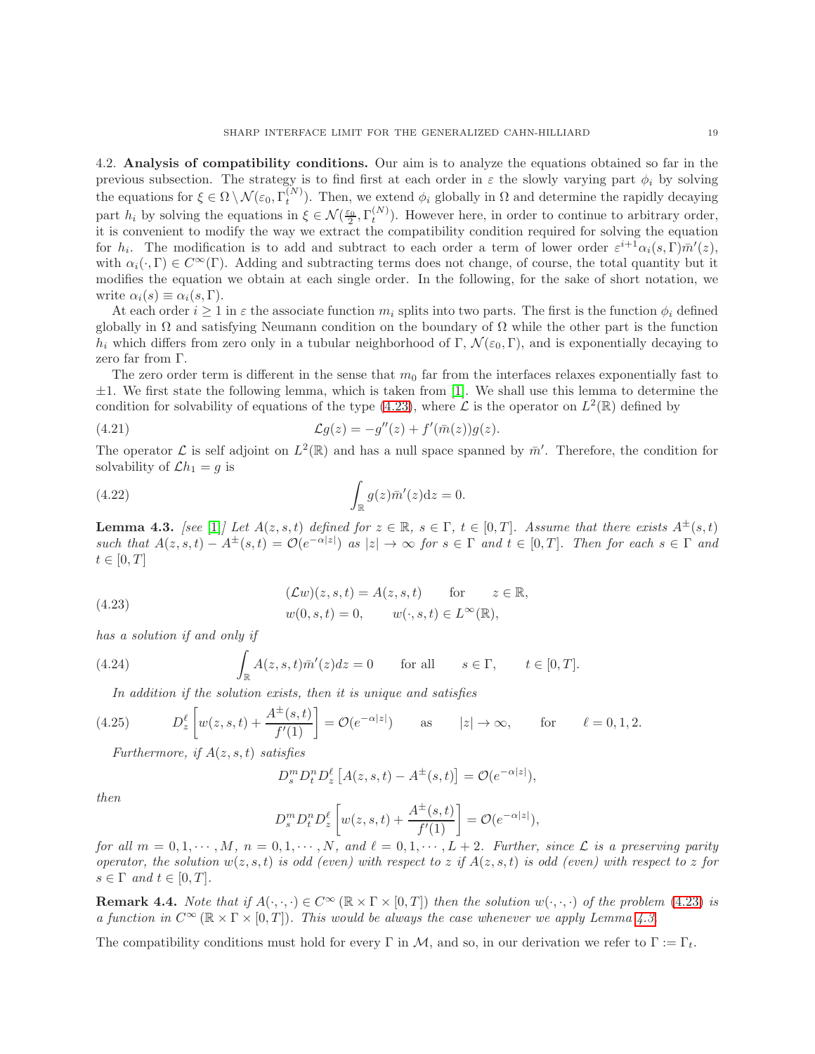4.2. **Analysis of compatibility conditions.** Our aim is to analyze the equations obtained so far in the previous subsection. The strategy is to find first at each order in $\varepsilon$ the slowly varying part $\phi_i$ by solving the equations for $\xi \in \Omega \setminus \mathcal{N}(\varepsilon_0, \Gamma_t^{(N)})$. Then, we extend $\phi_i$ globally in $\Omega$ and determine the rapidly decaying part $h_i$ by solving the equations in $\xi \in \mathcal{N}(\frac{\varepsilon_0}{2}, \Gamma_t^{(N)})$. However here, in order to continue to arbitrary order, it is convenient to modify the way we extract the compatibility condition required for solving the equation for $h_i$. The modification is to add and subtract to each order a term of lower order $\varepsilon^{i+1}\alpha_i(s,\Gamma)\bar{m}'(z)$, with $\alpha_i(\cdot,\Gamma) \in C^\infty(\Gamma)$. Adding and subtracting terms does not change, of course, the total quantity but it modifies the equation we obtain at each single order. In the following, for the sake of short notation, we write $\alpha_i(s) \equiv \alpha_i(s,\Gamma)$.

At each order $i \geq 1$ in $\varepsilon$ the associate function $m_i$ splits into two parts. The first is the function $\phi_i$ defined globally in $\Omega$ and satisfying Neumann condition on the boundary of $\Omega$ while the other part is the function $h_i$ which differs from zero only in a tubular neighborhood of $\Gamma$, $\mathcal{N}(\varepsilon_0, \Gamma)$, and is exponentially decaying to zero far from $\Gamma$.

The zero order term is different in the sense that $m_0$ far from the interfaces relaxes exponentially fast to $\pm 1$. We first state the following lemma, which is taken from [1]. We shall use this lemma to determine the condition for solvability of equations of the type (4.23), where $\mathcal{L}$ is the operator on $L^2(\mathbb{R})$ defined by

$$\mathcal{L}g(z) = -g''(z) + f'(\bar{m}(z))g(z). \tag{4.21}$$

The operator $\mathcal{L}$ is self adjoint on $L^2(\mathbb{R})$ and has a null space spanned by $\bar{m}'$. Therefore, the condition for solvability of $\mathcal{L}h_1 = g$ is

$$\int_{\mathbb{R}} g(z)\bar{m}'(z)\mathrm{d}z = 0. \tag{4.22}$$

**Lemma 4.3.** *[see [1]] Let $A(z,s,t)$ defined for $z \in \mathbb{R}$, $s \in \Gamma$, $t \in [0,T]$. Assume that there exists $A^\pm(s,t)$ such that $A(z,s,t) - A^\pm(s,t) = \mathcal{O}(e^{-\alpha|z|})$ as $|z| \to \infty$ for $s \in \Gamma$ and $t \in [0,T]$. Then for each $s \in \Gamma$ and $t \in [0,T]$*

$$\begin{aligned} &(\mathcal{L}w)(z,s,t) = A(z,s,t) \qquad \text{for} \qquad z \in \mathbb{R}, \\ &w(0,s,t) = 0, \qquad w(\cdot,s,t) \in L^\infty(\mathbb{R}), \end{aligned} \tag{4.23}$$

*has a solution if and only if*

$$\int_{\mathbb{R}} A(z,s,t)\bar{m}'(z)dz = 0 \qquad \text{for all} \qquad s \in \Gamma, \qquad t \in [0,T]. \tag{4.24}$$

*In addition if the solution exists, then it is unique and satisfies*

$$D_z^\ell \left[ w(z,s,t) + \frac{A^\pm(s,t)}{f'(1)} \right] = \mathcal{O}(e^{-\alpha|z|}) \qquad \text{as} \qquad |z| \to \infty, \qquad \text{for} \qquad \ell = 0,1,2. \tag{4.25}$$

*Furthermore, if $A(z,s,t)$ satisfies*

$$D_s^m D_t^n D_z^\ell \left[ A(z,s,t) - A^\pm(s,t) \right] = \mathcal{O}(e^{-\alpha|z|}),$$

*then*

$$D_s^m D_t^n D_z^\ell \left[ w(z,s,t) + \frac{A^\pm(s,t)}{f'(1)} \right] = \mathcal{O}(e^{-\alpha|z|}),$$

*for all $m = 0,1,\cdots,M$, $n = 0,1,\cdots,N$, and $\ell = 0,1,\cdots,L+2$. Further, since $\mathcal{L}$ is a preserving parity operator, the solution $w(z,s,t)$ is odd (even) with respect to $z$ if $A(z,s,t)$ is odd (even) with respect to $z$ for $s \in \Gamma$ and $t \in [0,T]$.*

**Remark 4.4.** *Note that if $A(\cdot,\cdot,\cdot) \in C^\infty(\mathbb{R} \times \Gamma \times [0,T])$ then the solution $w(\cdot,\cdot,\cdot)$ of the problem (4.23) is a function in $C^\infty(\mathbb{R} \times \Gamma \times [0,T])$. This would be always the case whenever we apply Lemma 4.3.*

The compatibility conditions must hold for every $\Gamma$ in $\mathcal{M}$, and so, in our derivation we refer to $\Gamma := \Gamma_t$.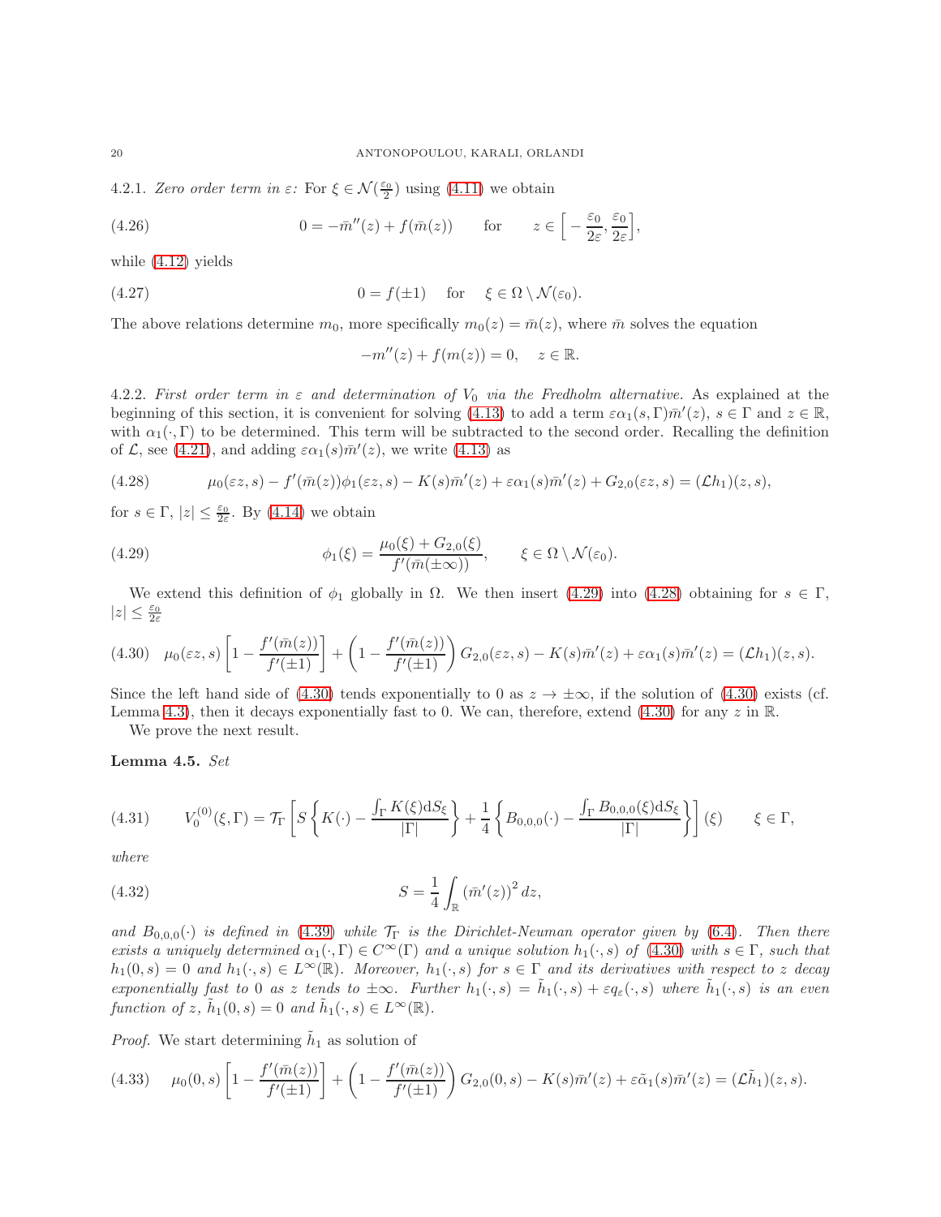4.2.1. *Zero order term in ε:* For $\xi \in \mathcal{N}(\frac{\varepsilon_0}{2})$ using (4.11) we obtain

$$0 = -\bar{m}''(z) + f(\bar{m}(z)) \qquad \text{for} \qquad z \in \Big[-\frac{\varepsilon_0}{2\varepsilon}, \frac{\varepsilon_0}{2\varepsilon}\Big], \tag{4.26}$$

while (4.12) yields

$$0 = f(\pm 1) \quad \text{ for } \quad \xi \in \Omega \setminus \mathcal{N}(\varepsilon_0). \tag{4.27}$$

The above relations determine $m_0$, more specifically $m_0(z) = \bar{m}(z)$, where $\bar{m}$ solves the equation

$$-m''(z) + f(m(z)) = 0, \quad z \in \mathbb{R}.$$

4.2.2. *First order term in ε and determination of $V_0$ via the Fredholm alternative.* As explained at the beginning of this section, it is convenient for solving (4.13) to add a term $\varepsilon\alpha_1(s,\Gamma)\bar{m}'(z)$, $s \in \Gamma$ and $z \in \mathbb{R}$, with $\alpha_1(\cdot,\Gamma)$ to be determined. This term will be subtracted to the second order. Recalling the definition of $\mathcal{L}$, see (4.21), and adding $\varepsilon\alpha_1(s)\bar{m}'(z)$, we write (4.13) as

$$\mu_0(\varepsilon z, s) - f'(\bar{m}(z))\phi_1(\varepsilon z, s) - K(s)\bar{m}'(z) + \varepsilon\alpha_1(s)\bar{m}'(z) + G_{2,0}(\varepsilon z, s) = (\mathcal{L}h_1)(z,s), \tag{4.28}$$

for $s \in \Gamma$, $|z| \leq \frac{\varepsilon_0}{2\varepsilon}$. By (4.14) we obtain

$$\phi_1(\xi) = \frac{\mu_0(\xi) + G_{2,0}(\xi)}{f'(\bar{m}(\pm\infty))}, \qquad \xi \in \Omega \setminus \mathcal{N}(\varepsilon_0). \tag{4.29}$$

We extend this definition of $\phi_1$ globally in $\Omega$. We then insert (4.29) into (4.28) obtaining for $s \in \Gamma$, $|z| \leq \frac{\varepsilon_0}{2\varepsilon}$

$$\mu_0(\varepsilon z, s)\left[1 - \frac{f'(\bar{m}(z))}{f'(\pm 1)}\right] + \left(1 - \frac{f'(\bar{m}(z))}{f'(\pm 1)}\right) G_{2,0}(\varepsilon z, s) - K(s)\bar{m}'(z) + \varepsilon\alpha_1(s)\bar{m}'(z) = (\mathcal{L}h_1)(z,s). \tag{4.30}$$

Since the left hand side of (4.30) tends exponentially to 0 as $z \to \pm\infty$, if the solution of (4.30) exists (cf. Lemma 4.3), then it decays exponentially fast to 0. We can, therefore, extend (4.30) for any $z$ in $\mathbb{R}$.

We prove the next result.

**Lemma 4.5.** *Set*

$$V_0^{(0)}(\xi,\Gamma) = \mathcal{T}_\Gamma\left[S\left\{K(\cdot) - \frac{\int_\Gamma K(\xi)\mathrm{d}S_\xi}{|\Gamma|}\right\} + \frac{1}{4}\left\{B_{0,0,0}(\cdot) - \frac{\int_\Gamma B_{0,0,0}(\xi)\mathrm{d}S_\xi}{|\Gamma|}\right\}\right](\xi) \qquad \xi \in \Gamma, \tag{4.31}$$

*where*

$$S = \frac{1}{4}\int_{\mathbb{R}} (\bar{m}'(z))^2 \, dz, \tag{4.32}$$

*and $B_{0,0,0}(\cdot)$ is defined in (4.39) while $\mathcal{T}_\Gamma$ is the Dirichlet-Neuman operator given by (6.4). Then there exists a uniquely determined $\alpha_1(\cdot,\Gamma) \in C^\infty(\Gamma)$ and a unique solution $h_1(\cdot,s)$ of (4.30) with $s \in \Gamma$, such that $h_1(0,s) = 0$ and $h_1(\cdot,s) \in L^\infty(\mathbb{R})$. Moreover, $h_1(\cdot,s)$ for $s \in \Gamma$ and its derivatives with respect to $z$ decay exponentially fast to 0 as $z$ tends to $\pm\infty$. Further $h_1(\cdot,s) = \tilde{h}_1(\cdot,s) + \varepsilon q_\varepsilon(\cdot,s)$ where $\tilde{h}_1(\cdot,s)$ is an even function of $z$, $\tilde{h}_1(0,s) = 0$ and $\tilde{h}_1(\cdot,s) \in L^\infty(\mathbb{R})$.*

*Proof.* We start determining $\tilde{h}_1$ as solution of

$$\mu_0(0,s)\left[1 - \frac{f'(\bar{m}(z))}{f'(\pm 1)}\right] + \left(1 - \frac{f'(\bar{m}(z))}{f'(\pm 1)}\right) G_{2,0}(0,s) - K(s)\bar{m}'(z) + \varepsilon\tilde{\alpha}_1(s)\bar{m}'(z) = (\mathcal{L}\tilde{h}_1)(z,s). \tag{4.33}$$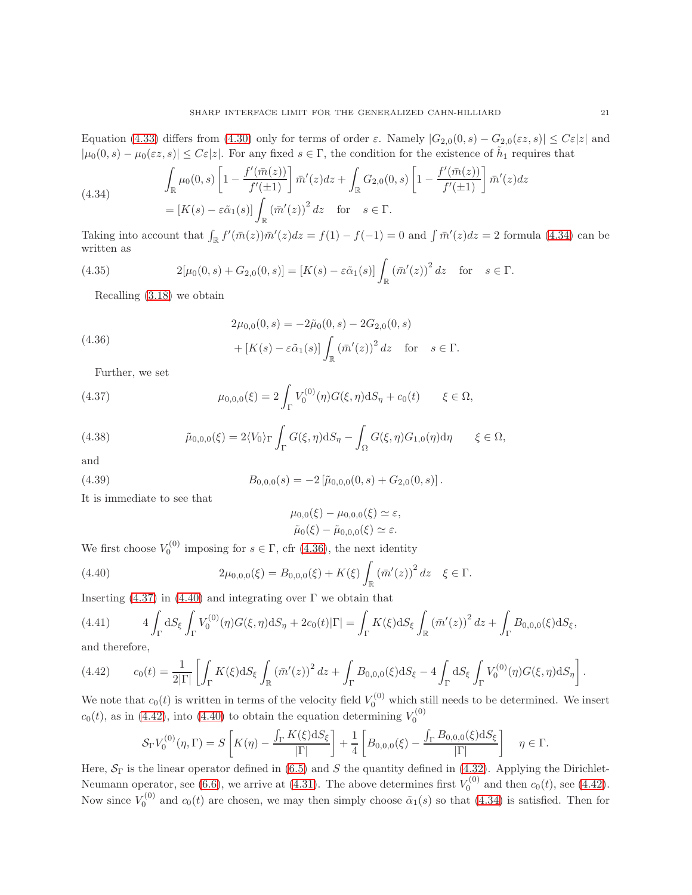Equation (4.33) differs from (4.30) only for terms of order $\varepsilon$. Namely $|G_{2,0}(0,s) - G_{2,0}(\varepsilon z, s)| \leq C\varepsilon|z|$ and $|\mu_0(0,s) - \mu_0(\varepsilon z, s)| \leq C\varepsilon|z|$. For any fixed $s \in \Gamma$, the condition for the existence of $\tilde{h}_1$ requires that

$$
\begin{aligned}
&\int_{\mathbb{R}} \mu_0(0,s)\left[1 - \frac{f'(\bar{m}(z))}{f'(\pm 1)}\right]\bar{m}'(z)dz + \int_{\mathbb{R}} G_{2,0}(0,s)\left[1 - \frac{f'(\bar{m}(z))}{f'(\pm 1)}\right]\bar{m}'(z)dz \\
&= [K(s) - \varepsilon\tilde{\alpha}_1(s)]\int_{\mathbb{R}} (\bar{m}'(z))^2 dz \quad \text{for} \quad s \in \Gamma.
\end{aligned}
\tag{4.34}
$$

Taking into account that $\int_{\mathbb{R}} f'(\bar{m}(z))\bar{m}'(z)dz = f(1) - f(-1) = 0$ and $\int \bar{m}'(z)dz = 2$ formula (4.34) can be written as

$$
2[\mu_0(0,s) + G_{2,0}(0,s)] = [K(s) - \varepsilon\tilde{\alpha}_1(s)]\int_{\mathbb{R}} (\bar{m}'(z))^2 dz \quad \text{for} \quad s \in \Gamma. \tag{4.35}
$$

Recalling (3.18) we obtain

$$
\begin{aligned}
&2\mu_{0,0}(0,s) = -2\tilde{\mu}_0(0,s) - 2G_{2,0}(0,s) \\
&\quad + [K(s) - \varepsilon\tilde{\alpha}_1(s)]\int_{\mathbb{R}} (\bar{m}'(z))^2 dz \quad \text{for} \quad s \in \Gamma.
\end{aligned}
\tag{4.36}
$$

Further, we set

$$
\mu_{0,0,0}(\xi) = 2\int_\Gamma V_0^{(0)}(\eta)G(\xi,\eta)\mathrm{d}S_\eta + c_0(t) \qquad \xi \in \Omega, \tag{4.37}
$$

$$
\tilde{\mu}_{0,0,0}(\xi) = 2\langle V_0\rangle_\Gamma \int_\Gamma G(\xi,\eta)\mathrm{d}S_\eta - \int_\Omega G(\xi,\eta)G_{1,0}(\eta)\mathrm{d}\eta \qquad \xi \in \Omega, \tag{4.38}
$$

and

$$
B_{0,0,0}(s) = -2\left[\tilde{\mu}_{0,0,0}(0,s) + G_{2,0}(0,s)\right]. \tag{4.39}
$$

It is immediate to see that

$$
\begin{aligned}
\mu_{0,0}(\xi) - \mu_{0,0,0}(\xi) &\simeq \varepsilon, \\
\tilde{\mu}_0(\xi) - \tilde{\mu}_{0,0,0}(\xi) &\simeq \varepsilon.
\end{aligned}
$$

We first choose $V_0^{(0)}$ imposing for $s \in \Gamma$, cfr (4.36), the next identity

$$
2\mu_{0,0,0}(\xi) = B_{0,0,0}(\xi) + K(\xi)\int_{\mathbb{R}} (\bar{m}'(z))^2 dz \quad \xi \in \Gamma. \tag{4.40}
$$

Inserting (4.37) in (4.40) and integrating over $\Gamma$ we obtain that

$$
4\int_\Gamma \mathrm{d}S_\xi \int_\Gamma V_0^{(0)}(\eta)G(\xi,\eta)\mathrm{d}S_\eta + 2c_0(t)|\Gamma| = \int_\Gamma K(\xi)\mathrm{d}S_\xi \int_{\mathbb{R}} (\bar{m}'(z))^2 dz + \int_\Gamma B_{0,0,0}(\xi)\mathrm{d}S_\xi, \tag{4.41}
$$

and therefore,

$$
c_0(t) = \frac{1}{2|\Gamma|}\left[\int_\Gamma K(\xi)\mathrm{d}S_\xi \int_{\mathbb{R}} (\bar{m}'(z))^2 dz + \int_\Gamma B_{0,0,0}(\xi)\mathrm{d}S_\xi - 4\int_\Gamma \mathrm{d}S_\xi \int_\Gamma V_0^{(0)}(\eta)G(\xi,\eta)\mathrm{d}S_\eta\right]. \tag{4.42}
$$

We note that $c_0(t)$ is written in terms of the velocity field $V_0^{(0)}$ which still needs to be determined. We insert $c_0(t)$, as in (4.42), into (4.40) to obtain the equation determining $V_0^{(0)}$

$$
\mathcal{S}_\Gamma V_0^{(0)}(\eta,\Gamma) = S\left[K(\eta) - \frac{\int_\Gamma K(\xi)\mathrm{d}S_\xi}{|\Gamma|}\right] + \frac{1}{4}\left[B_{0,0,0}(\xi) - \frac{\int_\Gamma B_{0,0,0}(\xi)\mathrm{d}S_\xi}{|\Gamma|}\right] \quad \eta \in \Gamma.
$$

Here, $\mathcal{S}_\Gamma$ is the linear operator defined in (6.5) and $S$ the quantity defined in (4.32). Applying the Dirichlet-Neumann operator, see (6.6), we arrive at (4.31). The above determines first $V_0^{(0)}$ and then $c_0(t)$, see (4.42). Now since $V_0^{(0)}$ and $c_0(t)$ are chosen, we may then simply choose $\tilde{\alpha}_1(s)$ so that (4.34) is satisfied. Then for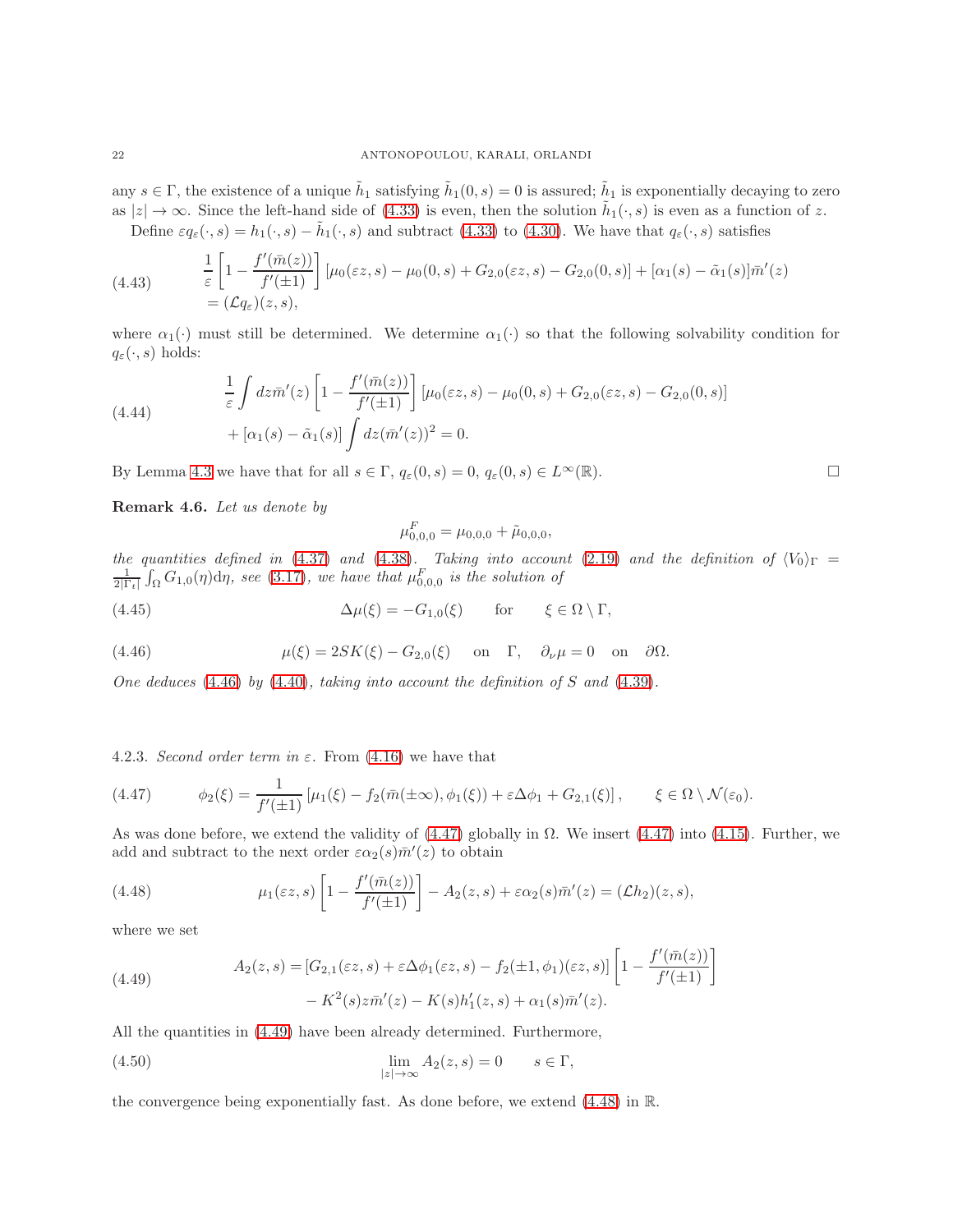any $s \in \Gamma$, the existence of a unique $\tilde{h}_1$ satisfying $\tilde{h}_1(0,s) = 0$ is assured; $\tilde{h}_1$ is exponentially decaying to zero as $|z| \to \infty$. Since the left-hand side of (4.33) is even, then the solution $\tilde{h}_1(\cdot, s)$ is even as a function of $z$.

Define $\varepsilon q_\varepsilon(\cdot, s) = h_1(\cdot, s) - \tilde{h}_1(\cdot, s)$ and subtract (4.33) to (4.30). We have that $q_\varepsilon(\cdot, s)$ satisfies

$$
\begin{aligned}
&\frac{1}{\varepsilon}\left[1 - \frac{f'(\bar{m}(z))}{f'(\pm 1)}\right][\mu_0(\varepsilon z, s) - \mu_0(0,s) + G_{2,0}(\varepsilon z, s) - G_{2,0}(0,s)] + [\alpha_1(s) - \tilde{\alpha}_1(s)]\bar{m}'(z) \\
&= (\mathcal{L} q_\varepsilon)(z,s),
\end{aligned}
\tag{4.43}
$$

where $\alpha_1(\cdot)$ must still be determined. We determine $\alpha_1(\cdot)$ so that the following solvability condition for $q_\varepsilon(\cdot, s)$ holds:

$$
\begin{aligned}
&\frac{1}{\varepsilon}\int dz \bar{m}'(z)\left[1 - \frac{f'(\bar{m}(z))}{f'(\pm 1)}\right][\mu_0(\varepsilon z, s) - \mu_0(0,s) + G_{2,0}(\varepsilon z, s) - G_{2,0}(0,s)] \\
&+ [\alpha_1(s) - \tilde{\alpha}_1(s)]\int dz (\bar{m}'(z))^2 = 0.
\end{aligned}
\tag{4.44}
$$

By Lemma 4.3 we have that for all $s \in \Gamma$, $q_\varepsilon(0,s) = 0$, $q_\varepsilon(0,s) \in L^\infty(\mathbb{R})$. □

**Remark 4.6.** *Let us denote by*

$$
\mu^F_{0,0,0} = \mu_{0,0,0} + \tilde{\mu}_{0,0,0},
$$

*the quantities defined in (4.37) and (4.38). Taking into account (2.19) and the definition of* $\langle V_0 \rangle_\Gamma = \frac{1}{2|\Gamma_t|}\int_\Omega G_{1,0}(\eta)\mathrm{d}\eta$*, see (3.17), we have that* $\mu^F_{0,0,0}$ *is the solution of*

$$
\Delta \mu(\xi) = -G_{1,0}(\xi) \qquad \text{for} \qquad \xi \in \Omega \setminus \Gamma,
\tag{4.45}
$$

$$
\mu(\xi) = 2SK(\xi) - G_{2,0}(\xi) \quad \text{on} \quad \Gamma, \quad \partial_\nu \mu = 0 \quad \text{on} \quad \partial\Omega.
\tag{4.46}
$$

*One deduces (4.46) by (4.40), taking into account the definition of $S$ and (4.39).*

4.2.3. *Second order term in $\varepsilon$.* From (4.16) we have that

$$
\phi_2(\xi) = \frac{1}{f'(\pm 1)}[\mu_1(\xi) - f_2(\bar{m}(\pm\infty), \phi_1(\xi)) + \varepsilon \Delta \phi_1 + G_{2,1}(\xi)], \qquad \xi \in \Omega \setminus \mathcal{N}(\varepsilon_0).
\tag{4.47}
$$

As was done before, we extend the validity of (4.47) globally in $\Omega$. We insert (4.47) into (4.15). Further, we add and subtract to the next order $\varepsilon \alpha_2(s)\bar{m}'(z)$ to obtain

$$
\mu_1(\varepsilon z, s)\left[1 - \frac{f'(\bar{m}(z))}{f'(\pm 1)}\right] - A_2(z,s) + \varepsilon \alpha_2(s)\bar{m}'(z) = (\mathcal{L} h_2)(z,s),
\tag{4.48}
$$

where we set

$$
\begin{aligned}
A_2(z,s) = &[G_{2,1}(\varepsilon z, s) + \varepsilon \Delta \phi_1(\varepsilon z, s) - f_2(\pm 1, \phi_1)(\varepsilon z, s)]\left[1 - \frac{f'(\bar{m}(z))}{f'(\pm 1)}\right] \\
&- K^2(s) z \bar{m}'(z) - K(s) h_1'(z,s) + \alpha_1(s)\bar{m}'(z).
\end{aligned}
\tag{4.49}
$$

All the quantities in (4.49) have been already determined. Furthermore,

$$
\lim_{|z| \to \infty} A_2(z,s) = 0 \qquad s \in \Gamma,
\tag{4.50}
$$

the convergence being exponentially fast. As done before, we extend (4.48) in $\mathbb{R}$.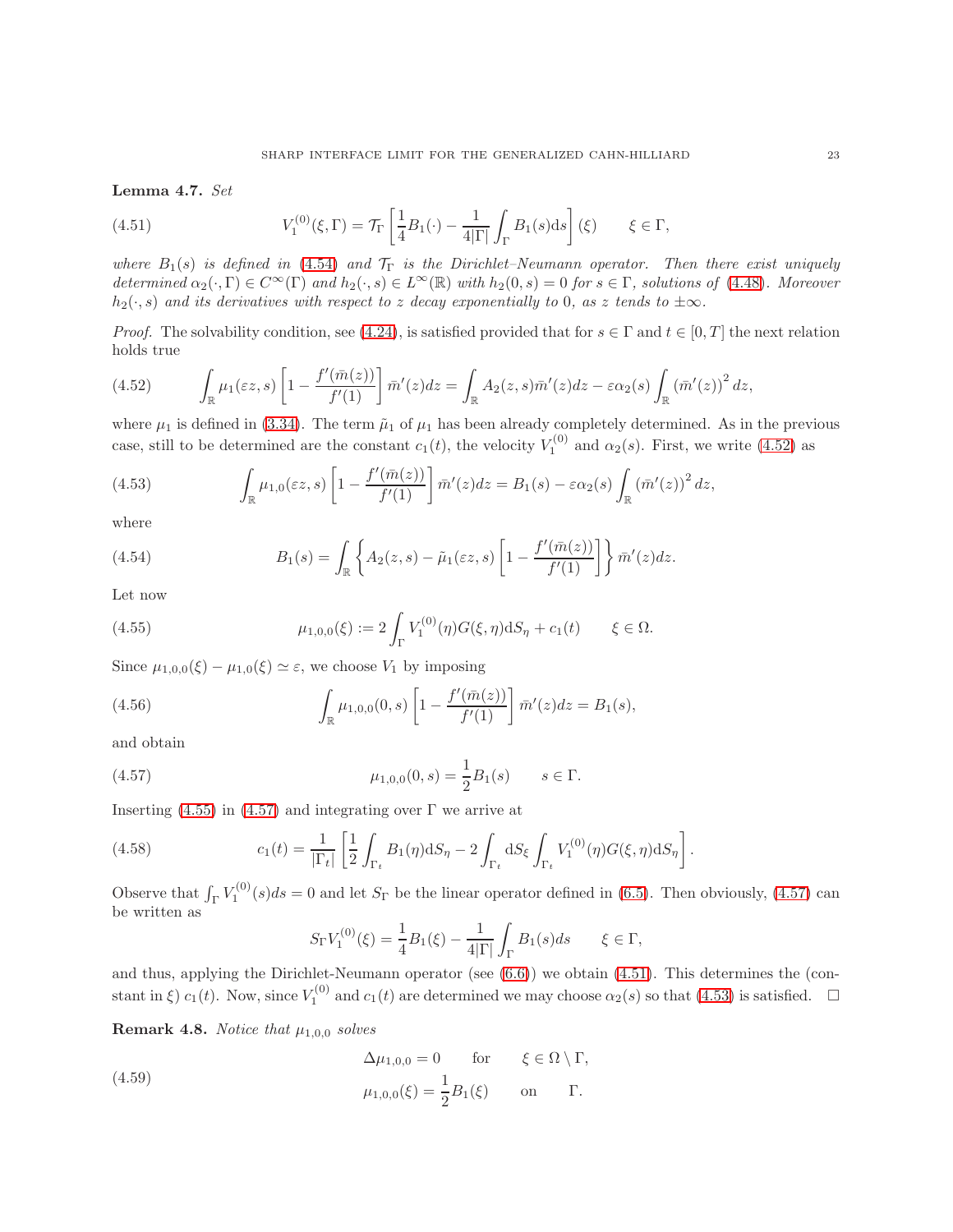**Lemma 4.7.** *Set*

$$V_1^{(0)}(\xi,\Gamma) = \mathcal{T}_\Gamma\left[\frac{1}{4}B_1(\cdot) - \frac{1}{4|\Gamma|}\int_\Gamma B_1(s)\mathrm{d}s\right](\xi) \qquad \xi\in\Gamma, \tag{4.51}$$

*where $B_1(s)$ is defined in (4.54) and $\mathcal{T}_\Gamma$ is the Dirichlet–Neumann operator. Then there exist uniquely determined $\alpha_2(\cdot,\Gamma)\in C^\infty(\Gamma)$ and $h_2(\cdot,s)\in L^\infty(\mathbb{R})$ with $h_2(0,s)=0$ for $s\in\Gamma$, solutions of (4.48). Moreover $h_2(\cdot,s)$ and its derivatives with respect to $z$ decay exponentially to 0, as $z$ tends to $\pm\infty$.*

*Proof.* The solvability condition, see (4.24), is satisfied provided that for $s\in\Gamma$ and $t\in[0,T]$ the next relation holds true

$$\int_{\mathbb{R}}\mu_1(\varepsilon z,s)\left[1-\frac{f'(\bar m(z))}{f'(1)}\right]\bar m'(z)dz = \int_{\mathbb{R}}A_2(z,s)\bar m'(z)dz - \varepsilon\alpha_2(s)\int_{\mathbb{R}}\left(\bar m'(z)\right)^2dz, \tag{4.52}$$

where $\mu_1$ is defined in (3.34). The term $\tilde\mu_1$ of $\mu_1$ has been already completely determined. As in the previous case, still to be determined are the constant $c_1(t)$, the velocity $V_1^{(0)}$ and $\alpha_2(s)$. First, we write (4.52) as

$$\int_{\mathbb{R}}\mu_{1,0}(\varepsilon z,s)\left[1-\frac{f'(\bar m(z))}{f'(1)}\right]\bar m'(z)dz = B_1(s) - \varepsilon\alpha_2(s)\int_{\mathbb{R}}\left(\bar m'(z)\right)^2dz, \tag{4.53}$$

where

$$B_1(s) = \int_{\mathbb{R}}\left\{A_2(z,s) - \tilde\mu_1(\varepsilon z,s)\left[1-\frac{f'(\bar m(z))}{f'(1)}\right]\right\}\bar m'(z)dz. \tag{4.54}$$

Let now

$$\mu_{1,0,0}(\xi) := 2\int_\Gamma V_1^{(0)}(\eta)G(\xi,\eta)\mathrm{d}S_\eta + c_1(t) \qquad \xi\in\Omega. \tag{4.55}$$

Since $\mu_{1,0,0}(\xi)-\mu_{1,0}(\xi)\simeq\varepsilon$, we choose $V_1$ by imposing

$$\int_{\mathbb{R}}\mu_{1,0,0}(0,s)\left[1-\frac{f'(\bar m(z))}{f'(1)}\right]\bar m'(z)dz = B_1(s), \tag{4.56}$$

and obtain

$$\mu_{1,0,0}(0,s) = \frac{1}{2}B_1(s) \qquad s\in\Gamma. \tag{4.57}$$

Inserting (4.55) in (4.57) and integrating over $\Gamma$ we arrive at

$$c_1(t) = \frac{1}{|\Gamma_t|}\left[\frac{1}{2}\int_{\Gamma_t}B_1(\eta)\mathrm{d}S_\eta - 2\int_{\Gamma_t}\mathrm{d}S_\xi\int_{\Gamma_t}V_1^{(0)}(\eta)G(\xi,\eta)\mathrm{d}S_\eta\right]. \tag{4.58}$$

Observe that $\int_\Gamma V_1^{(0)}(s)ds = 0$ and let $S_\Gamma$ be the linear operator defined in (6.5). Then obviously, (4.57) can be written as

$$S_\Gamma V_1^{(0)}(\xi) = \frac{1}{4}B_1(\xi) - \frac{1}{4|\Gamma|}\int_\Gamma B_1(s)ds \qquad \xi\in\Gamma,$$

and thus, applying the Dirichlet-Neumann operator (see (6.6)) we obtain (4.51). This determines the (constant in $\xi$) $c_1(t)$. Now, since $V_1^{(0)}$ and $c_1(t)$ are determined we may choose $\alpha_2(s)$ so that (4.53) is satisfied. □

**Remark 4.8.** *Notice that $\mu_{1,0,0}$ solves*

$$\begin{aligned}
&\Delta\mu_{1,0,0} = 0 \qquad \text{for} \qquad \xi\in\Omega\setminus\Gamma,\\
&\mu_{1,0,0}(\xi) = \frac{1}{2}B_1(\xi) \qquad \text{on} \qquad \Gamma.
\end{aligned} \tag{4.59}$$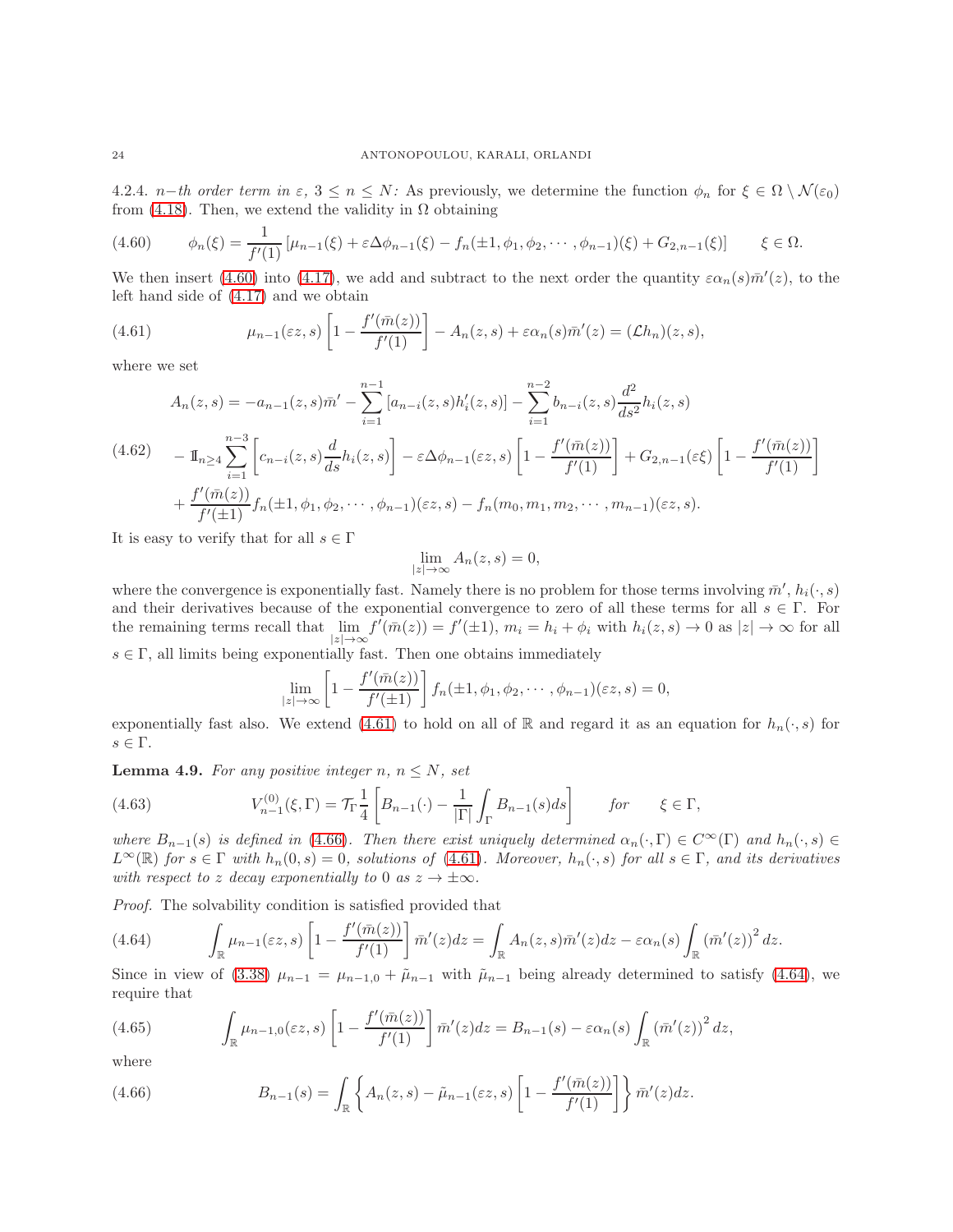4.2.4. $n-th$ *order term in* $\varepsilon$, $3 \le n \le N$: As previously, we determine the function $\phi_n$ for $\xi \in \Omega \setminus \mathcal{N}(\varepsilon_0)$ from (4.18). Then, we extend the validity in $\Omega$ obtaining

$$\phi_n(\xi) = \frac{1}{f'(1)}\left[\mu_{n-1}(\xi) + \varepsilon\Delta\phi_{n-1}(\xi) - f_n(\pm 1, \phi_1, \phi_2, \cdots, \phi_{n-1})(\xi) + G_{2,n-1}(\xi)\right] \qquad \xi \in \Omega. \tag{4.60}$$

We then insert (4.60) into (4.17), we add and subtract to the next order the quantity $\varepsilon\alpha_n(s)\bar{m}'(z)$, to the left hand side of (4.17) and we obtain

$$\mu_{n-1}(\varepsilon z, s)\left[1 - \frac{f'(\bar{m}(z))}{f'(1)}\right] - A_n(z,s) + \varepsilon\alpha_n(s)\bar{m}'(z) = (\mathcal{L}h_n)(z,s), \tag{4.61}$$

where we set

$$\begin{aligned}
A_n(z,s) &= -a_{n-1}(z,s)\bar{m}' - \sum_{i=1}^{n-1}\left[a_{n-i}(z,s)h_i'(z,s)\right] - \sum_{i=1}^{n-2} b_{n-i}(z,s)\frac{d^2}{ds^2}h_i(z,s) \\
&- \mathbb{1}_{n\ge 4}\sum_{i=1}^{n-3}\left[c_{n-i}(z,s)\frac{d}{ds}h_i(z,s)\right] - \varepsilon\Delta\phi_{n-1}(\varepsilon z,s)\left[1 - \frac{f'(\bar{m}(z))}{f'(1)}\right] + G_{2,n-1}(\varepsilon\xi)\left[1 - \frac{f'(\bar{m}(z))}{f'(1)}\right] \\
&+ \frac{f'(\bar{m}(z))}{f'(\pm 1)}f_n(\pm 1, \phi_1, \phi_2, \cdots, \phi_{n-1})(\varepsilon z, s) - f_n(m_0, m_1, m_2, \cdots, m_{n-1})(\varepsilon z, s).
\end{aligned} \tag{4.62}$$

It is easy to verify that for all $s \in \Gamma$

$$\lim_{|z|\to\infty} A_n(z,s) = 0,$$

where the convergence is exponentially fast. Namely there is no problem for those terms involving $\bar{m}'$, $h_i(\cdot, s)$ and their derivatives because of the exponential convergence to zero of all these terms for all $s \in \Gamma$. For the remaining terms recall that $\lim_{|z|\to\infty} f'(\bar{m}(z)) = f'(\pm 1)$, $m_i = h_i + \phi_i$ with $h_i(z,s) \to 0$ as $|z| \to \infty$ for all $s \in \Gamma$, all limits being exponentially fast. Then one obtains immediately

$$\lim_{|z|\to\infty}\left[1 - \frac{f'(\bar{m}(z))}{f'(\pm 1)}\right] f_n(\pm 1, \phi_1, \phi_2, \cdots, \phi_{n-1})(\varepsilon z, s) = 0,$$

exponentially fast also. We extend (4.61) to hold on all of $\mathbb{R}$ and regard it as an equation for $h_n(\cdot, s)$ for $s \in \Gamma$.

**Lemma 4.9.** *For any positive integer $n$, $n \le N$, set*

$$V_{n-1}^{(0)}(\xi, \Gamma) = \mathcal{T}_\Gamma \frac{1}{4}\left[B_{n-1}(\cdot) - \frac{1}{|\Gamma|}\int_\Gamma B_{n-1}(s)ds\right] \qquad \text{for} \qquad \xi \in \Gamma, \tag{4.63}$$

*where $B_{n-1}(s)$ is defined in (4.66). Then there exist uniquely determined $\alpha_n(\cdot, \Gamma) \in C^\infty(\Gamma)$ and $h_n(\cdot, s) \in L^\infty(\mathbb{R})$ for $s \in \Gamma$ with $h_n(0,s) = 0$, solutions of (4.61). Moreover, $h_n(\cdot, s)$ for all $s \in \Gamma$, and its derivatives with respect to $z$ decay exponentially to 0 as $z \to \pm\infty$.*

*Proof.* The solvability condition is satisfied provided that

$$\int_\mathbb{R} \mu_{n-1}(\varepsilon z, s)\left[1 - \frac{f'(\bar{m}(z))}{f'(1)}\right]\bar{m}'(z)dz = \int_\mathbb{R} A_n(z,s)\bar{m}'(z)dz - \varepsilon\alpha_n(s)\int_\mathbb{R}\left(\bar{m}'(z)\right)^2 dz. \tag{4.64}$$

Since in view of (3.38) $\mu_{n-1} = \mu_{n-1,0} + \tilde{\mu}_{n-1}$ with $\tilde{\mu}_{n-1}$ being already determined to satisfy (4.64), we require that

$$\int_\mathbb{R} \mu_{n-1,0}(\varepsilon z, s)\left[1 - \frac{f'(\bar{m}(z))}{f'(1)}\right]\bar{m}'(z)dz = B_{n-1}(s) - \varepsilon\alpha_n(s)\int_\mathbb{R}\left(\bar{m}'(z)\right)^2 dz, \tag{4.65}$$

where

$$B_{n-1}(s) = \int_\mathbb{R}\left\{A_n(z,s) - \tilde{\mu}_{n-1}(\varepsilon z, s)\left[1 - \frac{f'(\bar{m}(z))}{f'(1)}\right]\right\}\bar{m}'(z)dz. \tag{4.66}$$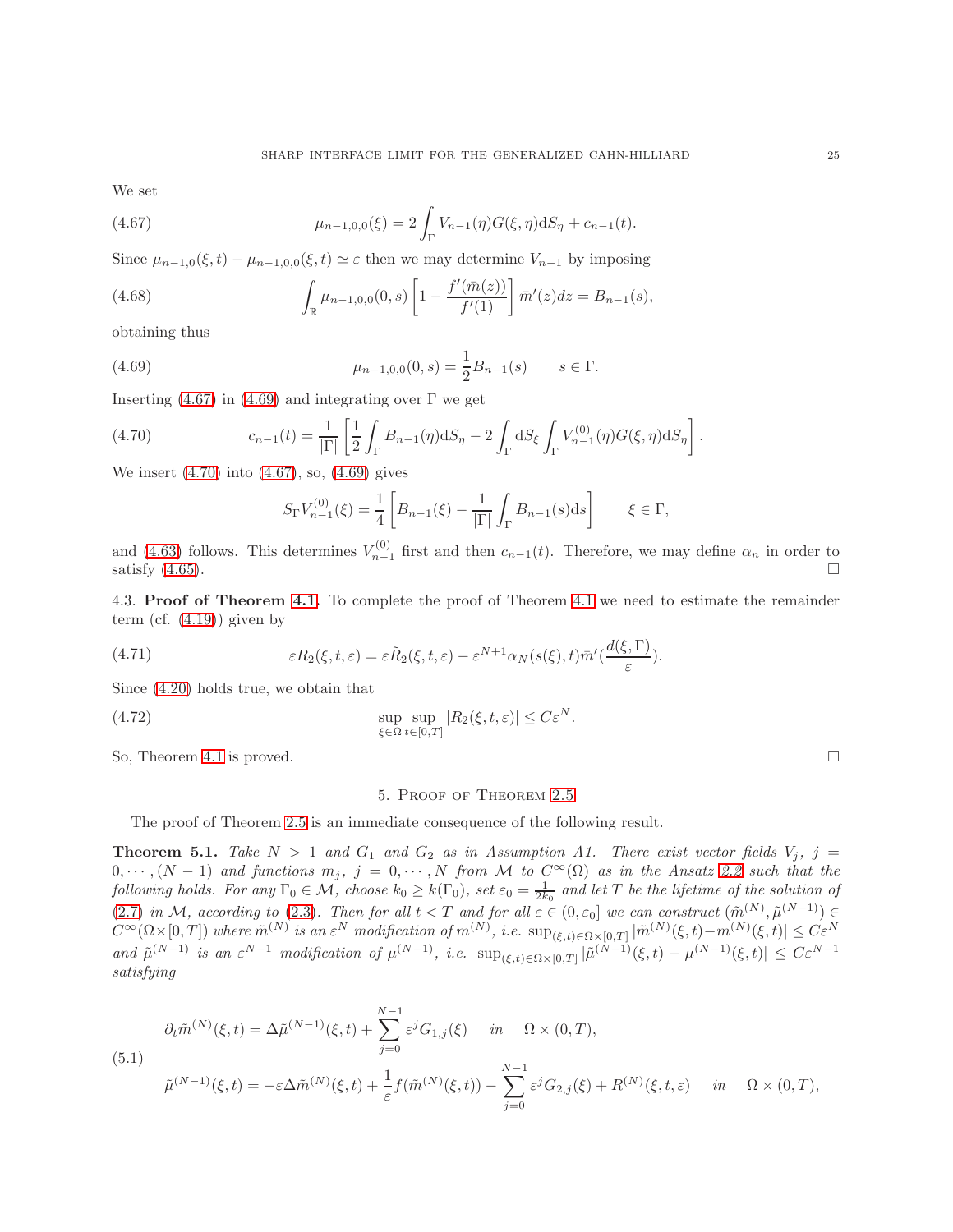We set

$$\mu_{n-1,0,0}(\xi) = 2\int_\Gamma V_{n-1}(\eta) G(\xi,\eta) \mathrm{d}S_\eta + c_{n-1}(t). \tag{4.67}$$

Since $\mu_{n-1,0}(\xi,t) - \mu_{n-1,0,0}(\xi,t) \simeq \varepsilon$ then we may determine $V_{n-1}$ by imposing

$$\int_{\mathbb{R}} \mu_{n-1,0,0}(0,s)\left[1 - \frac{f'(\bar{m}(z))}{f'(1)}\right]\bar{m}'(z)dz = B_{n-1}(s), \tag{4.68}$$

obtaining thus

$$\mu_{n-1,0,0}(0,s) = \frac{1}{2}B_{n-1}(s) \qquad s\in\Gamma. \tag{4.69}$$

Inserting (4.67) in (4.69) and integrating over $\Gamma$ we get

$$c_{n-1}(t) = \frac{1}{|\Gamma|}\left[\frac{1}{2}\int_\Gamma B_{n-1}(\eta)\mathrm{d}S_\eta - 2\int_\Gamma \mathrm{d}S_\xi \int_\Gamma V^{(0)}_{n-1}(\eta)G(\xi,\eta)\mathrm{d}S_\eta\right]. \tag{4.70}$$

We insert (4.70) into (4.67), so, (4.69) gives

$$S_\Gamma V^{(0)}_{n-1}(\xi) = \frac{1}{4}\left[B_{n-1}(\xi) - \frac{1}{|\Gamma|}\int_\Gamma B_{n-1}(s)\mathrm{d}s\right] \qquad \xi\in\Gamma,$$

and (4.63) follows. This determines $V^{(0)}_{n-1}$ first and then $c_{n-1}(t)$. Therefore, we may define $\alpha_n$ in order to satisfy (4.65). □

### 4.3. Proof of Theorem 4.1.

To complete the proof of Theorem 4.1 we need to estimate the remainder term (cf. (4.19)) given by

$$\varepsilon R_2(\xi,t,\varepsilon) = \varepsilon\tilde{R}_2(\xi,t,\varepsilon) - \varepsilon^{N+1}\alpha_N(s(\xi),t)\bar{m}'\left(\frac{d(\xi,\Gamma)}{\varepsilon}\right). \tag{4.71}$$

Since (4.20) holds true, we obtain that

$$\sup_{\xi\in\Omega}\sup_{t\in[0,T]}|R_2(\xi,t,\varepsilon)| \le C\varepsilon^N. \tag{4.72}$$

So, Theorem 4.1 is proved. □

## 5. Proof of Theorem 2.5

The proof of Theorem 2.5 is an immediate consequence of the following result.

**Theorem 5.1.** *Take $N>1$ and $G_1$ and $G_2$ as in Assumption A1. There exist vector fields $V_j$, $j=0,\cdots,(N-1)$ and functions $m_j$, $j=0,\cdots,N$ from $\mathcal{M}$ to $C^\infty(\Omega)$ as in the Ansatz 2.2 such that the following holds. For any $\Gamma_0\in\mathcal{M}$, choose $k_0\ge k(\Gamma_0)$, set $\varepsilon_0=\frac{1}{2k_0}$ and let $T$ be the lifetime of the solution of (2.7) in $\mathcal{M}$, according to (2.3). Then for all $t<T$ and for all $\varepsilon\in(0,\varepsilon_0]$ we can construct $(\tilde{m}^{(N)},\tilde{\mu}^{(N-1)})\in C^\infty(\Omega\times[0,T])$ where $\tilde{m}^{(N)}$ is an $\varepsilon^N$ modification of $m^{(N)}$, i.e. $\sup_{(\xi,t)\in\Omega\times[0,T]}|\tilde{m}^{(N)}(\xi,t)-m^{(N)}(\xi,t)|\le C\varepsilon^N$ and $\tilde{\mu}^{(N-1)}$ is an $\varepsilon^{N-1}$ modification of $\mu^{(N-1)}$, i.e. $\sup_{(\xi,t)\in\Omega\times[0,T]}|\tilde{\mu}^{(N-1)}(\xi,t)-\mu^{(N-1)}(\xi,t)|\le C\varepsilon^{N-1}$ satisfying*

$$\begin{aligned}
&\partial_t\tilde{m}^{(N)}(\xi,t) = \Delta\tilde{\mu}^{(N-1)}(\xi,t) + \sum_{j=0}^{N-1}\varepsilon^j G_{1,j}(\xi) \quad \text{in} \quad \Omega\times(0,T),\\
&\tilde{\mu}^{(N-1)}(\xi,t) = -\varepsilon\Delta\tilde{m}^{(N)}(\xi,t) + \frac{1}{\varepsilon}f(\tilde{m}^{(N)}(\xi,t)) - \sum_{j=0}^{N-1}\varepsilon^j G_{2,j}(\xi) + R^{(N)}(\xi,t,\varepsilon) \quad \text{in} \quad \Omega\times(0,T),
\end{aligned} \tag{5.1}$$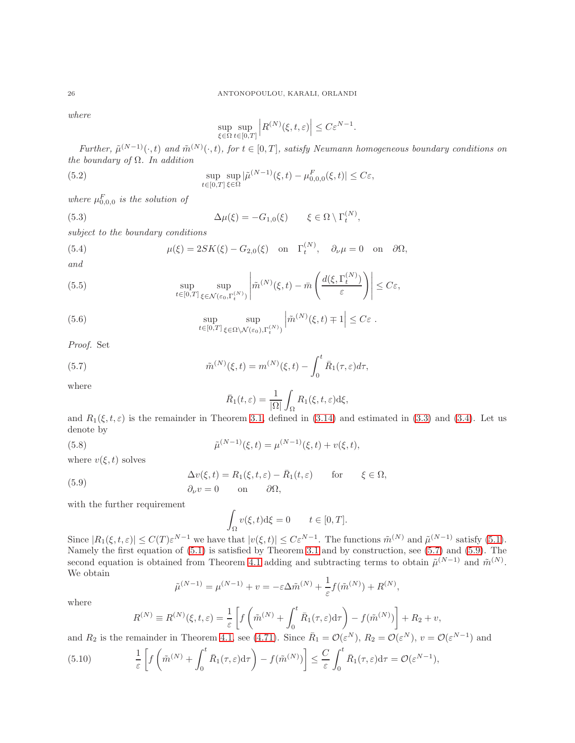*where*

$$\sup_{\xi\in\Omega}\sup_{t\in[0,T]}\left|R^{(N)}(\xi,t,\varepsilon)\right|\le C\varepsilon^{N-1}.$$

*Further, $\tilde{\mu}^{(N-1)}(\cdot,t)$ and $\tilde{m}^{(N)}(\cdot,t)$, for $t\in[0,T]$, satisfy Neumann homogeneous boundary conditions on the boundary of $\Omega$. In addition*

$$\sup_{t\in[0,T]}\sup_{\xi\in\Omega}|\tilde{\mu}^{(N-1)}(\xi,t)-\mu^F_{0,0,0}(\xi,t)|\le C\varepsilon, \tag{5.2}$$

*where $\mu^F_{0,0,0}$ is the solution of*

$$\Delta\mu(\xi)=-G_{1,0}(\xi)\qquad \xi\in\Omega\setminus\Gamma^{(N)}_t, \tag{5.3}$$

*subject to the boundary conditions*

$$\mu(\xi)=2SK(\xi)-G_{2,0}(\xi)\quad\text{on}\quad\Gamma^{(N)}_t,\quad \partial_\nu\mu=0\quad\text{on}\quad\partial\Omega, \tag{5.4}$$

*and*

$$\sup_{t\in[0,T]}\sup_{\xi\in\mathcal{N}(\varepsilon_0,\Gamma^{(N)}_t)}\left|\tilde{m}^{(N)}(\xi,t)-\bar{m}\left(\frac{d(\xi,\Gamma^{(N)}_t)}{\varepsilon}\right)\right|\le C\varepsilon, \tag{5.5}$$

$$\sup_{t\in[0,T]}\sup_{\xi\in\Omega\setminus\mathcal{N}(\varepsilon_0),\Gamma^{(N)}_t)}\left|\tilde{m}^{(N)}(\xi,t)\mp 1\right|\le C\varepsilon\ . \tag{5.6}$$

*Proof.* Set

$$\tilde{m}^{(N)}(\xi,t)=m^{(N)}(\xi,t)-\int_0^t\bar{R}_1(\tau,\varepsilon)d\tau, \tag{5.7}$$

where

$$\bar{R}_1(t,\varepsilon)=\frac{1}{|\Omega|}\int_\Omega R_1(\xi,t,\varepsilon)\mathrm{d}\xi,$$

and $R_1(\xi,t,\varepsilon)$ is the remainder in Theorem 3.1, defined in (3.14) and estimated in (3.3) and (3.4). Let us denote by

$$\tilde{\mu}^{(N-1)}(\xi,t)=\mu^{(N-1)}(\xi,t)+v(\xi,t), \tag{5.8}$$

where $v(\xi,t)$ solves

$$\begin{aligned}&\Delta v(\xi,t)=R_1(\xi,t,\varepsilon)-\bar{R}_1(t,\varepsilon)\qquad\text{for}\qquad \xi\in\Omega,\\ &\partial_\nu v=0\qquad\text{on}\qquad\partial\Omega,\end{aligned} \tag{5.9}$$

with the further requirement

$$\int_\Omega v(\xi,t)\mathrm{d}\xi=0\qquad t\in[0,T].$$

Since $|R_1(\xi,t,\varepsilon)|\le C(T)\varepsilon^{N-1}$ we have that $|v(\xi,t)|\le C\varepsilon^{N-1}$. The functions $\tilde{m}^{(N)}$ and $\tilde{\mu}^{(N-1)}$ satisfy (5.1). Namely the first equation of (5.1) is satisfied by Theorem 3.1 and by construction, see (5.7) and (5.9). The second equation is obtained from Theorem 4.1 adding and subtracting terms to obtain $\tilde{\mu}^{(N-1)}$ and $\tilde{m}^{(N)}$. We obtain

$$\tilde{\mu}^{(N-1)}=\mu^{(N-1)}+v=-\varepsilon\Delta\tilde{m}^{(N)}+\frac{1}{\varepsilon}f(\tilde{m}^{(N)})+R^{(N)},$$

where

$$R^{(N)}\equiv R^{(N)}(\xi,t,\varepsilon)=\frac{1}{\varepsilon}\left[f\left(\tilde{m}^{(N)}+\int_0^t\bar{R}_1(\tau,\varepsilon)\mathrm{d}\tau\right)-f(\tilde{m}^{(N)})\right]+R_2+v,$$

and $R_2$ is the remainder in Theorem 4.1, see (4.71). Since $\bar{R}_1=\mathcal{O}(\varepsilon^N)$, $R_2=\mathcal{O}(\varepsilon^N)$, $v=\mathcal{O}(\varepsilon^{N-1})$ and

$$\frac{1}{\varepsilon}\left[f\left(\tilde{m}^{(N)}+\int_0^t\bar{R}_1(\tau,\varepsilon)\mathrm{d}\tau\right)-f(\tilde{m}^{(N)})\right]\le\frac{C}{\varepsilon}\int_0^t\bar{R}_1(\tau,\varepsilon)\mathrm{d}\tau=\mathcal{O}(\varepsilon^{N-1}), \tag{5.10}$$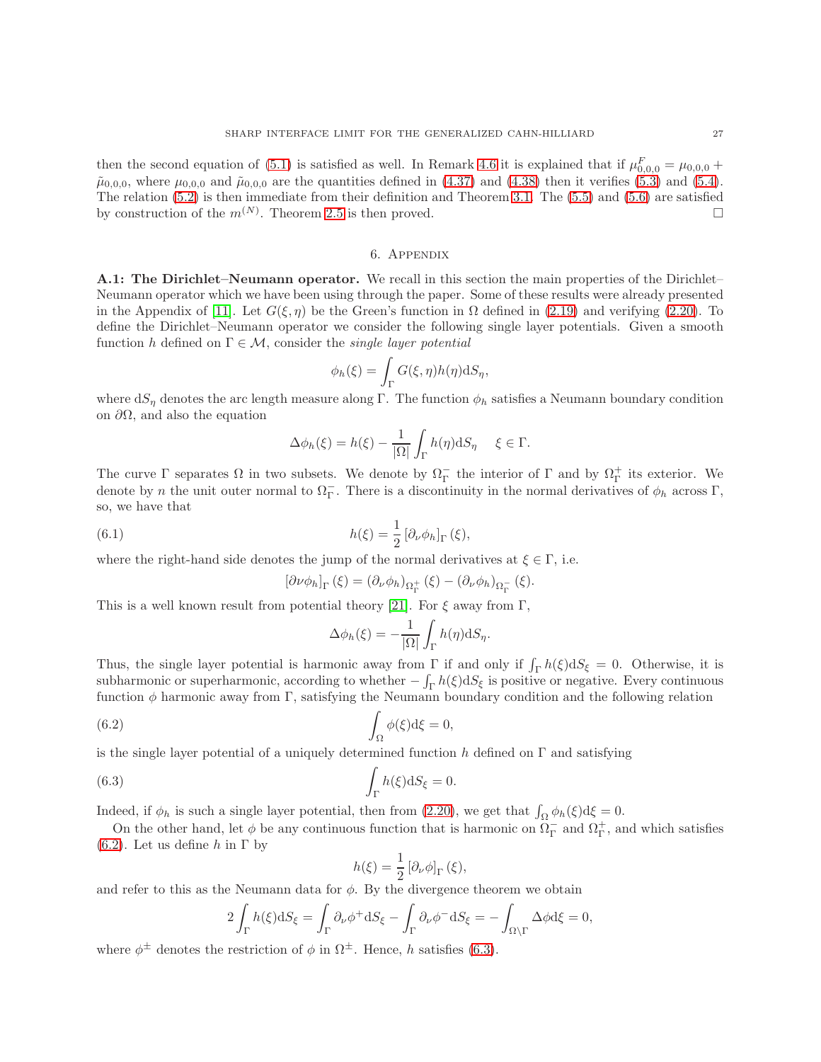then the second equation of (5.1) is satisfied as well. In Remark 4.6 it is explained that if $\mu^F_{0,0,0} = \mu_{0,0,0} + \tilde{\mu}_{0,0,0}$, where $\mu_{0,0,0}$ and $\tilde{\mu}_{0,0,0}$ are the quantities defined in (4.37) and (4.38) then it verifies (5.3) and (5.4). The relation (5.2) is then immediate from their definition and Theorem 3.1. The (5.5) and (5.6) are satisfied by construction of the $m^{(N)}$. Theorem 2.5 is then proved. □

## 6. Appendix

**A.1: The Dirichlet–Neumann operator.** We recall in this section the main properties of the Dirichlet–Neumann operator which we have been using through the paper. Some of these results were already presented in the Appendix of [11]. Let $G(\xi, \eta)$ be the Green's function in $\Omega$ defined in (2.19) and verifying (2.20). To define the Dirichlet–Neumann operator we consider the following single layer potentials. Given a smooth function $h$ defined on $\Gamma \in \mathcal{M}$, consider the *single layer potential*

$$\phi_h(\xi) = \int_\Gamma G(\xi, \eta) h(\eta) \mathrm{d}S_\eta,$$

where $\mathrm{d}S_\eta$ denotes the arc length measure along $\Gamma$. The function $\phi_h$ satisfies a Neumann boundary condition on $\partial\Omega$, and also the equation

$$\Delta \phi_h(\xi) = h(\xi) - \frac{1}{|\Omega|} \int_\Gamma h(\eta) \mathrm{d}S_\eta \quad \xi \in \Gamma.$$

The curve $\Gamma$ separates $\Omega$ in two subsets. We denote by $\Omega^-_\Gamma$ the interior of $\Gamma$ and by $\Omega^+_\Gamma$ its exterior. We denote by $n$ the unit outer normal to $\Omega^-_\Gamma$. There is a discontinuity in the normal derivatives of $\phi_h$ across $\Gamma$, so, we have that

$$h(\xi) = \frac{1}{2} \left[\partial_\nu \phi_h\right]_\Gamma (\xi), \tag{6.1}$$

where the right-hand side denotes the jump of the normal derivatives at $\xi \in \Gamma$, i.e.

$$\left[\partial \nu \phi_h\right]_\Gamma (\xi) = (\partial_\nu \phi_h)_{\Omega^+_\Gamma}(\xi) - (\partial_\nu \phi_h)_{\Omega^-_\Gamma}(\xi).$$

This is a well known result from potential theory [21]. For $\xi$ away from $\Gamma$,

$$\Delta \phi_h(\xi) = -\frac{1}{|\Omega|} \int_\Gamma h(\eta) \mathrm{d}S_\eta.$$

Thus, the single layer potential is harmonic away from $\Gamma$ if and only if $\int_\Gamma h(\xi) \mathrm{d}S_\xi = 0$. Otherwise, it is subharmonic or superharmonic, according to whether $-\int_\Gamma h(\xi) \mathrm{d}S_\xi$ is positive or negative. Every continuous function $\phi$ harmonic away from $\Gamma$, satisfying the Neumann boundary condition and the following relation

$$\int_\Omega \phi(\xi) \mathrm{d}\xi = 0, \tag{6.2}$$

is the single layer potential of a uniquely determined function $h$ defined on $\Gamma$ and satisfying

$$\int_\Gamma h(\xi) \mathrm{d}S_\xi = 0. \tag{6.3}$$

Indeed, if $\phi_h$ is such a single layer potential, then from (2.20), we get that $\int_\Omega \phi_h(\xi) \mathrm{d}\xi = 0$.

On the other hand, let $\phi$ be any continuous function that is harmonic on $\Omega^-_\Gamma$ and $\Omega^+_\Gamma$, and which satisfies (6.2). Let us define $h$ in $\Gamma$ by

$$h(\xi) = \frac{1}{2} \left[\partial_\nu \phi\right]_\Gamma (\xi),$$

and refer to this as the Neumann data for $\phi$. By the divergence theorem we obtain

$$2 \int_\Gamma h(\xi) \mathrm{d}S_\xi = \int_\Gamma \partial_\nu \phi^+ \mathrm{d}S_\xi - \int_\Gamma \partial_\nu \phi^- \mathrm{d}S_\xi = -\int_{\Omega \setminus \Gamma} \Delta \phi \mathrm{d}\xi = 0,$$

where $\phi^\pm$ denotes the restriction of $\phi$ in $\Omega^\pm$. Hence, $h$ satisfies (6.3).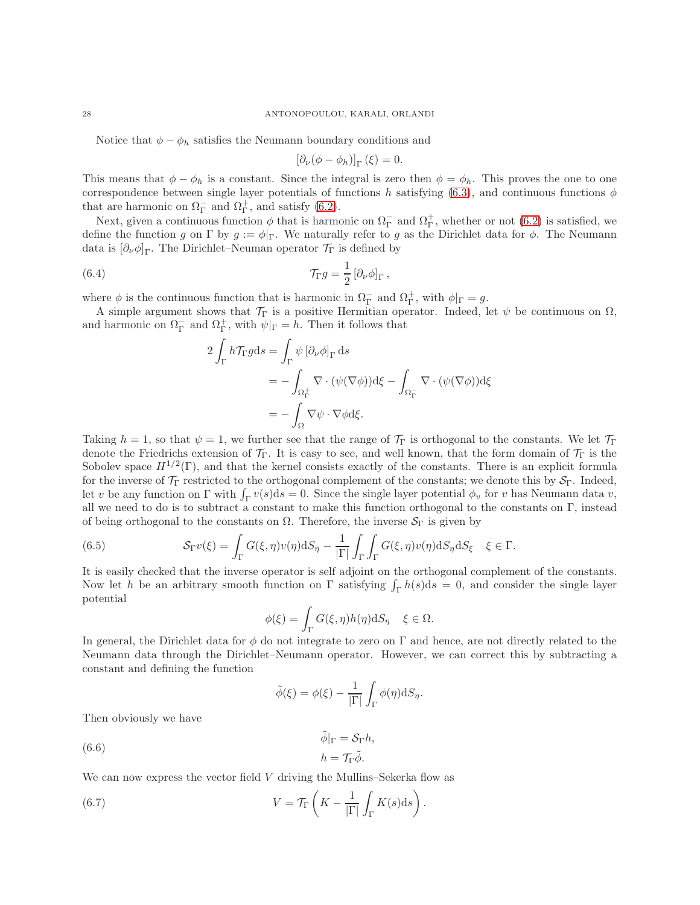Notice that $\phi - \phi_h$ satisfies the Neumann boundary conditions and

$$[\partial_\nu(\phi - \phi_h)]_\Gamma(\xi) = 0.$$

This means that $\phi - \phi_h$ is a constant. Since the integral is zero then $\phi = \phi_h$. This proves the one to one correspondence between single layer potentials of functions $h$ satisfying (6.3), and continuous functions $\phi$ that are harmonic on $\Omega_\Gamma^-$ and $\Omega_\Gamma^+$, and satisfy (6.2).

Next, given a continuous function $\phi$ that is harmonic on $\Omega_\Gamma^-$ and $\Omega_\Gamma^+$, whether or not (6.2) is satisfied, we define the function $g$ on $\Gamma$ by $g := \phi|_\Gamma$. We naturally refer to $g$ as the Dirichlet data for $\phi$. The Neumann data is $[\partial_\nu \phi]_\Gamma$. The Dirichlet–Neuman operator $\mathcal{T}_\Gamma$ is defined by

$$\mathcal{T}_\Gamma g = \frac{1}{2}\left[\partial_\nu \phi\right]_\Gamma, \tag{6.4}$$

where $\phi$ is the continuous function that is harmonic in $\Omega_\Gamma^-$ and $\Omega_\Gamma^+$, with $\phi|_\Gamma = g$.

A simple argument shows that $\mathcal{T}_\Gamma$ is a positive Hermitian operator. Indeed, let $\psi$ be continuous on $\Omega$, and harmonic on $\Omega_\Gamma^-$ and $\Omega_\Gamma^+$, with $\psi|_\Gamma = h$. Then it follows that

$$\begin{aligned}
2\int_\Gamma h\mathcal{T}_\Gamma g \mathrm{d}s &= \int_\Gamma \psi\left[\partial_\nu \phi\right]_\Gamma \mathrm{d}s \\
&= -\int_{\Omega_\Gamma^+} \nabla\cdot(\psi(\nabla\phi))\mathrm{d}\xi - \int_{\Omega_\Gamma^-} \nabla\cdot(\psi(\nabla\phi))\mathrm{d}\xi \\
&= -\int_\Omega \nabla\psi\cdot\nabla\phi \mathrm{d}\xi.
\end{aligned}$$

Taking $h = 1$, so that $\psi = 1$, we further see that the range of $\mathcal{T}_\Gamma$ is orthogonal to the constants. We let $\mathcal{T}_\Gamma$ denote the Friedrichs extension of $\mathcal{T}_\Gamma$. It is easy to see, and well known, that the form domain of $\mathcal{T}_\Gamma$ is the Sobolev space $H^{1/2}(\Gamma)$, and that the kernel consists exactly of the constants. There is an explicit formula for the inverse of $\mathcal{T}_\Gamma$ restricted to the orthogonal complement of the constants; we denote this by $\mathcal{S}_\Gamma$. Indeed, let $v$ be any function on $\Gamma$ with $\int_\Gamma v(s)\mathrm{d}s = 0$. Since the single layer potential $\phi_v$ for $v$ has Neumann data $v$, all we need to do is to subtract a constant to make this function orthogonal to the constants on $\Gamma$, instead of being orthogonal to the constants on $\Omega$. Therefore, the inverse $\mathcal{S}_\Gamma$ is given by

$$\mathcal{S}_\Gamma v(\xi) = \int_\Gamma G(\xi,\eta)v(\eta)\mathrm{d}S_\eta - \frac{1}{|\Gamma|}\int_\Gamma\int_\Gamma G(\xi,\eta)v(\eta)\mathrm{d}S_\eta \mathrm{d}S_\xi \quad \xi\in\Gamma. \tag{6.5}$$

It is easily checked that the inverse operator is self adjoint on the orthogonal complement of the constants. Now let $h$ be an arbitrary smooth function on $\Gamma$ satisfying $\int_\Gamma h(s)\mathrm{d}s = 0$, and consider the single layer potential

$$\phi(\xi) = \int_\Gamma G(\xi,\eta)h(\eta)\mathrm{d}S_\eta \quad \xi\in\Omega.$$

In general, the Dirichlet data for $\phi$ do not integrate to zero on $\Gamma$ and hence, are not directly related to the Neumann data through the Dirichlet–Neumann operator. However, we can correct this by subtracting a constant and defining the function

$$\tilde{\phi}(\xi) = \phi(\xi) - \frac{1}{|\Gamma|}\int_\Gamma \phi(\eta)\mathrm{d}S_\eta.$$

Then obviously we have

$$\begin{aligned}
\tilde{\phi}|_\Gamma &= \mathcal{S}_\Gamma h, \\
h &= \mathcal{T}_\Gamma \tilde{\phi}.
\end{aligned} \tag{6.6}$$

We can now express the vector field $V$ driving the Mullins–Sekerka flow as

$$V = \mathcal{T}_\Gamma\left(K - \frac{1}{|\Gamma|}\int_\Gamma K(s)\mathrm{d}s\right). \tag{6.7}$$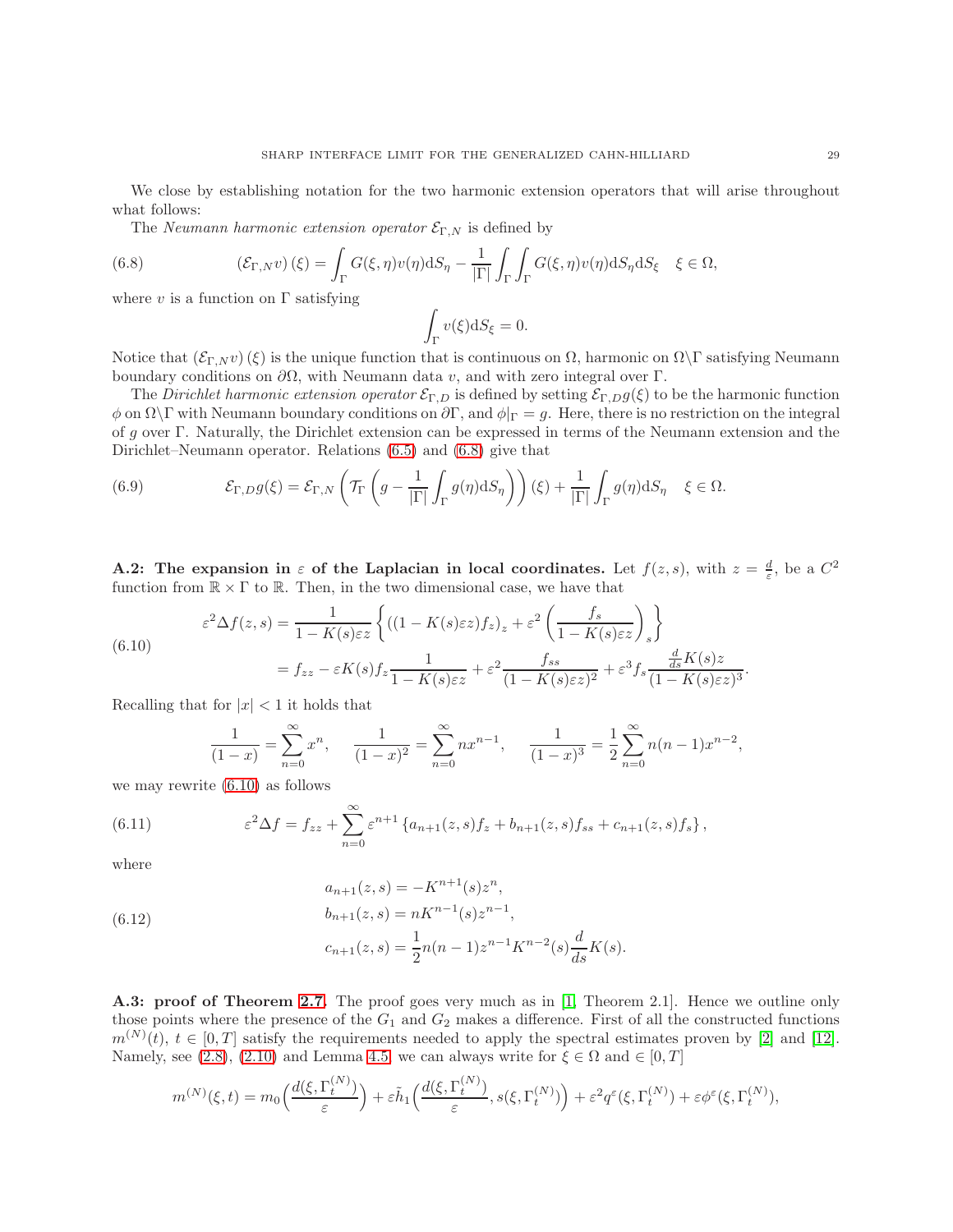We close by establishing notation for the two harmonic extension operators that will arise throughout what follows:

The *Neumann harmonic extension operator* $\mathcal{E}_{\Gamma,N}$ is defined by

$$
(\mathcal{E}_{\Gamma,N} v)(\xi) = \int_\Gamma G(\xi,\eta) v(\eta) \mathrm{d}S_\eta - \frac{1}{|\Gamma|}\int_\Gamma\int_\Gamma G(\xi,\eta)v(\eta)\mathrm{d}S_\eta \mathrm{d}S_\xi \quad \xi \in \Omega, \tag{6.8}
$$

where $v$ is a function on $\Gamma$ satisfying

$$
\int_\Gamma v(\xi)\mathrm{d}S_\xi = 0.
$$

Notice that $(\mathcal{E}_{\Gamma,N} v)(\xi)$ is the unique function that is continuous on $\Omega$, harmonic on $\Omega\backslash\Gamma$ satisfying Neumann boundary conditions on $\partial\Omega$, with Neumann data $v$, and with zero integral over $\Gamma$.

The *Dirichlet harmonic extension operator* $\mathcal{E}_{\Gamma,D}$ is defined by setting $\mathcal{E}_{\Gamma,D} g(\xi)$ to be the harmonic function $\phi$ on $\Omega\backslash\Gamma$ with Neumann boundary conditions on $\partial\Gamma$, and $\phi|_\Gamma = g$. Here, there is no restriction on the integral of $g$ over $\Gamma$. Naturally, the Dirichlet extension can be expressed in terms of the Neumann extension and the Dirichlet–Neumann operator. Relations (6.5) and (6.8) give that

$$
\mathcal{E}_{\Gamma,D} g(\xi) = \mathcal{E}_{\Gamma,N}\left(\mathcal{T}_\Gamma\left(g - \frac{1}{|\Gamma|}\int_\Gamma g(\eta)\mathrm{d}S_\eta\right)\right)(\xi) + \frac{1}{|\Gamma|}\int_\Gamma g(\eta)\mathrm{d}S_\eta \quad \xi\in\Omega. \tag{6.9}
$$

**A.2: The expansion in $\varepsilon$ of the Laplacian in local coordinates.** Let $f(z,s)$, with $z = \frac{d}{\varepsilon}$, be a $C^2$ function from $\mathbb{R}\times\Gamma$ to $\mathbb{R}$. Then, in the two dimensional case, we have that

$$
\begin{aligned}
\varepsilon^2 \Delta f(z,s) &= \frac{1}{1-K(s)\varepsilon z}\left\{\left((1-K(s)\varepsilon z) f_z\right)_z + \varepsilon^2\left(\frac{f_s}{1-K(s)\varepsilon z}\right)_s\right\} \\
&= f_{zz} - \varepsilon K(s) f_z \frac{1}{1-K(s)\varepsilon z} + \varepsilon^2 \frac{f_{ss}}{(1-K(s)\varepsilon z)^2} + \varepsilon^3 f_s \frac{\frac{d}{ds}K(s) z}{(1-K(s)\varepsilon z)^3}.
\end{aligned} \tag{6.10}
$$

Recalling that for $|x|<1$ it holds that

$$
\frac{1}{(1-x)} = \sum_{n=0}^\infty x^n, \qquad \frac{1}{(1-x)^2} = \sum_{n=0}^\infty n x^{n-1}, \qquad \frac{1}{(1-x)^3} = \frac{1}{2}\sum_{n=0}^\infty n(n-1)x^{n-2},
$$

we may rewrite (6.10) as follows

$$
\varepsilon^2\Delta f = f_{zz} + \sum_{n=0}^\infty \varepsilon^{n+1}\left\{a_{n+1}(z,s) f_z + b_{n+1}(z,s) f_{ss} + c_{n+1}(z,s) f_s\right\}, \tag{6.11}
$$

where

$$
\begin{aligned}
a_{n+1}(z,s) &= -K^{n+1}(s) z^n, \\
b_{n+1}(z,s) &= n K^{n-1}(s) z^{n-1}, \\
c_{n+1}(z,s) &= \frac{1}{2} n(n-1) z^{n-1} K^{n-2}(s)\frac{d}{ds}K(s).
\end{aligned} \tag{6.12}
$$

**A.3: proof of Theorem 2.7.** The proof goes very much as in [1, Theorem 2.1]. Hence we outline only those points where the presence of the $G_1$ and $G_2$ makes a difference. First of all the constructed functions $m^{(N)}(t)$, $t\in[0,T]$ satisfy the requirements needed to apply the spectral estimates proven by [2] and [12]. Namely, see (2.8), (2.10) and Lemma 4.5, we can always write for $\xi\in\Omega$ and $\in[0,T]$

$$
m^{(N)}(\xi,t) = m_0\Big(\frac{d(\xi,\Gamma_t^{(N)})}{\varepsilon}\Big) + \varepsilon\tilde{h}_1\Big(\frac{d(\xi,\Gamma_t^{(N)})}{\varepsilon}, s(\xi,\Gamma_t^{(N)})\Big) + \varepsilon^2 q^\varepsilon(\xi,\Gamma_t^{(N)}) + \varepsilon\phi^\varepsilon(\xi,\Gamma_t^{(N)}),
$$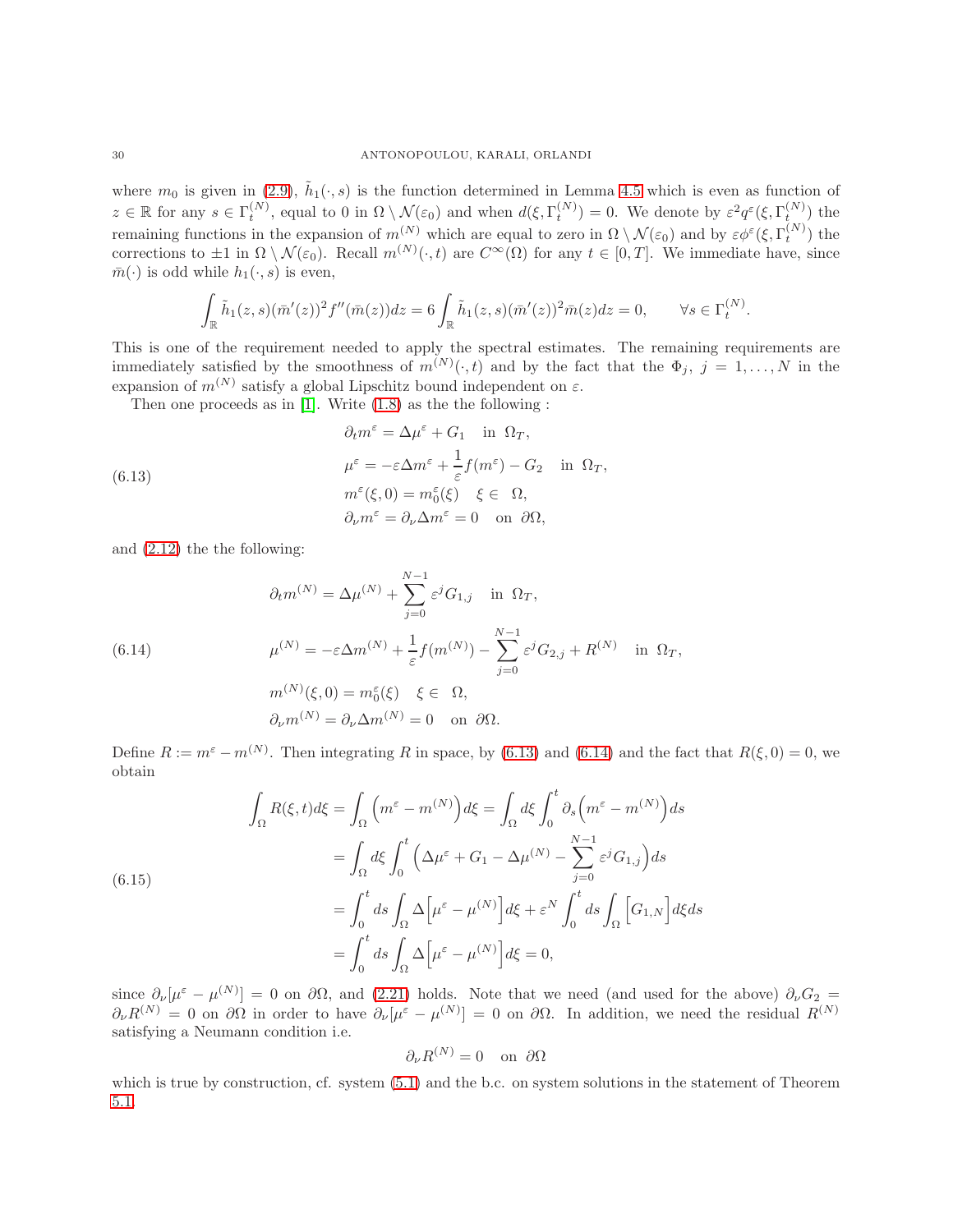where $m_0$ is given in (2.9), $\tilde{h}_1(\cdot,s)$ is the function determined in Lemma 4.5 which is even as function of $z\in\mathbb{R}$ for any $s\in\Gamma_t^{(N)}$, equal to 0 in $\Omega\setminus\mathcal{N}(\varepsilon_0)$ and when $d(\xi,\Gamma_t^{(N)})=0$. We denote by $\varepsilon^2 q^\varepsilon(\xi,\Gamma_t^{(N)})$ the remaining functions in the expansion of $m^{(N)}$ which are equal to zero in $\Omega\setminus\mathcal{N}(\varepsilon_0)$ and by $\varepsilon\phi^\varepsilon(\xi,\Gamma_t^{(N)})$ the corrections to $\pm1$ in $\Omega\setminus\mathcal{N}(\varepsilon_0)$. Recall $m^{(N)}(\cdot,t)$ are $C^\infty(\Omega)$ for any $t\in[0,T]$. We immediate have, since $\bar{m}(\cdot)$ is odd while $h_1(\cdot,s)$ is even,

$$\int_{\mathbb{R}}\tilde{h}_1(z,s)(\bar{m}'(z))^2 f''(\bar{m}(z))dz = 6\int_{\mathbb{R}}\tilde{h}_1(z,s)(\bar{m}'(z))^2\bar{m}(z)dz = 0,\qquad \forall s\in\Gamma_t^{(N)}.$$

This is one of the requirement needed to apply the spectral estimates. The remaining requirements are immediately satisfied by the smoothness of $m^{(N)}(\cdot,t)$ and by the fact that the $\Phi_j$, $j=1,\dots,N$ in the expansion of $m^{(N)}$ satisfy a global Lipschitz bound independent on $\varepsilon$.

Then one proceeds as in [1]. Write (1.8) as the the following :

$$\begin{aligned}
&\partial_t m^\varepsilon = \Delta\mu^\varepsilon + G_1 \quad \text{in } \Omega_T,\\
&\mu^\varepsilon = -\varepsilon\Delta m^\varepsilon + \frac{1}{\varepsilon}f(m^\varepsilon) - G_2 \quad \text{in } \Omega_T,\\
&m^\varepsilon(\xi,0) = m_0^\varepsilon(\xi)\quad \xi\in\ \Omega,\\
&\partial_\nu m^\varepsilon = \partial_\nu\Delta m^\varepsilon = 0 \quad \text{on } \partial\Omega,
\end{aligned}\tag{6.13}$$

and (2.12) the the following:

$$\begin{aligned}
&\partial_t m^{(N)} = \Delta\mu^{(N)} + \sum_{j=0}^{N-1}\varepsilon^j G_{1,j} \quad \text{in } \Omega_T,\\
&\mu^{(N)} = -\varepsilon\Delta m^{(N)} + \frac{1}{\varepsilon}f(m^{(N)}) - \sum_{j=0}^{N-1}\varepsilon^j G_{2,j} + R^{(N)} \quad \text{in } \Omega_T,\\
&m^{(N)}(\xi,0) = m_0^\varepsilon(\xi)\quad \xi\in\ \Omega,\\
&\partial_\nu m^{(N)} = \partial_\nu\Delta m^{(N)} = 0 \quad \text{on } \partial\Omega.
\end{aligned}\tag{6.14}$$

Define $R := m^\varepsilon - m^{(N)}$. Then integrating $R$ in space, by (6.13) and (6.14) and the fact that $R(\xi,0)=0$, we obtain

$$\begin{aligned}
\int_\Omega R(\xi,t)d\xi &= \int_\Omega\Big(m^\varepsilon - m^{(N)}\Big)d\xi = \int_\Omega d\xi\int_0^t\partial_s\Big(m^\varepsilon - m^{(N)}\Big)ds\\
&= \int_\Omega d\xi\int_0^t\Big(\Delta\mu^\varepsilon + G_1 - \Delta\mu^{(N)} - \sum_{j=0}^{N-1}\varepsilon^j G_{1,j}\Big)ds\\
&= \int_0^t ds\int_\Omega\Delta\Big[\mu^\varepsilon - \mu^{(N)}\Big]d\xi + \varepsilon^N\int_0^t ds\int_\Omega\Big[G_{1,N}\Big]d\xi ds\\
&= \int_0^t ds\int_\Omega\Delta\Big[\mu^\varepsilon - \mu^{(N)}\Big]d\xi = 0,
\end{aligned}\tag{6.15}$$

since $\partial_\nu[\mu^\varepsilon - \mu^{(N)}]=0$ on $\partial\Omega$, and (2.21) holds. Note that we need (and used for the above) $\partial_\nu G_2 = \partial_\nu R^{(N)} = 0$ on $\partial\Omega$ in order to have $\partial_\nu[\mu^\varepsilon - \mu^{(N)}]=0$ on $\partial\Omega$. In addition, we need the residual $R^{(N)}$ satisfying a Neumann condition i.e.

$$\partial_\nu R^{(N)} = 0 \quad \text{on } \partial\Omega$$

which is true by construction, cf. system (5.1) and the b.c. on system solutions in the statement of Theorem 5.1.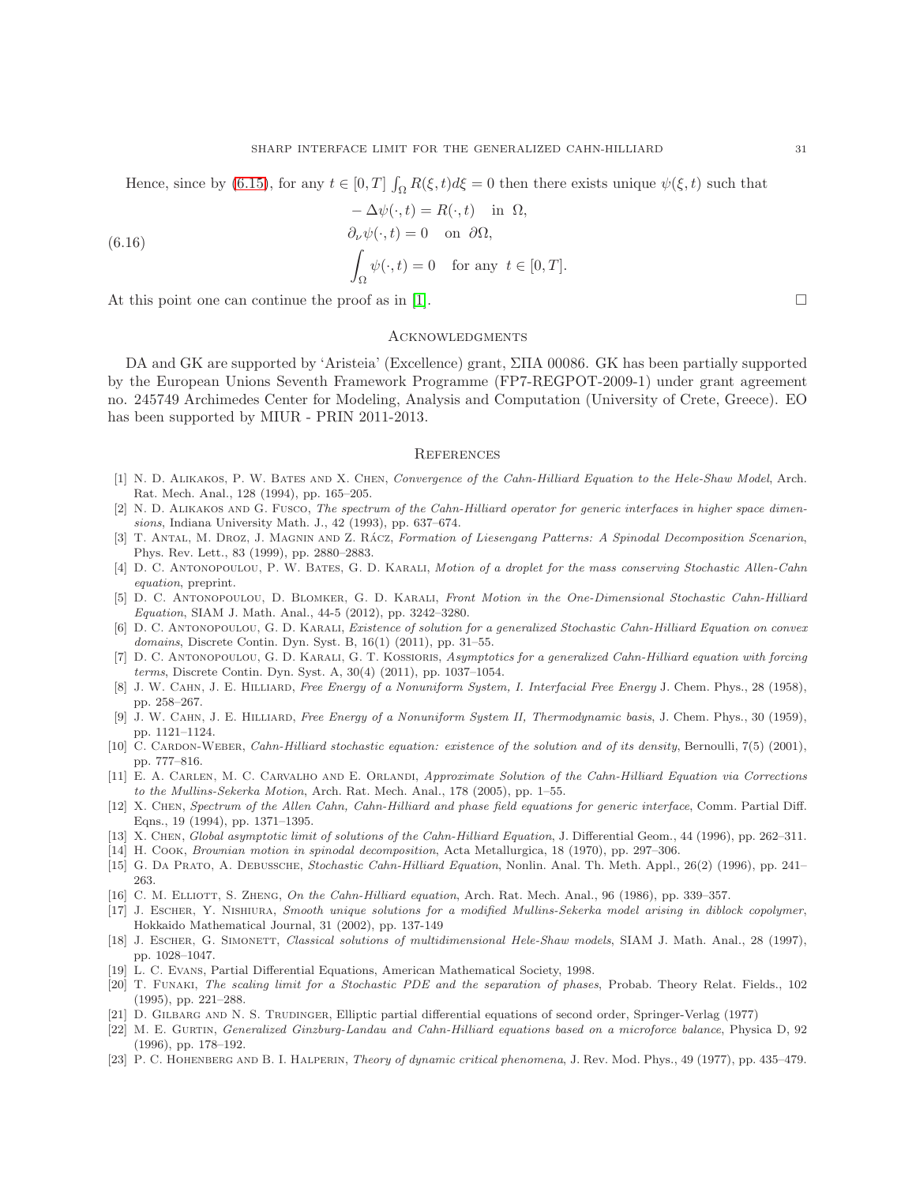Hence, since by (6.15), for any $t \in [0,T]$ $\int_\Omega R(\xi,t)d\xi = 0$ then there exists unique $\psi(\xi,t)$ such that

$$
\begin{aligned}
&-\Delta\psi(\cdot,t) = R(\cdot,t) \quad \text{in } \Omega,\\
&\partial_\nu \psi(\cdot,t) = 0 \quad \text{on } \partial\Omega,\\
&\int_\Omega \psi(\cdot,t) = 0 \quad \text{for any } t \in [0,T].
\end{aligned}
\tag{6.16}
$$

At this point one can continue the proof as in [1]. □

## Acknowledgments

DA and GK are supported by 'Aristeia' (Excellence) grant, ΣΠΑ 00086. GK has been partially supported by the European Unions Seventh Framework Programme (FP7-REGPOT-2009-1) under grant agreement no. 245749 Archimedes Center for Modeling, Analysis and Computation (University of Crete, Greece). EO has been supported by MIUR - PRIN 2011-2013.

## References

[1] N. D. Alikakos, P. W. Bates and X. Chen, *Convergence of the Cahn-Hilliard Equation to the Hele-Shaw Model*, Arch. Rat. Mech. Anal., 128 (1994), pp. 165–205.

[2] N. D. Alikakos and G. Fusco, *The spectrum of the Cahn-Hilliard operator for generic interfaces in higher space dimensions*, Indiana University Math. J., 42 (1993), pp. 637–674.

[3] T. Antal, M. Droz, J. Magnin and Z. Rácz, *Formation of Liesengang Patterns: A Spinodal Decomposition Scenarion*, Phys. Rev. Lett., 83 (1999), pp. 2880–2883.

[4] D. C. Antonopoulou, P. W. Bates, G. D. Karali, *Motion of a droplet for the mass conserving Stochastic Allen-Cahn equation*, preprint.

[5] D. C. Antonopoulou, D. Blomker, G. D. Karali, *Front Motion in the One-Dimensional Stochastic Cahn-Hilliard Equation*, SIAM J. Math. Anal., 44-5 (2012), pp. 3242–3280.

[6] D. C. Antonopoulou, G. D. Karali, *Existence of solution for a generalized Stochastic Cahn-Hilliard Equation on convex domains*, Discrete Contin. Dyn. Syst. B, 16(1) (2011), pp. 31–55.

[7] D. C. Antonopoulou, G. D. Karali, G. T. Kossioris, *Asymptotics for a generalized Cahn-Hilliard equation with forcing terms*, Discrete Contin. Dyn. Syst. A, 30(4) (2011), pp. 1037–1054.

[8] J. W. Cahn, J. E. Hilliard, *Free Energy of a Nonuniform System, I. Interfacial Free Energy* J. Chem. Phys., 28 (1958), pp. 258–267.

[9] J. W. Cahn, J. E. Hilliard, *Free Energy of a Nonuniform System II, Thermodynamic basis*, J. Chem. Phys., 30 (1959), pp. 1121–1124.

[10] C. Cardon-Weber, *Cahn-Hilliard stochastic equation: existence of the solution and of its density*, Bernoulli, 7(5) (2001), pp. 777–816.

[11] E. A. Carlen, M. C. Carvalho and E. Orlandi, *Approximate Solution of the Cahn-Hilliard Equation via Corrections to the Mullins-Sekerka Motion*, Arch. Rat. Mech. Anal., 178 (2005), pp. 1–55.

[12] X. Chen, *Spectrum of the Allen Cahn, Cahn-Hilliard and phase field equations for generic interface*, Comm. Partial Diff. Eqns., 19 (1994), pp. 1371–1395.

[13] X. Chen, *Global asymptotic limit of solutions of the Cahn-Hilliard Equation*, J. Differential Geom., 44 (1996), pp. 262–311.

[14] H. Cook, *Brownian motion in spinodal decomposition*, Acta Metallurgica, 18 (1970), pp. 297–306.

[15] G. Da Prato, A. Debussche, *Stochastic Cahn-Hilliard Equation*, Nonlin. Anal. Th. Meth. Appl., 26(2) (1996), pp. 241–263.

[16] C. M. Elliott, S. Zheng, *On the Cahn-Hilliard equation*, Arch. Rat. Mech. Anal., 96 (1986), pp. 339–357.

[17] J. Escher, Y. Nishiura, *Smooth unique solutions for a modified Mullins-Sekerka model arising in diblock copolymer*, Hokkaido Mathematical Journal, 31 (2002), pp. 137-149

[18] J. Escher, G. Simonett, *Classical solutions of multidimensional Hele-Shaw models*, SIAM J. Math. Anal., 28 (1997), pp. 1028–1047.

[19] L. C. Evans, Partial Differential Equations, American Mathematical Society, 1998.

[20] T. Funaki, *The scaling limit for a Stochastic PDE and the separation of phases*, Probab. Theory Relat. Fields., 102 (1995), pp. 221–288.

[21] D. Gilbarg and N. S. Trudinger, Elliptic partial differential equations of second order, Springer-Verlag (1977)

[22] M. E. Gurtin, *Generalized Ginzburg-Landau and Cahn-Hilliard equations based on a microforce balance*, Physica D, 92 (1996), pp. 178–192.

[23] P. C. Hohenberg and B. I. Halperin, *Theory of dynamic critical phenomena*, J. Rev. Mod. Phys., 49 (1977), pp. 435–479.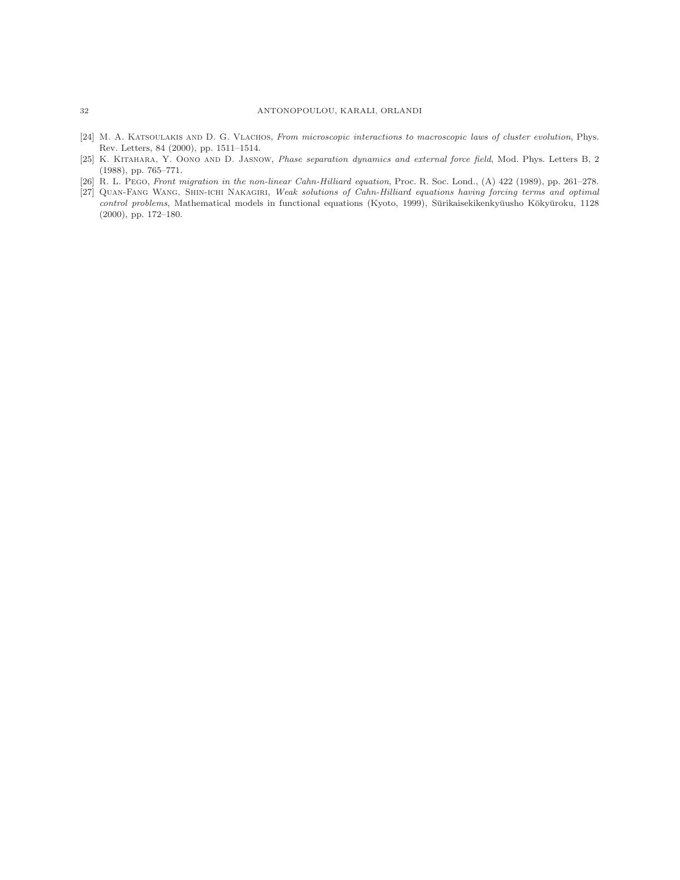[24] M. A. Katsoulakis and D. G. Vlachos, *From microscopic interactions to macroscopic laws of cluster evolution*, Phys. Rev. Letters, 84 (2000), pp. 1511–1514.

[25] K. Kitahara, Y. Oono and D. Jasnow, *Phase separation dynamics and external force field*, Mod. Phys. Letters B, 2 (1988), pp. 765–771.

[26] R. L. Pego, *Front migration in the non-linear Cahn-Hilliard equation*, Proc. R. Soc. Lond., (A) 422 (1989), pp. 261–278.

[27] Quan-Fang Wang, Shin-ichi Nakagiri, *Weak solutions of Cahn-Hilliard equations having forcing terms and optimal control problems*, Mathematical models in functional equations (Kyoto, 1999), Sūrikaisekikenkyūusho Kōkyūroku, 1128 (2000), pp. 172–180.